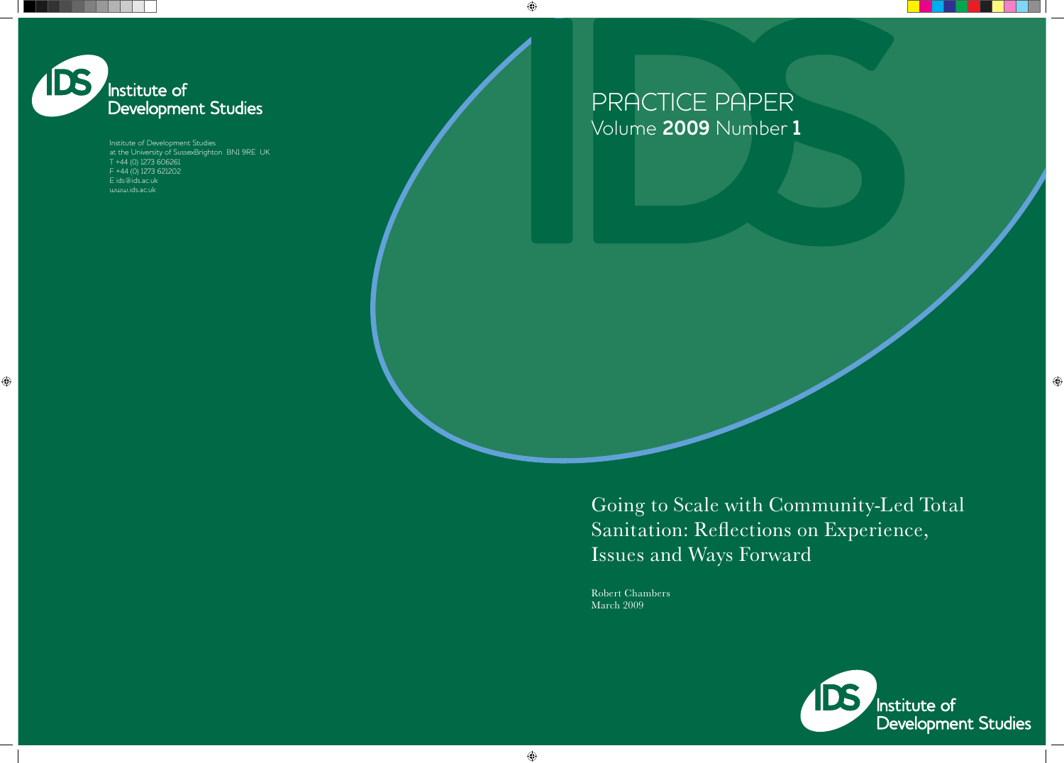Institute of Development Studies

Institute of Development Studies
at the University of SussexBrighton BN1 9RE UK
T +44 (0) 1273 606261
F +44 (0) 1273 621202
E ids@ids.ac.uk
www.ids.ac.uk

PRACTICE PAPER
Volume **2009** Number **1**

# Going to Scale with Community-Led Total Sanitation: Reflections on Experience, Issues and Ways Forward

Robert Chambers
March 2009

Institute of Development Studies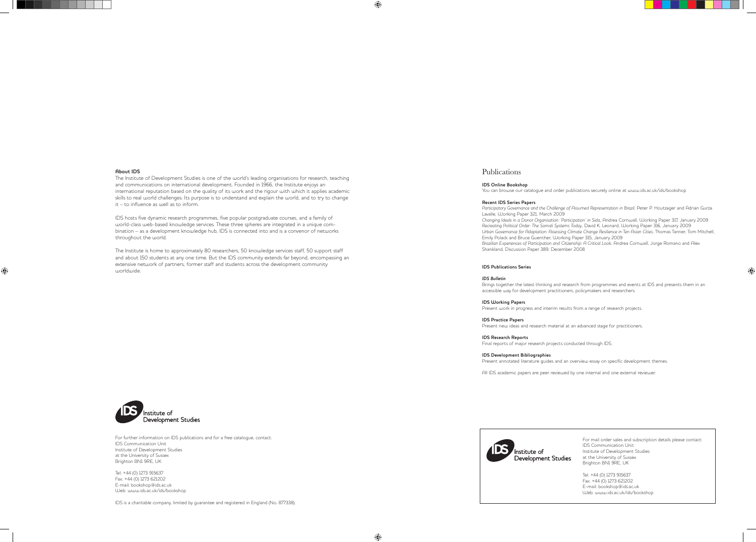**About IDS**

The Institute of Development Studies is one of the world's leading organisations for research, teaching and communications on international development. Founded in 1966, the Institute enjoys an international reputation based on the quality of its work and the rigour with which it applies academic skills to real world challenges. Its purpose is to understand and explain the world, and to try to change it – to influence as well as to inform.

IDS hosts five dynamic research programmes, five popular postgraduate courses, and a family of world-class web-based knowledge services. These three spheres are integrated in a unique combination – as a development knowledge hub, IDS is connected into and is a convenor of networks throughout the world.

The Institute is home to approximately 80 researchers, 50 knowledge services staff, 50 support staff and about 150 students at any one time. But the IDS community extends far beyond, encompassing an extensive network of partners, former staff and students across the development community worldwide.

For further information on IDS publications and for a free catalogue, contact:
IDS Communication Unit
Institute of Development Studies
at the University of Sussex
Brighton BN1 9RE, UK

Tel: +44 (0) 1273 915637
Fax: +44 (0) 1273 621202
E-mail: bookshop@ids.ac.uk
Web: www.ids.ac.uk/ids/bookshop

IDS is a charitable company, limited by guarantee and registered in England (No. 877338).

# Publications

**IDS Online Bookshop**
You can browse our catalogue and order publications securely online at www.ids.ac.uk/ids/bookshop

**Recent IDS Series Papers**
*Participatory Governance and the Challenge of Assumed Representation in Brazil*, Peter P. Houtzager and Adrian Gurza Lavalle, Working Paper 321, March 2009
*Changing Ideals in a Donor Organisation: 'Participation' in Sida*, Andrea Cornwall, Working Paper 317, January 2009
*Recreating Political Order: The Somali Systems Today*, David K. Leonard, Working Paper 316, January 2009
*Urban Governance for Adaptation: Assessing Climate Change Resilience in Ten Asian Cities*, Thomas Tanner, Tom Mitchell, Emily Polack and Bruce Guenther, Working Paper 315, January 2009
*Brazilian Experiences of Participation and Citizenship: A Critical Look*, Andrea Cornwall, Jorge Romano and Alex Shankland, Discussion Paper 389, December 2008

**IDS Publications Series**

***IDS Bulletin***
Brings together the latest thinking and research from programmes and events at IDS and presents them in an accessible way for development practitioners, policymakers and researchers.

**IDS Working Papers**
Present work in progress and interim results from a range of research projects.

**IDS Practice Papers**
Present new ideas and research material at an advanced stage for practitioners.

**IDS Research Reports**
Final reports of major research projects conducted through IDS.

**IDS Development Bibliographies**
Present annotated literature guides and an overview essay on specific development themes.

All IDS academic papers are peer reviewed by one internal and one external reviewer.

For mail order sales and subscription details please contact:
IDS Communication Unit
Institute of Development Studies
at the University of Sussex
Brighton BN1 9RE, UK

Tel: +44 (0) 1273 915637
Fax: +44 (0) 1273 621202
E-mail: bookshop@ids.ac.uk
Web: www.ids.ac.uk/ids/bookshop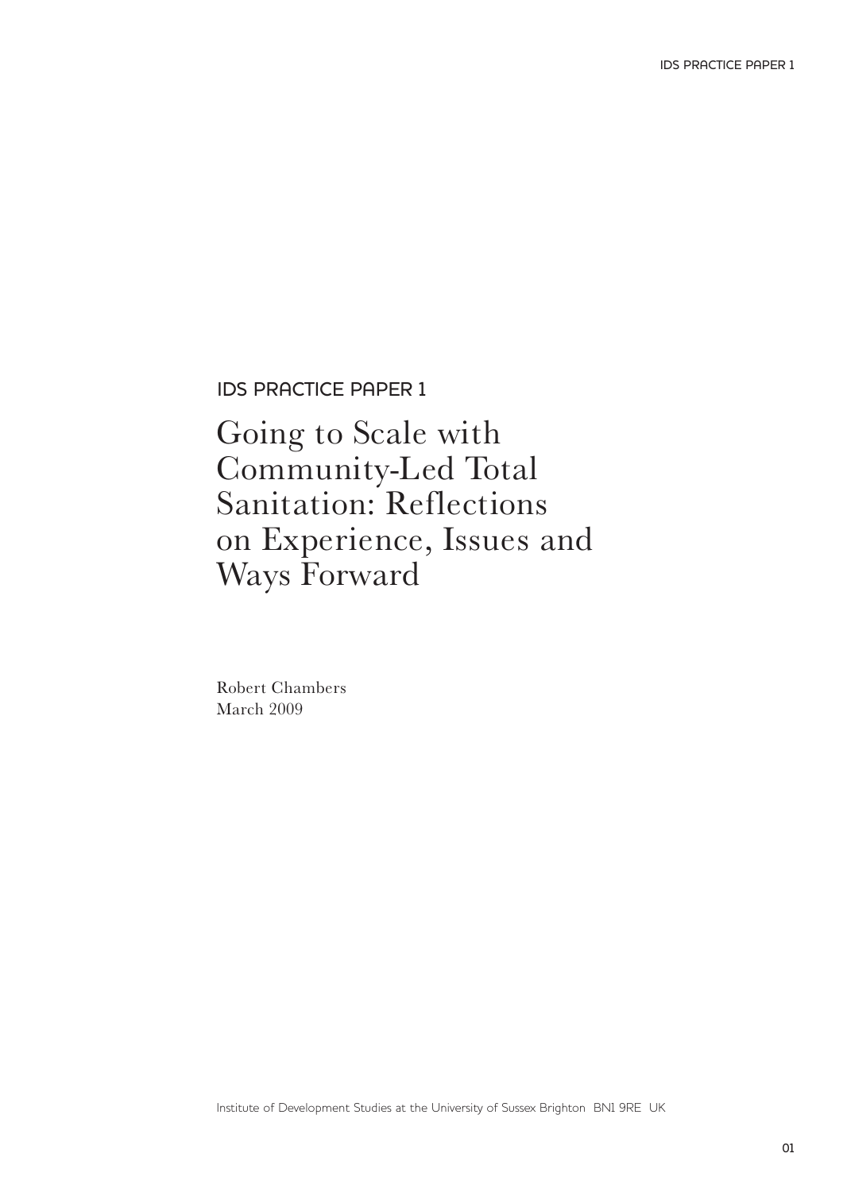IDS PRACTICE PAPER 1

# Going to Scale with Community-Led Total Sanitation: Reflections on Experience, Issues and Ways Forward

Robert Chambers
March 2009

Institute of Development Studies at the University of Sussex Brighton BN1 9RE UK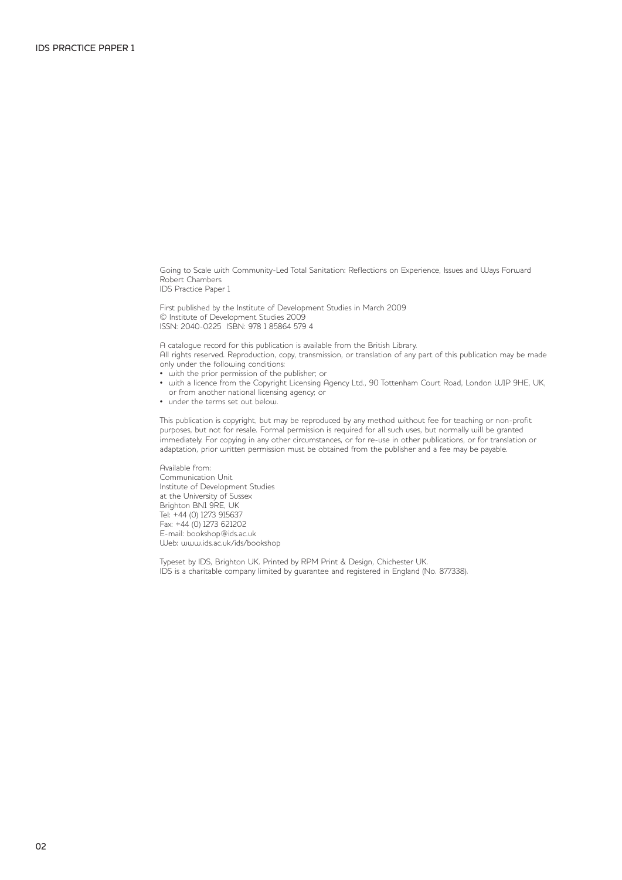Going to Scale with Community-Led Total Sanitation: Reflections on Experience, Issues and Ways Forward
Robert Chambers
IDS Practice Paper 1

First published by the Institute of Development Studies in March 2009
© Institute of Development Studies 2009
ISSN: 2040-0225 ISBN: 978 1 85864 579 4

A catalogue record for this publication is available from the British Library.
All rights reserved. Reproduction, copy, transmission, or translation of any part of this publication may be made only under the following conditions:

- with the prior permission of the publisher; or
- with a licence from the Copyright Licensing Agency Ltd., 90 Tottenham Court Road, London W1P 9HE, UK, or from another national licensing agency; or
- under the terms set out below.

This publication is copyright, but may be reproduced by any method without fee for teaching or non-profit purposes, but not for resale. Formal permission is required for all such uses, but normally will be granted immediately. For copying in any other circumstances, or for re-use in other publications, or for translation or adaptation, prior written permission must be obtained from the publisher and a fee may be payable.

Available from:
Communication Unit
Institute of Development Studies
at the University of Sussex
Brighton BN1 9RE, UK
Tel: +44 (0) 1273 915637
Fax: +44 (0) 1273 621202
E-mail: bookshop@ids.ac.uk
Web: www.ids.ac.uk/ids/bookshop

Typeset by IDS, Brighton UK. Printed by RPM Print & Design, Chichester UK.
IDS is a charitable company limited by guarantee and registered in England (No. 877338).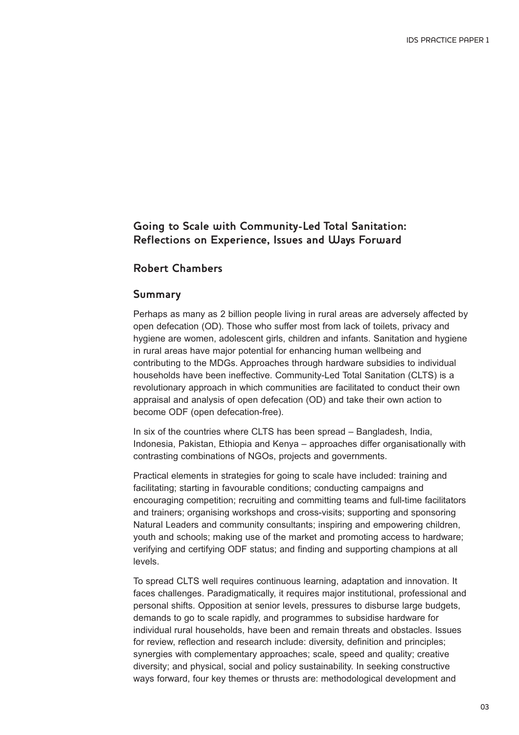## Going to Scale with Community-Led Total Sanitation: Reflections on Experience, Issues and Ways Forward

### Robert Chambers

### Summary

Perhaps as many as 2 billion people living in rural areas are adversely affected by open defecation (OD). Those who suffer most from lack of toilets, privacy and hygiene are women, adolescent girls, children and infants. Sanitation and hygiene in rural areas have major potential for enhancing human wellbeing and contributing to the MDGs. Approaches through hardware subsidies to individual households have been ineffective. Community-Led Total Sanitation (CLTS) is a revolutionary approach in which communities are facilitated to conduct their own appraisal and analysis of open defecation (OD) and take their own action to become ODF (open defecation-free).

In six of the countries where CLTS has been spread – Bangladesh, India, Indonesia, Pakistan, Ethiopia and Kenya – approaches differ organisationally with contrasting combinations of NGOs, projects and governments.

Practical elements in strategies for going to scale have included: training and facilitating; starting in favourable conditions; conducting campaigns and encouraging competition; recruiting and committing teams and full-time facilitators and trainers; organising workshops and cross-visits; supporting and sponsoring Natural Leaders and community consultants; inspiring and empowering children, youth and schools; making use of the market and promoting access to hardware; verifying and certifying ODF status; and finding and supporting champions at all levels.

To spread CLTS well requires continuous learning, adaptation and innovation. It faces challenges. Paradigmatically, it requires major institutional, professional and personal shifts. Opposition at senior levels, pressures to disburse large budgets, demands to go to scale rapidly, and programmes to subsidise hardware for individual rural households, have been and remain threats and obstacles. Issues for review, reflection and research include: diversity, definition and principles; synergies with complementary approaches; scale, speed and quality; creative diversity; and physical, social and policy sustainability. In seeking constructive ways forward, four key themes or thrusts are: methodological development and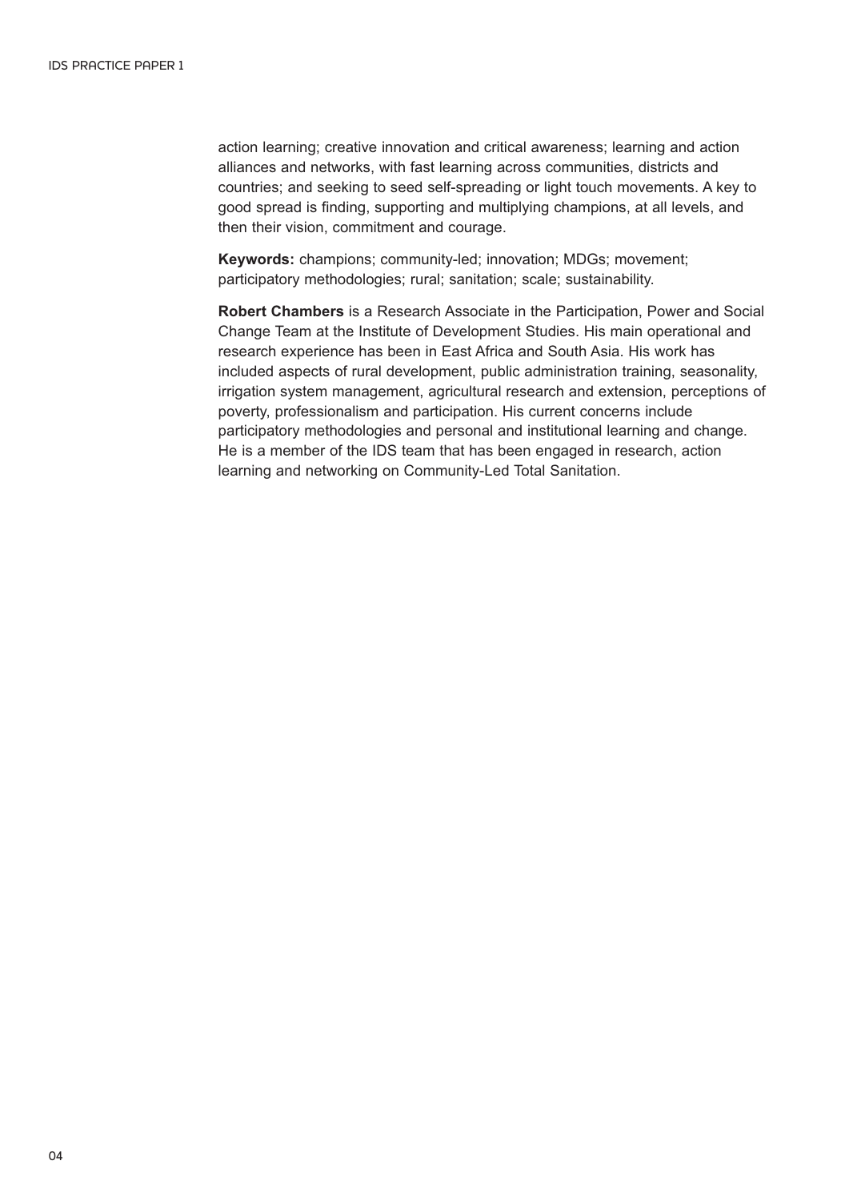action learning; creative innovation and critical awareness; learning and action alliances and networks, with fast learning across communities, districts and countries; and seeking to seed self-spreading or light touch movements. A key to good spread is finding, supporting and multiplying champions, at all levels, and then their vision, commitment and courage.

**Keywords:** champions; community-led; innovation; MDGs; movement; participatory methodologies; rural; sanitation; scale; sustainability.

**Robert Chambers** is a Research Associate in the Participation, Power and Social Change Team at the Institute of Development Studies. His main operational and research experience has been in East Africa and South Asia. His work has included aspects of rural development, public administration training, seasonality, irrigation system management, agricultural research and extension, perceptions of poverty, professionalism and participation. His current concerns include participatory methodologies and personal and institutional learning and change. He is a member of the IDS team that has been engaged in research, action learning and networking on Community-Led Total Sanitation.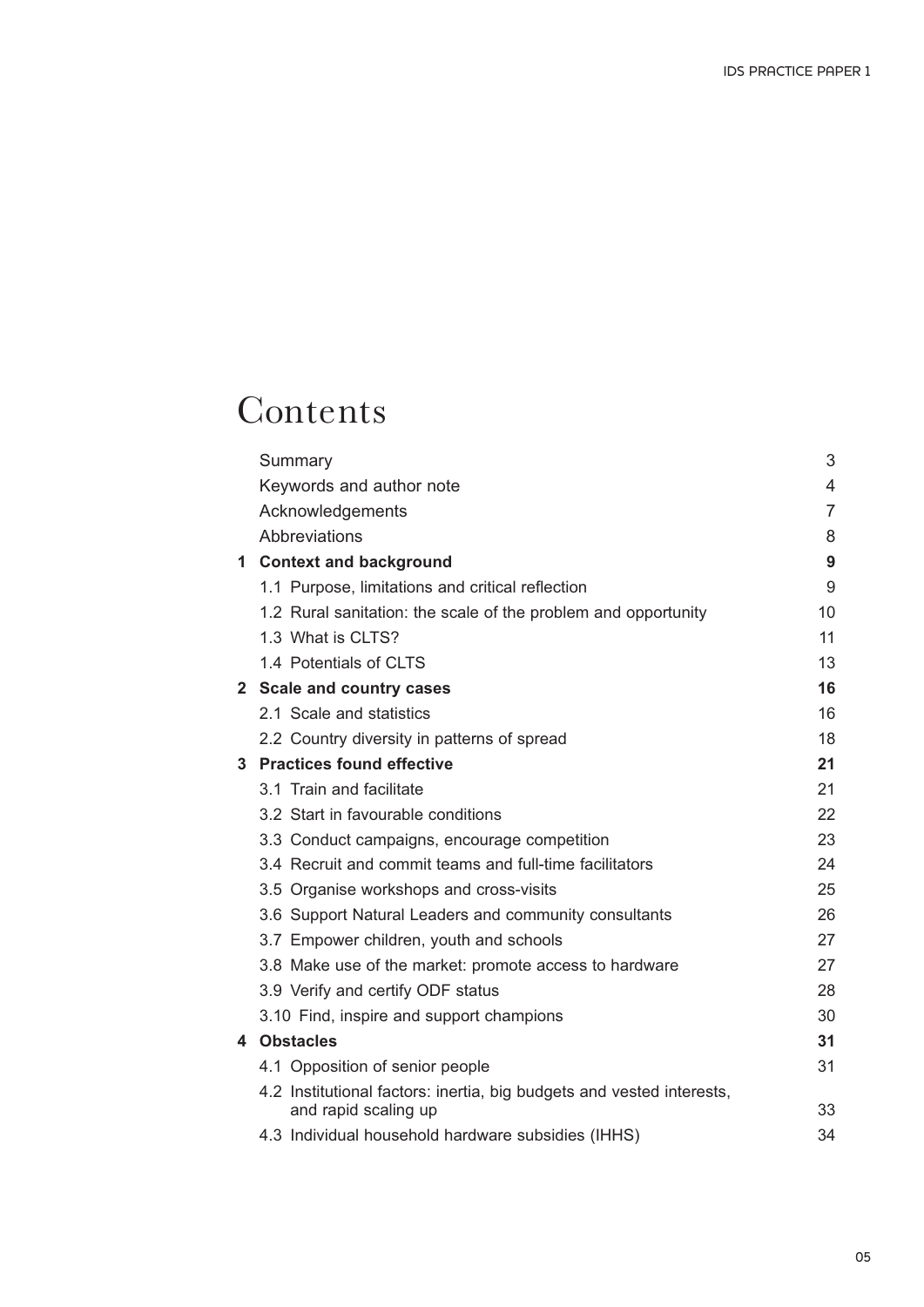# Contents

| | | |
|---|---|---|
| | Summary | 3 |
| | Keywords and author note | 4 |
| | Acknowledgements | 7 |
| | Abbreviations | 8 |
| **1** | **Context and background** | **9** |
| | 1.1 Purpose, limitations and critical reflection | 9 |
| | 1.2 Rural sanitation: the scale of the problem and opportunity | 10 |
| | 1.3 What is CLTS? | 11 |
| | 1.4 Potentials of CLTS | 13 |
| **2** | **Scale and country cases** | **16** |
| | 2.1 Scale and statistics | 16 |
| | 2.2 Country diversity in patterns of spread | 18 |
| **3** | **Practices found effective** | **21** |
| | 3.1 Train and facilitate | 21 |
| | 3.2 Start in favourable conditions | 22 |
| | 3.3 Conduct campaigns, encourage competition | 23 |
| | 3.4 Recruit and commit teams and full-time facilitators | 24 |
| | 3.5 Organise workshops and cross-visits | 25 |
| | 3.6 Support Natural Leaders and community consultants | 26 |
| | 3.7 Empower children, youth and schools | 27 |
| | 3.8 Make use of the market: promote access to hardware | 27 |
| | 3.9 Verify and certify ODF status | 28 |
| | 3.10 Find, inspire and support champions | 30 |
| **4** | **Obstacles** | **31** |
| | 4.1 Opposition of senior people | 31 |
| | 4.2 Institutional factors: inertia, big budgets and vested interests, and rapid scaling up | 33 |
| | 4.3 Individual household hardware subsidies (IHHS) | 34 |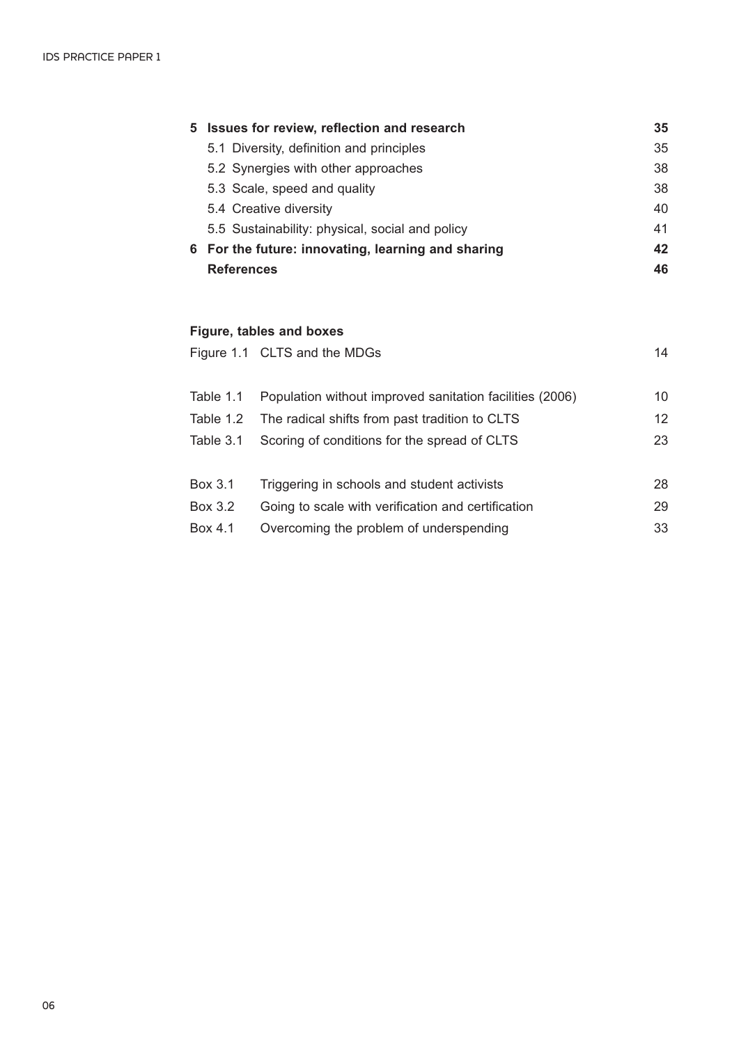| | | |
|---|---|---|
| **5** | **Issues for review, reflection and research** | **35** |
| | 5.1 Diversity, definition and principles | 35 |
| | 5.2 Synergies with other approaches | 38 |
| | 5.3 Scale, speed and quality | 38 |
| | 5.4 Creative diversity | 40 |
| | 5.5 Sustainability: physical, social and policy | 41 |
| **6** | **For the future: innovating, learning and sharing** | **42** |
| | **References** | **46** |

**Figure, tables and boxes**

| | | |
|---|---|---|
| Figure 1.1 | CLTS and the MDGs | 14 |
| Table 1.1 | Population without improved sanitation facilities (2006) | 10 |
| Table 1.2 | The radical shifts from past tradition to CLTS | 12 |
| Table 3.1 | Scoring of conditions for the spread of CLTS | 23 |
| Box 3.1 | Triggering in schools and student activists | 28 |
| Box 3.2 | Going to scale with verification and certification | 29 |
| Box 4.1 | Overcoming the problem of underspending | 33 |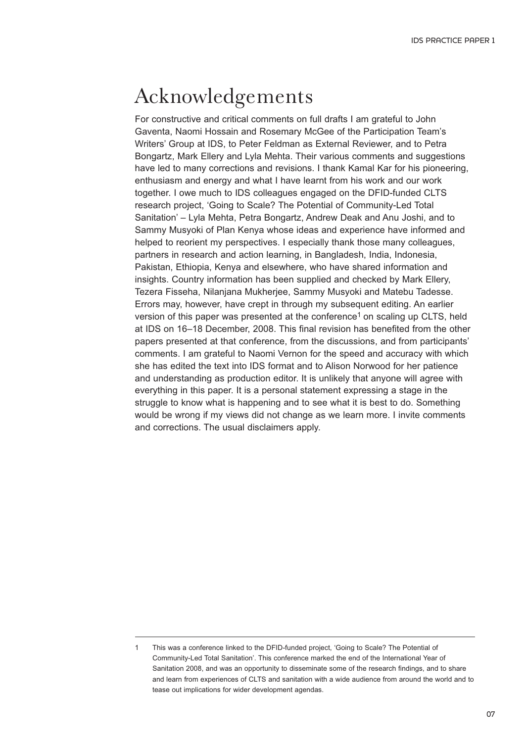# Acknowledgements

For constructive and critical comments on full drafts I am grateful to John Gaventa, Naomi Hossain and Rosemary McGee of the Participation Team's Writers' Group at IDS, to Peter Feldman as External Reviewer, and to Petra Bongartz, Mark Ellery and Lyla Mehta. Their various comments and suggestions have led to many corrections and revisions. I thank Kamal Kar for his pioneering, enthusiasm and energy and what I have learnt from his work and our work together. I owe much to IDS colleagues engaged on the DFID-funded CLTS research project, 'Going to Scale? The Potential of Community-Led Total Sanitation' – Lyla Mehta, Petra Bongartz, Andrew Deak and Anu Joshi, and to Sammy Musyoki of Plan Kenya whose ideas and experience have informed and helped to reorient my perspectives. I especially thank those many colleagues, partners in research and action learning, in Bangladesh, India, Indonesia, Pakistan, Ethiopia, Kenya and elsewhere, who have shared information and insights. Country information has been supplied and checked by Mark Ellery, Tezera Fisseha, Nilanjana Mukherjee, Sammy Musyoki and Matebu Tadesse. Errors may, however, have crept in through my subsequent editing. An earlier version of this paper was presented at the conference[1] on scaling up CLTS, held at IDS on 16–18 December, 2008. This final revision has benefited from the other papers presented at that conference, from the discussions, and from participants' comments. I am grateful to Naomi Vernon for the speed and accuracy with which she has edited the text into IDS format and to Alison Norwood for her patience and understanding as production editor. It is unlikely that anyone will agree with everything in this paper. It is a personal statement expressing a stage in the struggle to know what is happening and to see what it is best to do. Something would be wrong if my views did not change as we learn more. I invite comments and corrections. The usual disclaimers apply.

---

1 This was a conference linked to the DFID-funded project, 'Going to Scale? The Potential of Community-Led Total Sanitation'. This conference marked the end of the International Year of Sanitation 2008, and was an opportunity to disseminate some of the research findings, and to share and learn from experiences of CLTS and sanitation with a wide audience from around the world and to tease out implications for wider development agendas.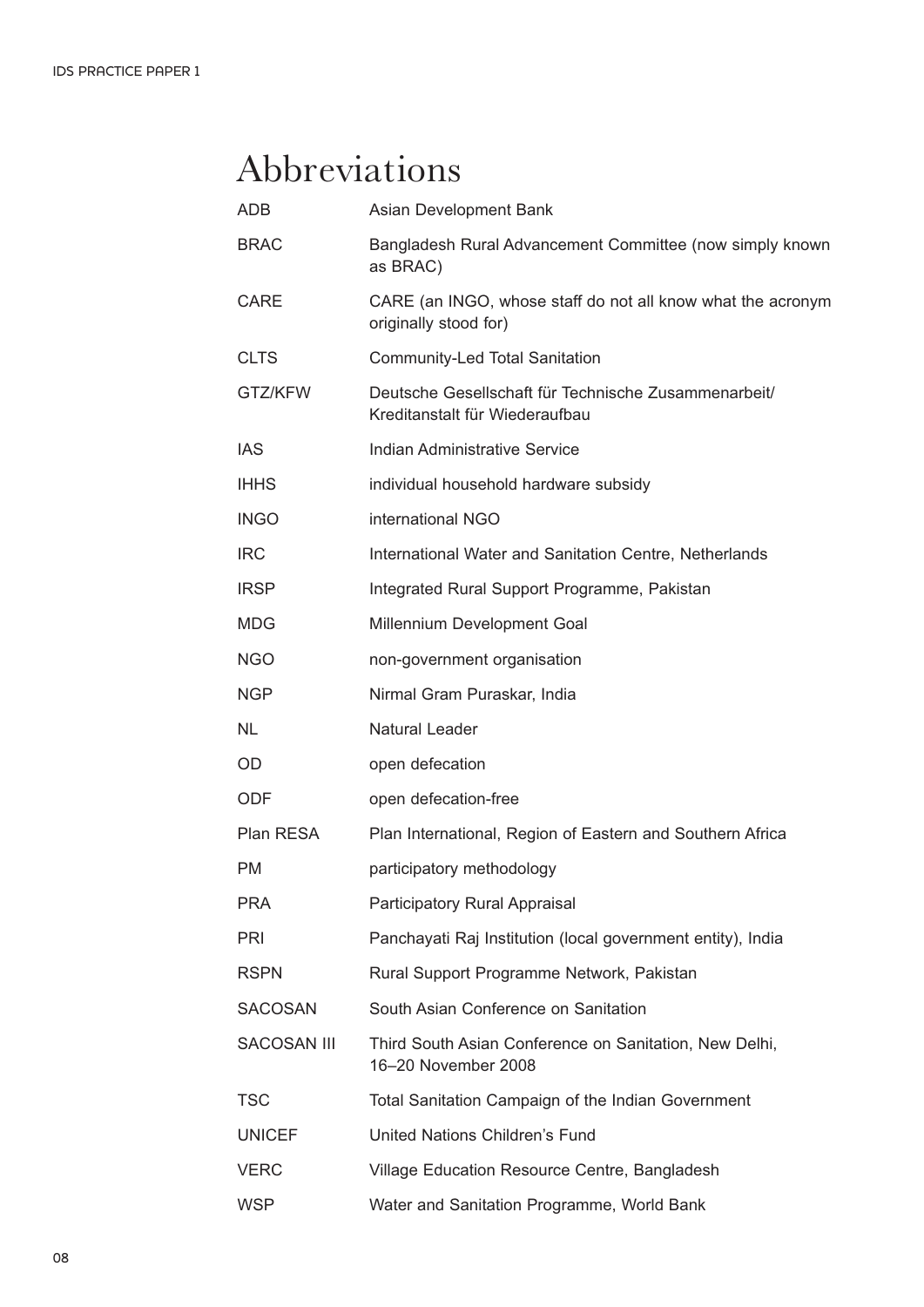# Abbreviations

| | |
|---|---|
| ADB | Asian Development Bank |
| BRAC | Bangladesh Rural Advancement Committee (now simply known as BRAC) |
| CARE | CARE (an INGO, whose staff do not all know what the acronym originally stood for) |
| CLTS | Community-Led Total Sanitation |
| GTZ/KFW | Deutsche Gesellschaft für Technische Zusammenarbeit/ Kreditanstalt für Wiederaufbau |
| IAS | Indian Administrative Service |
| IHHS | individual household hardware subsidy |
| INGO | international NGO |
| IRC | International Water and Sanitation Centre, Netherlands |
| IRSP | Integrated Rural Support Programme, Pakistan |
| MDG | Millennium Development Goal |
| NGO | non-government organisation |
| NGP | Nirmal Gram Puraskar, India |
| NL | Natural Leader |
| OD | open defecation |
| ODF | open defecation-free |
| Plan RESA | Plan International, Region of Eastern and Southern Africa |
| PM | participatory methodology |
| PRA | Participatory Rural Appraisal |
| PRI | Panchayati Raj Institution (local government entity), India |
| RSPN | Rural Support Programme Network, Pakistan |
| SACOSAN | South Asian Conference on Sanitation |
| SACOSAN III | Third South Asian Conference on Sanitation, New Delhi, 16–20 November 2008 |
| TSC | Total Sanitation Campaign of the Indian Government |
| UNICEF | United Nations Children's Fund |
| VERC | Village Education Resource Centre, Bangladesh |
| WSP | Water and Sanitation Programme, World Bank |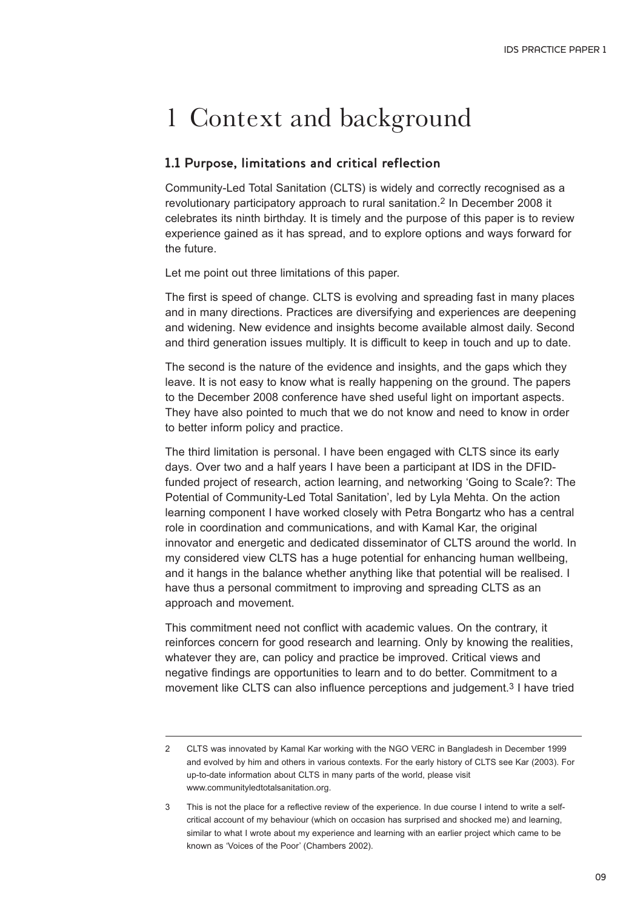# 1 Context and background

## 1.1 Purpose, limitations and critical reflection

Community-Led Total Sanitation (CLTS) is widely and correctly recognised as a revolutionary participatory approach to rural sanitation.[2] In December 2008 it celebrates its ninth birthday. It is timely and the purpose of this paper is to review experience gained as it has spread, and to explore options and ways forward for the future.

Let me point out three limitations of this paper.

The first is speed of change. CLTS is evolving and spreading fast in many places and in many directions. Practices are diversifying and experiences are deepening and widening. New evidence and insights become available almost daily. Second and third generation issues multiply. It is difficult to keep in touch and up to date.

The second is the nature of the evidence and insights, and the gaps which they leave. It is not easy to know what is really happening on the ground. The papers to the December 2008 conference have shed useful light on important aspects. They have also pointed to much that we do not know and need to know in order to better inform policy and practice.

The third limitation is personal. I have been engaged with CLTS since its early days. Over two and a half years I have been a participant at IDS in the DFID-funded project of research, action learning, and networking 'Going to Scale?: The Potential of Community-Led Total Sanitation', led by Lyla Mehta. On the action learning component I have worked closely with Petra Bongartz who has a central role in coordination and communications, and with Kamal Kar, the original innovator and energetic and dedicated disseminator of CLTS around the world. In my considered view CLTS has a huge potential for enhancing human wellbeing, and it hangs in the balance whether anything like that potential will be realised. I have thus a personal commitment to improving and spreading CLTS as an approach and movement.

This commitment need not conflict with academic values. On the contrary, it reinforces concern for good research and learning. Only by knowing the realities, whatever they are, can policy and practice be improved. Critical views and negative findings are opportunities to learn and to do better. Commitment to a movement like CLTS can also influence perceptions and judgement.[3] I have tried

---

2 CLTS was innovated by Kamal Kar working with the NGO VERC in Bangladesh in December 1999 and evolved by him and others in various contexts. For the early history of CLTS see Kar (2003). For up-to-date information about CLTS in many parts of the world, please visit www.communityledtotalsanitation.org.

3 This is not the place for a reflective review of the experience. In due course I intend to write a self-critical account of my behaviour (which on occasion has surprised and shocked me) and learning, similar to what I wrote about my experience and learning with an earlier project which came to be known as 'Voices of the Poor' (Chambers 2002).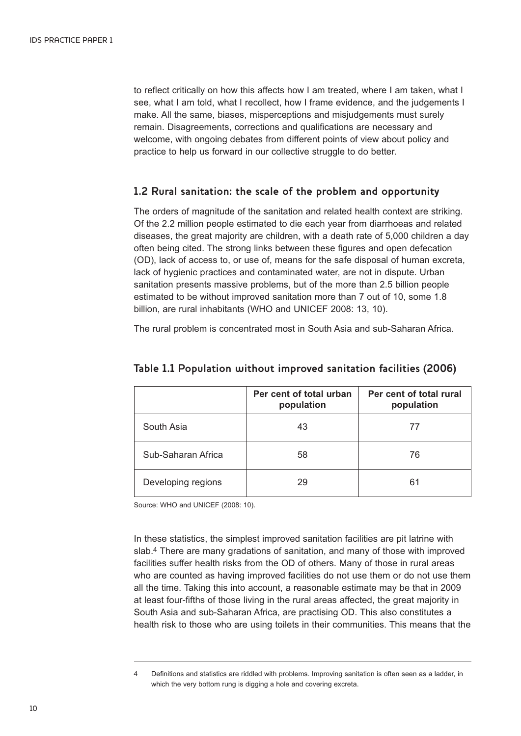to reflect critically on how this affects how I am treated, where I am taken, what I see, what I am told, what I recollect, how I frame evidence, and the judgements I make. All the same, biases, misperceptions and misjudgements must surely remain. Disagreements, corrections and qualifications are necessary and welcome, with ongoing debates from different points of view about policy and practice to help us forward in our collective struggle to do better.

## 1.2 Rural sanitation: the scale of the problem and opportunity

The orders of magnitude of the sanitation and related health context are striking. Of the 2.2 million people estimated to die each year from diarrhoeas and related diseases, the great majority are children, with a death rate of 5,000 children a day often being cited. The strong links between these figures and open defecation (OD), lack of access to, or use of, means for the safe disposal of human excreta, lack of hygienic practices and contaminated water, are not in dispute. Urban sanitation presents massive problems, but of the more than 2.5 billion people estimated to be without improved sanitation more than 7 out of 10, some 1.8 billion, are rural inhabitants (WHO and UNICEF 2008: 13, 10).

The rural problem is concentrated most in South Asia and sub-Saharan Africa.

### Table 1.1 Population without improved sanitation facilities (2006)

| | Per cent of total urban population | Per cent of total rural population |
|---|---|---|
| South Asia | 43 | 77 |
| Sub-Saharan Africa | 58 | 76 |
| Developing regions | 29 | 61 |

Source: WHO and UNICEF (2008: 10).

In these statistics, the simplest improved sanitation facilities are pit latrine with slab.[4] There are many gradations of sanitation, and many of those with improved facilities suffer health risks from the OD of others. Many of those in rural areas who are counted as having improved facilities do not use them or do not use them all the time. Taking this into account, a reasonable estimate may be that in 2009 at least four-fifths of those living in the rural areas affected, the great majority in South Asia and sub-Saharan Africa, are practising OD. This also constitutes a health risk to those who are using toilets in their communities. This means that the

4 Definitions and statistics are riddled with problems. Improving sanitation is often seen as a ladder, in which the very bottom rung is digging a hole and covering excreta.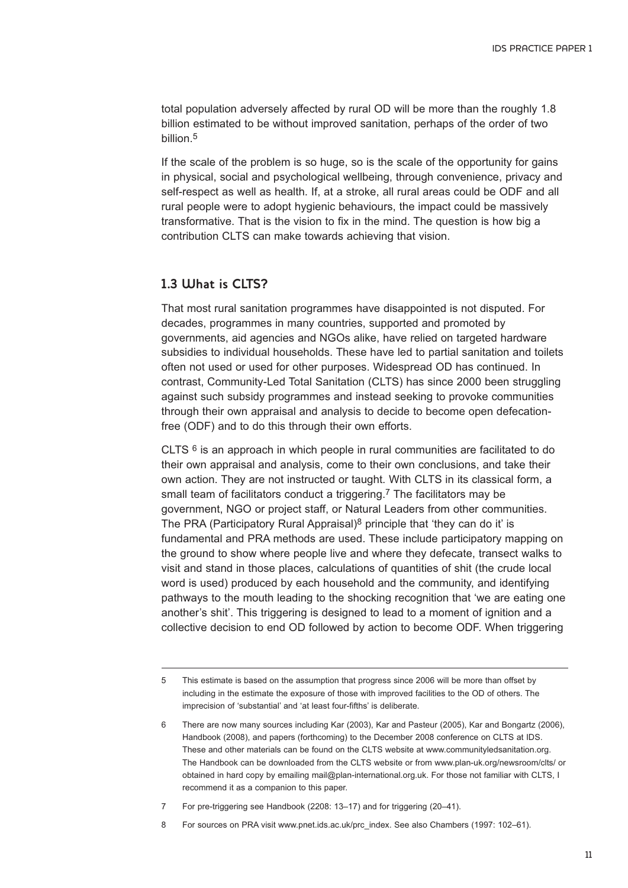total population adversely affected by rural OD will be more than the roughly 1.8 billion estimated to be without improved sanitation, perhaps of the order of two billion.[5]

If the scale of the problem is so huge, so is the scale of the opportunity for gains in physical, social and psychological wellbeing, through convenience, privacy and self-respect as well as health. If, at a stroke, all rural areas could be ODF and all rural people were to adopt hygienic behaviours, the impact could be massively transformative. That is the vision to fix in the mind. The question is how big a contribution CLTS can make towards achieving that vision.

## 1.3 What is CLTS?

That most rural sanitation programmes have disappointed is not disputed. For decades, programmes in many countries, supported and promoted by governments, aid agencies and NGOs alike, have relied on targeted hardware subsidies to individual households. These have led to partial sanitation and toilets often not used or used for other purposes. Widespread OD has continued. In contrast, Community-Led Total Sanitation (CLTS) has since 2000 been struggling against such subsidy programmes and instead seeking to provoke communities through their own appraisal and analysis to decide to become open defecation-free (ODF) and to do this through their own efforts.

CLTS [6] is an approach in which people in rural communities are facilitated to do their own appraisal and analysis, come to their own conclusions, and take their own action. They are not instructed or taught. With CLTS in its classical form, a small team of facilitators conduct a triggering.[7] The facilitators may be government, NGO or project staff, or Natural Leaders from other communities. The PRA (Participatory Rural Appraisal)[8] principle that 'they can do it' is fundamental and PRA methods are used. These include participatory mapping on the ground to show where people live and where they defecate, transect walks to visit and stand in those places, calculations of quantities of shit (the crude local word is used) produced by each household and the community, and identifying pathways to the mouth leading to the shocking recognition that 'we are eating one another's shit'. This triggering is designed to lead to a moment of ignition and a collective decision to end OD followed by action to become ODF. When triggering

---

5 This estimate is based on the assumption that progress since 2006 will be more than offset by including in the estimate the exposure of those with improved facilities to the OD of others. The imprecision of 'substantial' and 'at least four-fifths' is deliberate.

6 There are now many sources including Kar (2003), Kar and Pasteur (2005), Kar and Bongartz (2006), Handbook (2008), and papers (forthcoming) to the December 2008 conference on CLTS at IDS. These and other materials can be found on the CLTS website at www.communityledsanitation.org. The Handbook can be downloaded from the CLTS website or from www.plan-uk.org/newsroom/clts/ or obtained in hard copy by emailing mail@plan-international.org.uk. For those not familiar with CLTS, I recommend it as a companion to this paper.

7 For pre-triggering see Handbook (2208: 13–17) and for triggering (20–41).

8 For sources on PRA visit www.pnet.ids.ac.uk/prc_index. See also Chambers (1997: 102–61).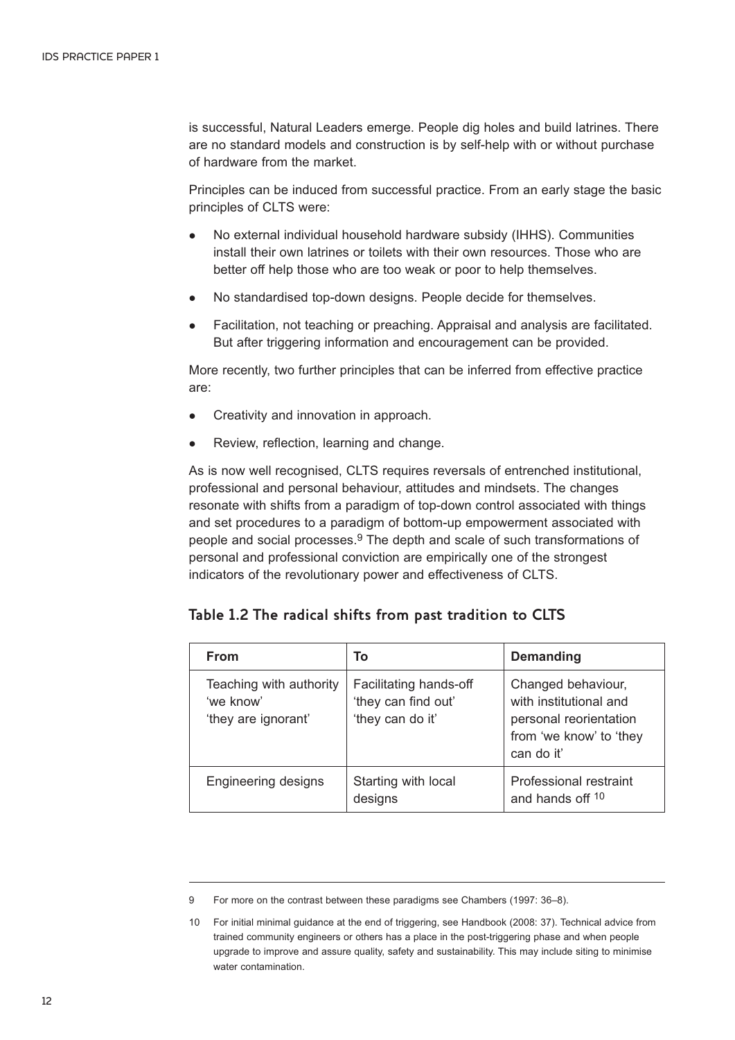is successful, Natural Leaders emerge. People dig holes and build latrines. There are no standard models and construction is by self-help with or without purchase of hardware from the market.

Principles can be induced from successful practice. From an early stage the basic principles of CLTS were:

- No external individual household hardware subsidy (IHHS). Communities install their own latrines or toilets with their own resources. Those who are better off help those who are too weak or poor to help themselves.
- No standardised top-down designs. People decide for themselves.
- Facilitation, not teaching or preaching. Appraisal and analysis are facilitated. But after triggering information and encouragement can be provided.

More recently, two further principles that can be inferred from effective practice are:

- Creativity and innovation in approach.
- Review, reflection, learning and change.

As is now well recognised, CLTS requires reversals of entrenched institutional, professional and personal behaviour, attitudes and mindsets. The changes resonate with shifts from a paradigm of top-down control associated with things and set procedures to a paradigm of bottom-up empowerment associated with people and social processes.[9] The depth and scale of such transformations of personal and professional conviction are empirically one of the strongest indicators of the revolutionary power and effectiveness of CLTS.

## Table 1.2 The radical shifts from past tradition to CLTS

| From | To | Demanding |
|---|---|---|
| Teaching with authority 'we know' 'they are ignorant' | Facilitating hands-off 'they can find out' 'they can do it' | Changed behaviour, with institutional and personal reorientation from 'we know' to 'they can do it' |
| Engineering designs | Starting with local designs | Professional restraint and hands off [10] |

---

9 For more on the contrast between these paradigms see Chambers (1997: 36–8).

10 For initial minimal guidance at the end of triggering, see Handbook (2008: 37). Technical advice from trained community engineers or others has a place in the post-triggering phase and when people upgrade to improve and assure quality, safety and sustainability. This may include siting to minimise water contamination.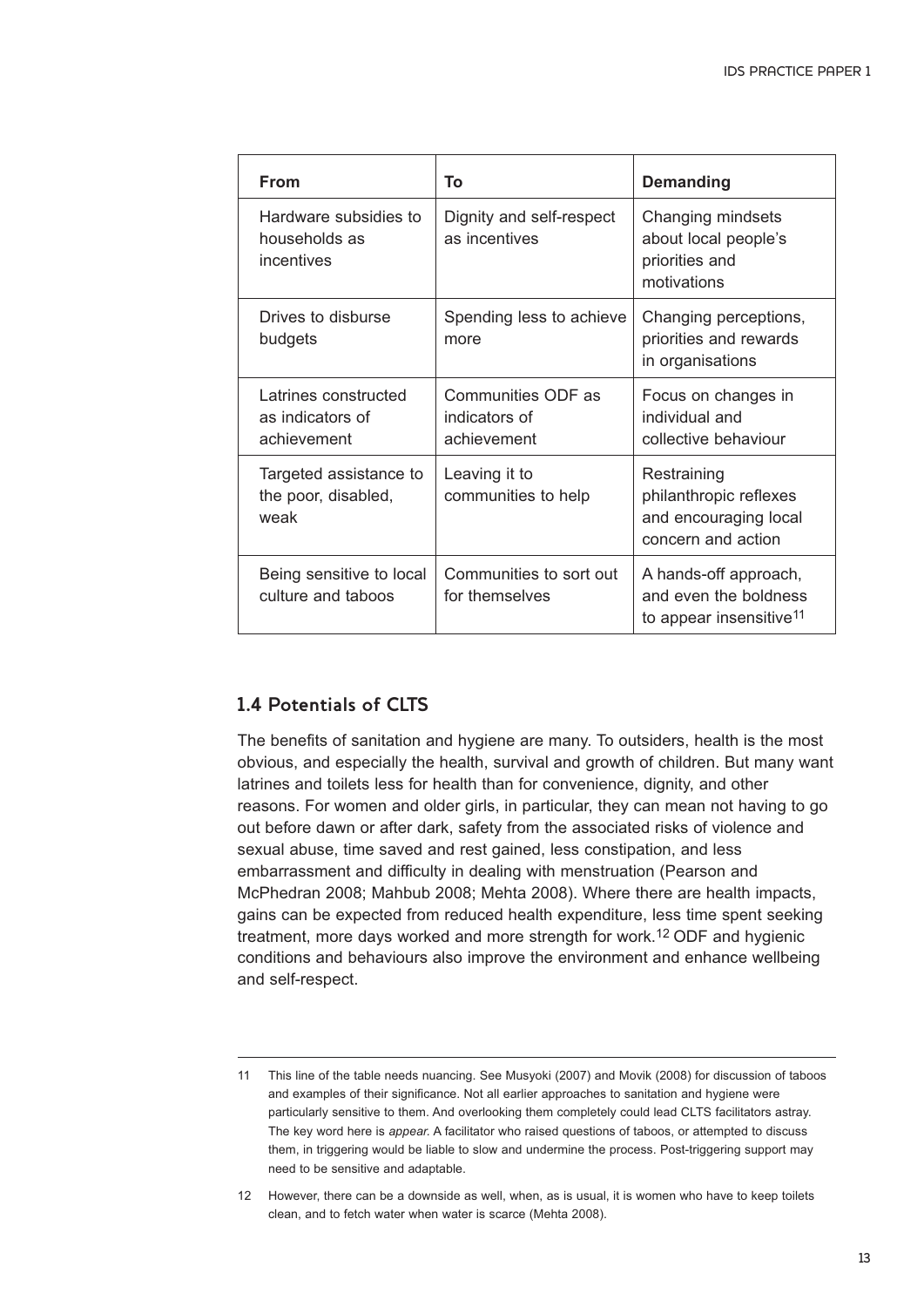| From | To | Demanding |
| --- | --- | --- |
| Hardware subsidies to households as incentives | Dignity and self-respect as incentives | Changing mindsets about local people's priorities and motivations |
| Drives to disburse budgets | Spending less to achieve more | Changing perceptions, priorities and rewards in organisations |
| Latrines constructed as indicators of achievement | Communities ODF as indicators of achievement | Focus on changes in individual and collective behaviour |
| Targeted assistance to the poor, disabled, weak | Leaving it to communities to help | Restraining philanthropic reflexes and encouraging local concern and action |
| Being sensitive to local culture and taboos | Communities to sort out for themselves | A hands-off approach, and even the boldness to appear insensitive[11] |

## 1.4 Potentials of CLTS

The benefits of sanitation and hygiene are many. To outsiders, health is the most obvious, and especially the health, survival and growth of children. But many want latrines and toilets less for health than for convenience, dignity, and other reasons. For women and older girls, in particular, they can mean not having to go out before dawn or after dark, safety from the associated risks of violence and sexual abuse, time saved and rest gained, less constipation, and less embarrassment and difficulty in dealing with menstruation (Pearson and McPhedran 2008; Mahbub 2008; Mehta 2008). Where there are health impacts, gains can be expected from reduced health expenditure, less time spent seeking treatment, more days worked and more strength for work.[12] ODF and hygienic conditions and behaviours also improve the environment and enhance wellbeing and self-respect.

---

11 This line of the table needs nuancing. See Musyoki (2007) and Movik (2008) for discussion of taboos and examples of their significance. Not all earlier approaches to sanitation and hygiene were particularly sensitive to them. And overlooking them completely could lead CLTS facilitators astray. The key word here is *appear*. A facilitator who raised questions of taboos, or attempted to discuss them, in triggering would be liable to slow and undermine the process. Post-triggering support may need to be sensitive and adaptable.

12 However, there can be a downside as well, when, as is usual, it is women who have to keep toilets clean, and to fetch water when water is scarce (Mehta 2008).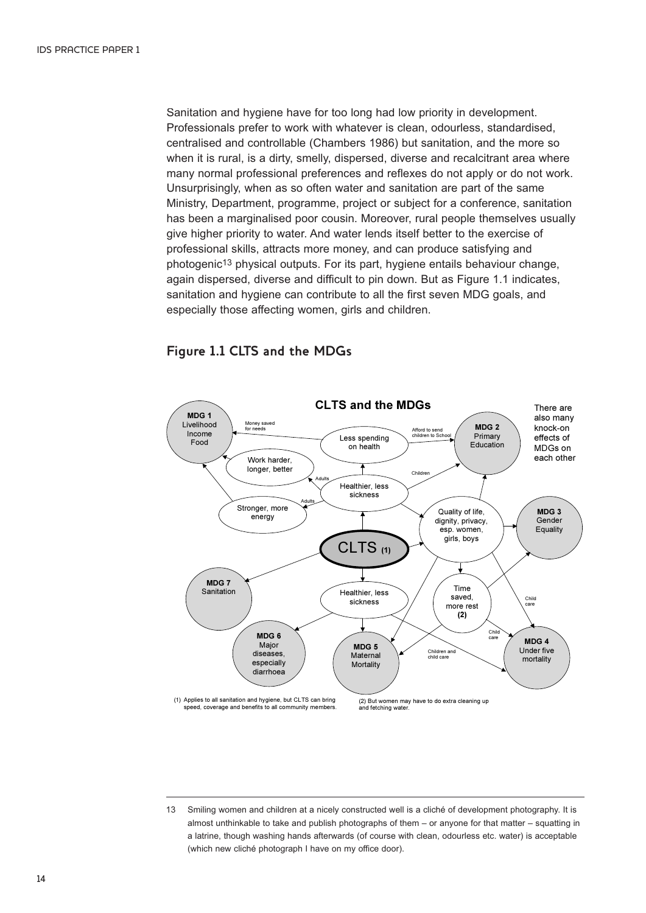Sanitation and hygiene have for too long had low priority in development. Professionals prefer to work with whatever is clean, odourless, standardised, centralised and controllable (Chambers 1986) but sanitation, and the more so when it is rural, is a dirty, smelly, dispersed, diverse and recalcitrant area where many normal professional preferences and reflexes do not apply or do not work. Unsurprisingly, when as so often water and sanitation are part of the same Ministry, Department, programme, project or subject for a conference, sanitation has been a marginalised poor cousin. Moreover, rural people themselves usually give higher priority to water. And water lends itself better to the exercise of professional skills, attracts more money, and can produce satisfying and photogenic[13] physical outputs. For its part, hygiene entails behaviour change, again dispersed, diverse and difficult to pin down. But as Figure 1.1 indicates, sanitation and hygiene can contribute to all the first seven MDG goals, and especially those affecting women, girls and children.

## Figure 1.1 CLTS and the MDGs

**CLTS and the MDGs**

There are also many knock-on effects of MDGs on each other

- **MDG 1** Livelihood Income Food
- **MDG 2** Primary Education
- **MDG 3** Gender Equality
- **MDG 4** Under five mortality
- **MDG 5** Maternal Mortality
- **MDG 6** Major diseases, especially diarrhoea
- **MDG 7** Sanitation

CLTS (1) → Healthier, less sickness → Less spending on health (Money saved for needs → MDG 1; Afford to send children to School → MDG 2); Work harder, longer, better (Adults) → MDG 1; Stronger, more energy (Adults) → MDG 1; Children → MDG 2

CLTS → Quality of life, dignity, privacy, esp. women, girls, boys → MDG 2, MDG 3, MDG 4 (Child care), MDG 5; → Time saved, more rest (2) → MDG 3, MDG 4 (Child care), MDG 5 (Children and child care)

CLTS → MDG 7; CLTS → Healthier, less sickness → MDG 6, MDG 5, MDG 4

(1) Applies to all sanitation and hygiene, but CLTS can bring speed, coverage and benefits to all community members.

(2) But women may have to do extra cleaning up and fetching water.

---

13 Smiling women and children at a nicely constructed well is a cliché of development photography. It is almost unthinkable to take and publish photographs of them – or anyone for that matter – squatting in a latrine, though washing hands afterwards (of course with clean, odourless etc. water) is acceptable (which new cliché photograph I have on my office door).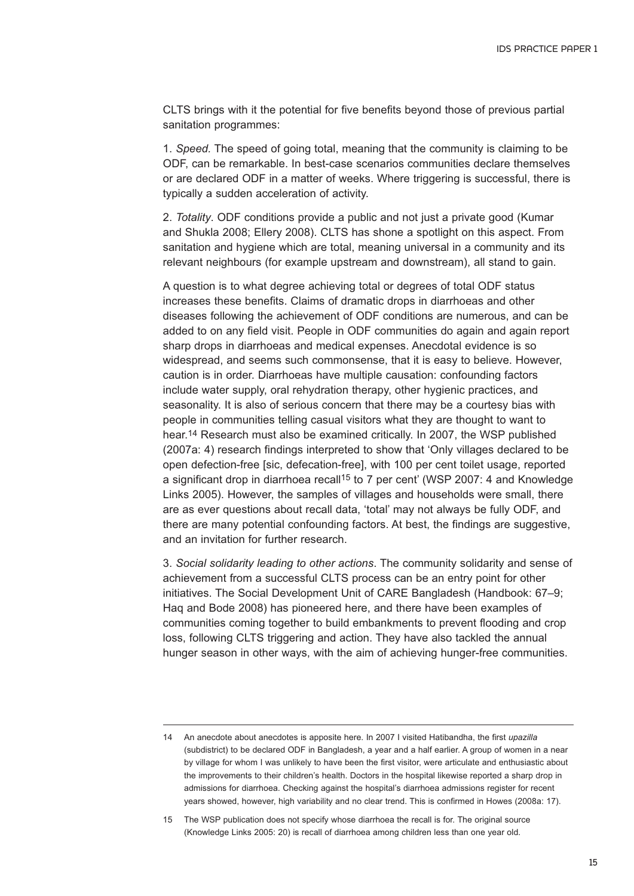CLTS brings with it the potential for five benefits beyond those of previous partial sanitation programmes:

1. *Speed.* The speed of going total, meaning that the community is claiming to be ODF, can be remarkable. In best-case scenarios communities declare themselves or are declared ODF in a matter of weeks. Where triggering is successful, there is typically a sudden acceleration of activity.

2. *Totality*. ODF conditions provide a public and not just a private good (Kumar and Shukla 2008; Ellery 2008). CLTS has shone a spotlight on this aspect. From sanitation and hygiene which are total, meaning universal in a community and its relevant neighbours (for example upstream and downstream), all stand to gain.

A question is to what degree achieving total or degrees of total ODF status increases these benefits. Claims of dramatic drops in diarrhoeas and other diseases following the achievement of ODF conditions are numerous, and can be added to on any field visit. People in ODF communities do again and again report sharp drops in diarrhoeas and medical expenses. Anecdotal evidence is so widespread, and seems such commonsense, that it is easy to believe. However, caution is in order. Diarrhoeas have multiple causation: confounding factors include water supply, oral rehydration therapy, other hygienic practices, and seasonality. It is also of serious concern that there may be a courtesy bias with people in communities telling casual visitors what they are thought to want to hear.[14] Research must also be examined critically. In 2007, the WSP published (2007a: 4) research findings interpreted to show that 'Only villages declared to be open defection-free [sic, defecation-free], with 100 per cent toilet usage, reported a significant drop in diarrhoea recall[15] to 7 per cent' (WSP 2007: 4 and Knowledge Links 2005). However, the samples of villages and households were small, there are as ever questions about recall data, 'total' may not always be fully ODF, and there are many potential confounding factors. At best, the findings are suggestive, and an invitation for further research.

3. *Social solidarity leading to other actions*. The community solidarity and sense of achievement from a successful CLTS process can be an entry point for other initiatives. The Social Development Unit of CARE Bangladesh (Handbook: 67–9; Haq and Bode 2008) has pioneered here, and there have been examples of communities coming together to build embankments to prevent flooding and crop loss, following CLTS triggering and action. They have also tackled the annual hunger season in other ways, with the aim of achieving hunger-free communities.

---

14 An anecdote about anecdotes is apposite here. In 2007 I visited Hatibandha, the first *upazilla* (subdistrict) to be declared ODF in Bangladesh, a year and a half earlier. A group of women in a near by village for whom I was unlikely to have been the first visitor, were articulate and enthusiastic about the improvements to their children's health. Doctors in the hospital likewise reported a sharp drop in admissions for diarrhoea. Checking against the hospital's diarrhoea admissions register for recent years showed, however, high variability and no clear trend. This is confirmed in Howes (2008a: 17).

15 The WSP publication does not specify whose diarrhoea the recall is for. The original source (Knowledge Links 2005: 20) is recall of diarrhoea among children less than one year old.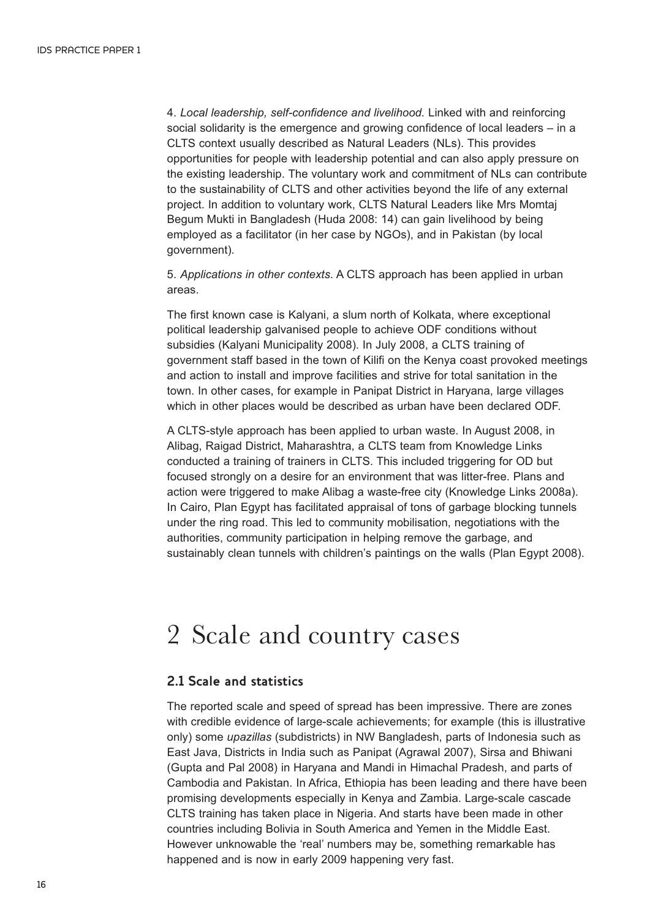4. *Local leadership, self-confidence and livelihood.* Linked with and reinforcing social solidarity is the emergence and growing confidence of local leaders – in a CLTS context usually described as Natural Leaders (NLs). This provides opportunities for people with leadership potential and can also apply pressure on the existing leadership. The voluntary work and commitment of NLs can contribute to the sustainability of CLTS and other activities beyond the life of any external project. In addition to voluntary work, CLTS Natural Leaders like Mrs Momtaj Begum Mukti in Bangladesh (Huda 2008: 14) can gain livelihood by being employed as a facilitator (in her case by NGOs), and in Pakistan (by local government).

5. *Applications in other contexts*. A CLTS approach has been applied in urban areas.

The first known case is Kalyani, a slum north of Kolkata, where exceptional political leadership galvanised people to achieve ODF conditions without subsidies (Kalyani Municipality 2008). In July 2008, a CLTS training of government staff based in the town of Kilifi on the Kenya coast provoked meetings and action to install and improve facilities and strive for total sanitation in the town. In other cases, for example in Panipat District in Haryana, large villages which in other places would be described as urban have been declared ODF.

A CLTS-style approach has been applied to urban waste. In August 2008, in Alibag, Raigad District, Maharashtra, a CLTS team from Knowledge Links conducted a training of trainers in CLTS. This included triggering for OD but focused strongly on a desire for an environment that was litter-free. Plans and action were triggered to make Alibag a waste-free city (Knowledge Links 2008a). In Cairo, Plan Egypt has facilitated appraisal of tons of garbage blocking tunnels under the ring road. This led to community mobilisation, negotiations with the authorities, community participation in helping remove the garbage, and sustainably clean tunnels with children's paintings on the walls (Plan Egypt 2008).

# 2 Scale and country cases

## 2.1 Scale and statistics

The reported scale and speed of spread has been impressive. There are zones with credible evidence of large-scale achievements; for example (this is illustrative only) some *upazillas* (subdistricts) in NW Bangladesh, parts of Indonesia such as East Java, Districts in India such as Panipat (Agrawal 2007), Sirsa and Bhiwani (Gupta and Pal 2008) in Haryana and Mandi in Himachal Pradesh, and parts of Cambodia and Pakistan. In Africa, Ethiopia has been leading and there have been promising developments especially in Kenya and Zambia. Large-scale cascade CLTS training has taken place in Nigeria. And starts have been made in other countries including Bolivia in South America and Yemen in the Middle East. However unknowable the 'real' numbers may be, something remarkable has happened and is now in early 2009 happening very fast.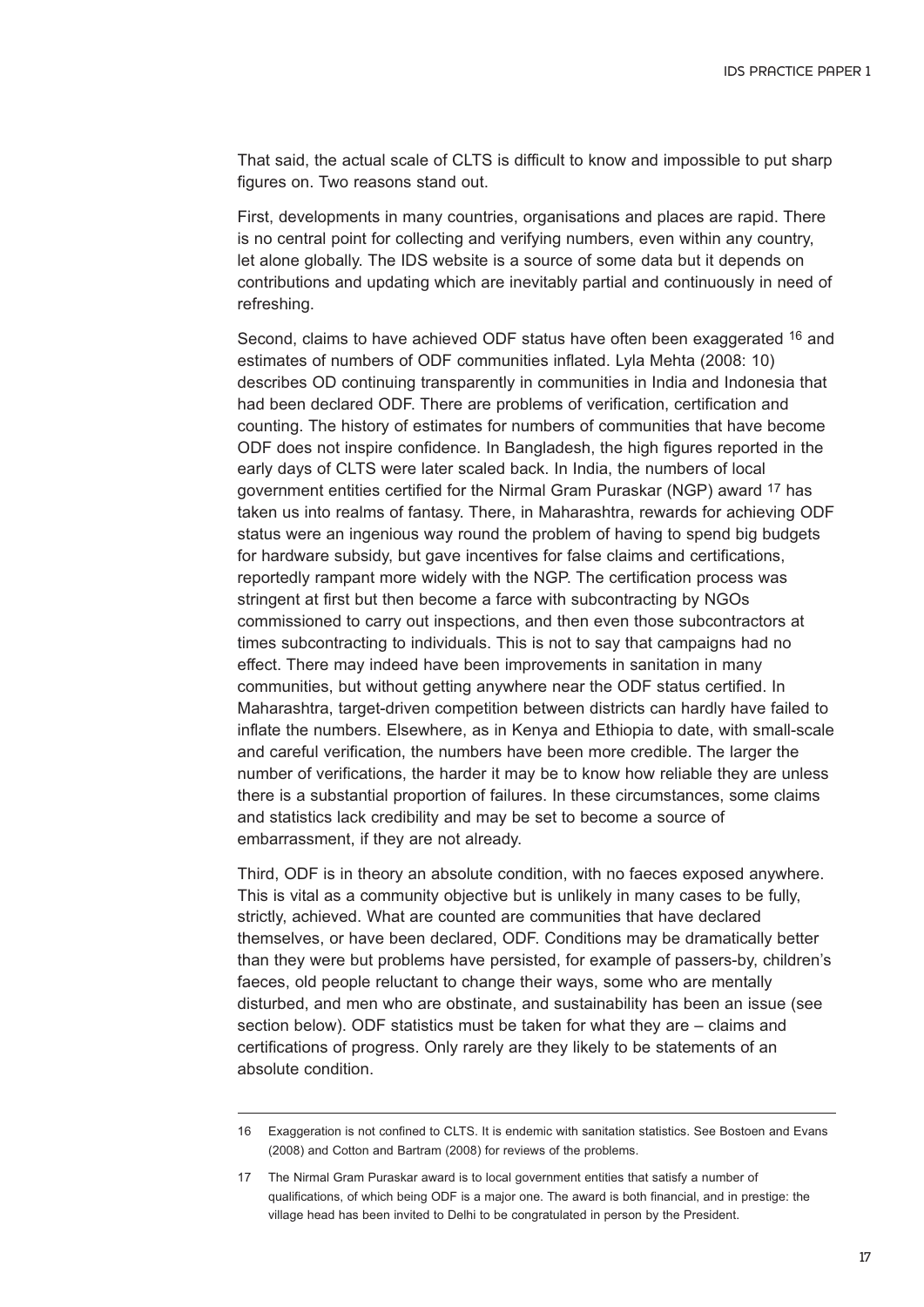That said, the actual scale of CLTS is difficult to know and impossible to put sharp figures on. Two reasons stand out.

First, developments in many countries, organisations and places are rapid. There is no central point for collecting and verifying numbers, even within any country, let alone globally. The IDS website is a source of some data but it depends on contributions and updating which are inevitably partial and continuously in need of refreshing.

Second, claims to have achieved ODF status have often been exaggerated [16] and estimates of numbers of ODF communities inflated. Lyla Mehta (2008: 10) describes OD continuing transparently in communities in India and Indonesia that had been declared ODF. There are problems of verification, certification and counting. The history of estimates for numbers of communities that have become ODF does not inspire confidence. In Bangladesh, the high figures reported in the early days of CLTS were later scaled back. In India, the numbers of local government entities certified for the Nirmal Gram Puraskar (NGP) award [17] has taken us into realms of fantasy. There, in Maharashtra, rewards for achieving ODF status were an ingenious way round the problem of having to spend big budgets for hardware subsidy, but gave incentives for false claims and certifications, reportedly rampant more widely with the NGP. The certification process was stringent at first but then become a farce with subcontracting by NGOs commissioned to carry out inspections, and then even those subcontractors at times subcontracting to individuals. This is not to say that campaigns had no effect. There may indeed have been improvements in sanitation in many communities, but without getting anywhere near the ODF status certified. In Maharashtra, target-driven competition between districts can hardly have failed to inflate the numbers. Elsewhere, as in Kenya and Ethiopia to date, with small-scale and careful verification, the numbers have been more credible. The larger the number of verifications, the harder it may be to know how reliable they are unless there is a substantial proportion of failures. In these circumstances, some claims and statistics lack credibility and may be set to become a source of embarrassment, if they are not already.

Third, ODF is in theory an absolute condition, with no faeces exposed anywhere. This is vital as a community objective but is unlikely in many cases to be fully, strictly, achieved. What are counted are communities that have declared themselves, or have been declared, ODF. Conditions may be dramatically better than they were but problems have persisted, for example of passers-by, children's faeces, old people reluctant to change their ways, some who are mentally disturbed, and men who are obstinate, and sustainability has been an issue (see section below). ODF statistics must be taken for what they are – claims and certifications of progress. Only rarely are they likely to be statements of an absolute condition.

---

16 Exaggeration is not confined to CLTS. It is endemic with sanitation statistics. See Bostoen and Evans (2008) and Cotton and Bartram (2008) for reviews of the problems.

17 The Nirmal Gram Puraskar award is to local government entities that satisfy a number of qualifications, of which being ODF is a major one. The award is both financial, and in prestige: the village head has been invited to Delhi to be congratulated in person by the President.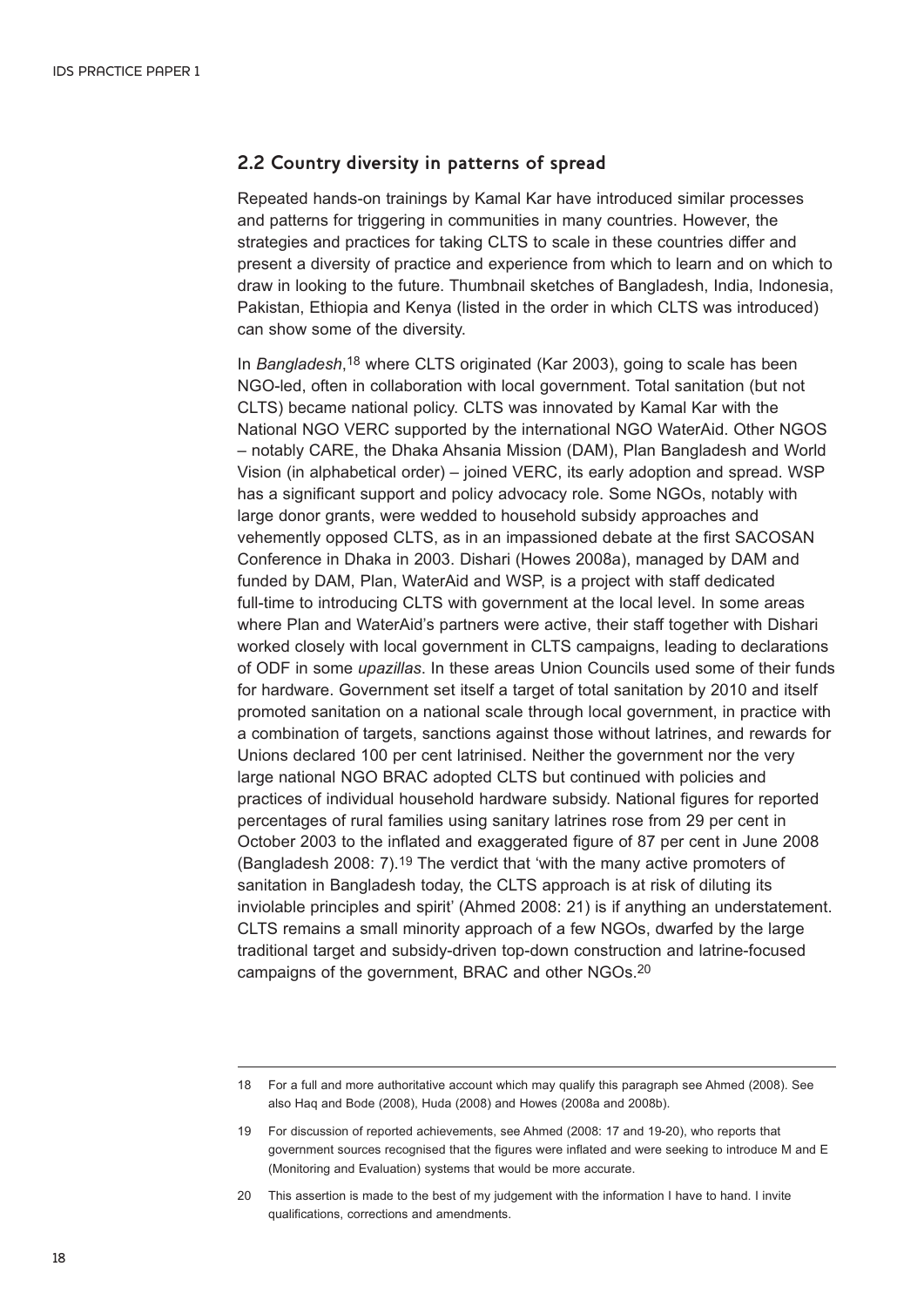## 2.2 Country diversity in patterns of spread

Repeated hands-on trainings by Kamal Kar have introduced similar processes and patterns for triggering in communities in many countries. However, the strategies and practices for taking CLTS to scale in these countries differ and present a diversity of practice and experience from which to learn and on which to draw in looking to the future. Thumbnail sketches of Bangladesh, India, Indonesia, Pakistan, Ethiopia and Kenya (listed in the order in which CLTS was introduced) can show some of the diversity.

In *Bangladesh*,[18] where CLTS originated (Kar 2003), going to scale has been NGO-led, often in collaboration with local government. Total sanitation (but not CLTS) became national policy. CLTS was innovated by Kamal Kar with the National NGO VERC supported by the international NGO WaterAid. Other NGOS – notably CARE, the Dhaka Ahsania Mission (DAM), Plan Bangladesh and World Vision (in alphabetical order) – joined VERC, its early adoption and spread. WSP has a significant support and policy advocacy role. Some NGOs, notably with large donor grants, were wedded to household subsidy approaches and vehemently opposed CLTS, as in an impassioned debate at the first SACOSAN Conference in Dhaka in 2003. Dishari (Howes 2008a), managed by DAM and funded by DAM, Plan, WaterAid and WSP, is a project with staff dedicated full-time to introducing CLTS with government at the local level. In some areas where Plan and WaterAid's partners were active, their staff together with Dishari worked closely with local government in CLTS campaigns, leading to declarations of ODF in some *upazillas*. In these areas Union Councils used some of their funds for hardware. Government set itself a target of total sanitation by 2010 and itself promoted sanitation on a national scale through local government, in practice with a combination of targets, sanctions against those without latrines, and rewards for Unions declared 100 per cent latrinised. Neither the government nor the very large national NGO BRAC adopted CLTS but continued with policies and practices of individual household hardware subsidy. National figures for reported percentages of rural families using sanitary latrines rose from 29 per cent in October 2003 to the inflated and exaggerated figure of 87 per cent in June 2008 (Bangladesh 2008: 7).[19] The verdict that 'with the many active promoters of sanitation in Bangladesh today, the CLTS approach is at risk of diluting its inviolable principles and spirit' (Ahmed 2008: 21) is if anything an understatement. CLTS remains a small minority approach of a few NGOs, dwarfed by the large traditional target and subsidy-driven top-down construction and latrine-focused campaigns of the government, BRAC and other NGOs.[20]

---

18 For a full and more authoritative account which may qualify this paragraph see Ahmed (2008). See also Haq and Bode (2008), Huda (2008) and Howes (2008a and 2008b).

19 For discussion of reported achievements, see Ahmed (2008: 17 and 19-20), who reports that government sources recognised that the figures were inflated and were seeking to introduce M and E (Monitoring and Evaluation) systems that would be more accurate.

20 This assertion is made to the best of my judgement with the information I have to hand. I invite qualifications, corrections and amendments.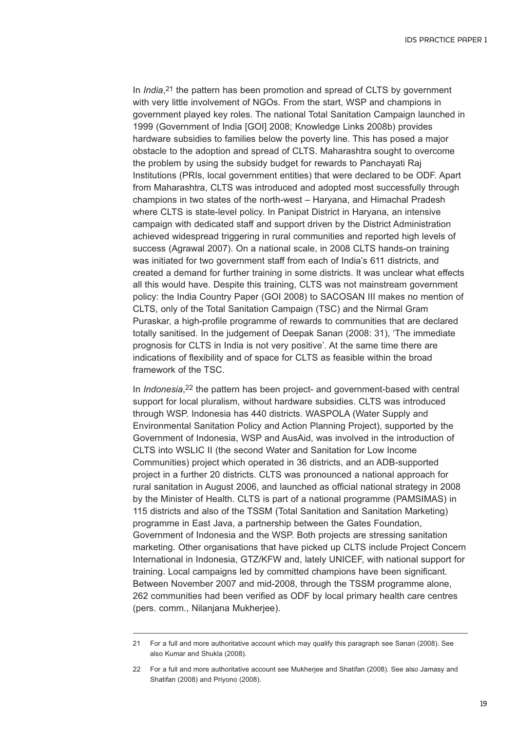In *India*,[21] the pattern has been promotion and spread of CLTS by government with very little involvement of NGOs. From the start, WSP and champions in government played key roles. The national Total Sanitation Campaign launched in 1999 (Government of India [GOI] 2008; Knowledge Links 2008b) provides hardware subsidies to families below the poverty line. This has posed a major obstacle to the adoption and spread of CLTS. Maharashtra sought to overcome the problem by using the subsidy budget for rewards to Panchayati Raj Institutions (PRIs, local government entities) that were declared to be ODF. Apart from Maharashtra, CLTS was introduced and adopted most successfully through champions in two states of the north-west – Haryana, and Himachal Pradesh where CLTS is state-level policy. In Panipat District in Haryana, an intensive campaign with dedicated staff and support driven by the District Administration achieved widespread triggering in rural communities and reported high levels of success (Agrawal 2007). On a national scale, in 2008 CLTS hands-on training was initiated for two government staff from each of India's 611 districts, and created a demand for further training in some districts. It was unclear what effects all this would have. Despite this training, CLTS was not mainstream government policy: the India Country Paper (GOI 2008) to SACOSAN III makes no mention of CLTS, only of the Total Sanitation Campaign (TSC) and the Nirmal Gram Puraskar, a high-profile programme of rewards to communities that are declared totally sanitised. In the judgement of Deepak Sanan (2008: 31), 'The immediate prognosis for CLTS in India is not very positive'. At the same time there are indications of flexibility and of space for CLTS as feasible within the broad framework of the TSC.

In *Indonesia*,[22] the pattern has been project- and government-based with central support for local pluralism, without hardware subsidies. CLTS was introduced through WSP. Indonesia has 440 districts. WASPOLA (Water Supply and Environmental Sanitation Policy and Action Planning Project), supported by the Government of Indonesia, WSP and AusAid, was involved in the introduction of CLTS into WSLIC II (the second Water and Sanitation for Low Income Communities) project which operated in 36 districts, and an ADB-supported project in a further 20 districts. CLTS was pronounced a national approach for rural sanitation in August 2006, and launched as official national strategy in 2008 by the Minister of Health. CLTS is part of a national programme (PAMSIMAS) in 115 districts and also of the TSSM (Total Sanitation and Sanitation Marketing) programme in East Java, a partnership between the Gates Foundation, Government of Indonesia and the WSP. Both projects are stressing sanitation marketing. Other organisations that have picked up CLTS include Project Concern International in Indonesia, GTZ/KFW and, lately UNICEF, with national support for training. Local campaigns led by committed champions have been significant. Between November 2007 and mid-2008, through the TSSM programme alone, 262 communities had been verified as ODF by local primary health care centres (pers. comm., Nilanjana Mukherjee).

---

21 For a full and more authoritative account which may qualify this paragraph see Sanan (2008). See also Kumar and Shukla (2008).

22 For a full and more authoritative account see Mukherjee and Shatifan (2008). See also Jamasy and Shatifan (2008) and Priyono (2008).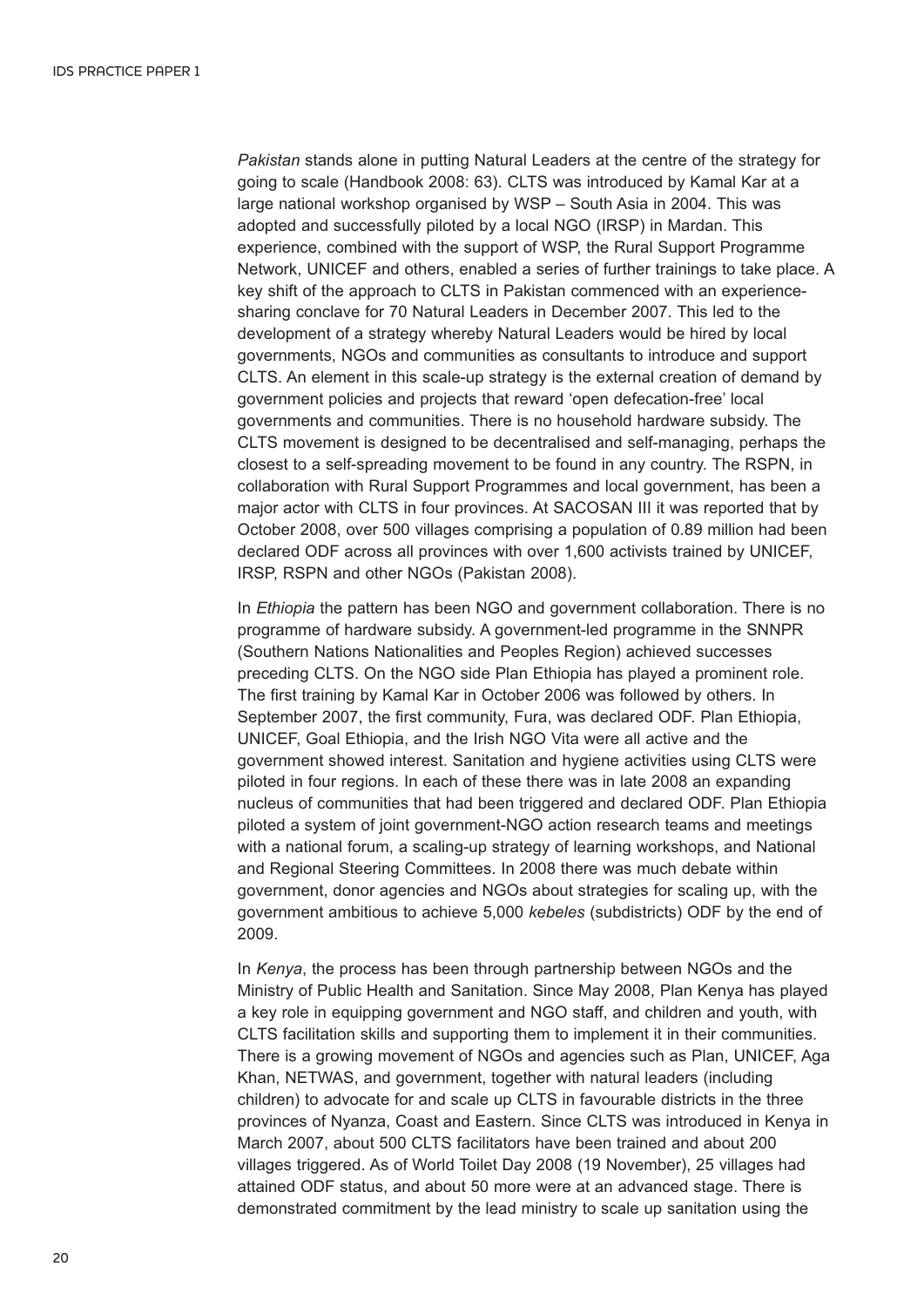*Pakistan* stands alone in putting Natural Leaders at the centre of the strategy for going to scale (Handbook 2008: 63). CLTS was introduced by Kamal Kar at a large national workshop organised by WSP – South Asia in 2004. This was adopted and successfully piloted by a local NGO (IRSP) in Mardan. This experience, combined with the support of WSP, the Rural Support Programme Network, UNICEF and others, enabled a series of further trainings to take place. A key shift of the approach to CLTS in Pakistan commenced with an experience-sharing conclave for 70 Natural Leaders in December 2007. This led to the development of a strategy whereby Natural Leaders would be hired by local governments, NGOs and communities as consultants to introduce and support CLTS. An element in this scale-up strategy is the external creation of demand by government policies and projects that reward 'open defecation-free' local governments and communities. There is no household hardware subsidy. The CLTS movement is designed to be decentralised and self-managing, perhaps the closest to a self-spreading movement to be found in any country. The RSPN, in collaboration with Rural Support Programmes and local government, has been a major actor with CLTS in four provinces. At SACOSAN III it was reported that by October 2008, over 500 villages comprising a population of 0.89 million had been declared ODF across all provinces with over 1,600 activists trained by UNICEF, IRSP, RSPN and other NGOs (Pakistan 2008).

In *Ethiopia* the pattern has been NGO and government collaboration. There is no programme of hardware subsidy. A government-led programme in the SNNPR (Southern Nations Nationalities and Peoples Region) achieved successes preceding CLTS. On the NGO side Plan Ethiopia has played a prominent role. The first training by Kamal Kar in October 2006 was followed by others. In September 2007, the first community, Fura, was declared ODF. Plan Ethiopia, UNICEF, Goal Ethiopia, and the Irish NGO Vita were all active and the government showed interest. Sanitation and hygiene activities using CLTS were piloted in four regions. In each of these there was in late 2008 an expanding nucleus of communities that had been triggered and declared ODF. Plan Ethiopia piloted a system of joint government-NGO action research teams and meetings with a national forum, a scaling-up strategy of learning workshops, and National and Regional Steering Committees. In 2008 there was much debate within government, donor agencies and NGOs about strategies for scaling up, with the government ambitious to achieve 5,000 *kebeles* (subdistricts) ODF by the end of 2009.

In *Kenya*, the process has been through partnership between NGOs and the Ministry of Public Health and Sanitation. Since May 2008, Plan Kenya has played a key role in equipping government and NGO staff, and children and youth, with CLTS facilitation skills and supporting them to implement it in their communities. There is a growing movement of NGOs and agencies such as Plan, UNICEF, Aga Khan, NETWAS, and government, together with natural leaders (including children) to advocate for and scale up CLTS in favourable districts in the three provinces of Nyanza, Coast and Eastern. Since CLTS was introduced in Kenya in March 2007, about 500 CLTS facilitators have been trained and about 200 villages triggered. As of World Toilet Day 2008 (19 November), 25 villages had attained ODF status, and about 50 more were at an advanced stage. There is demonstrated commitment by the lead ministry to scale up sanitation using the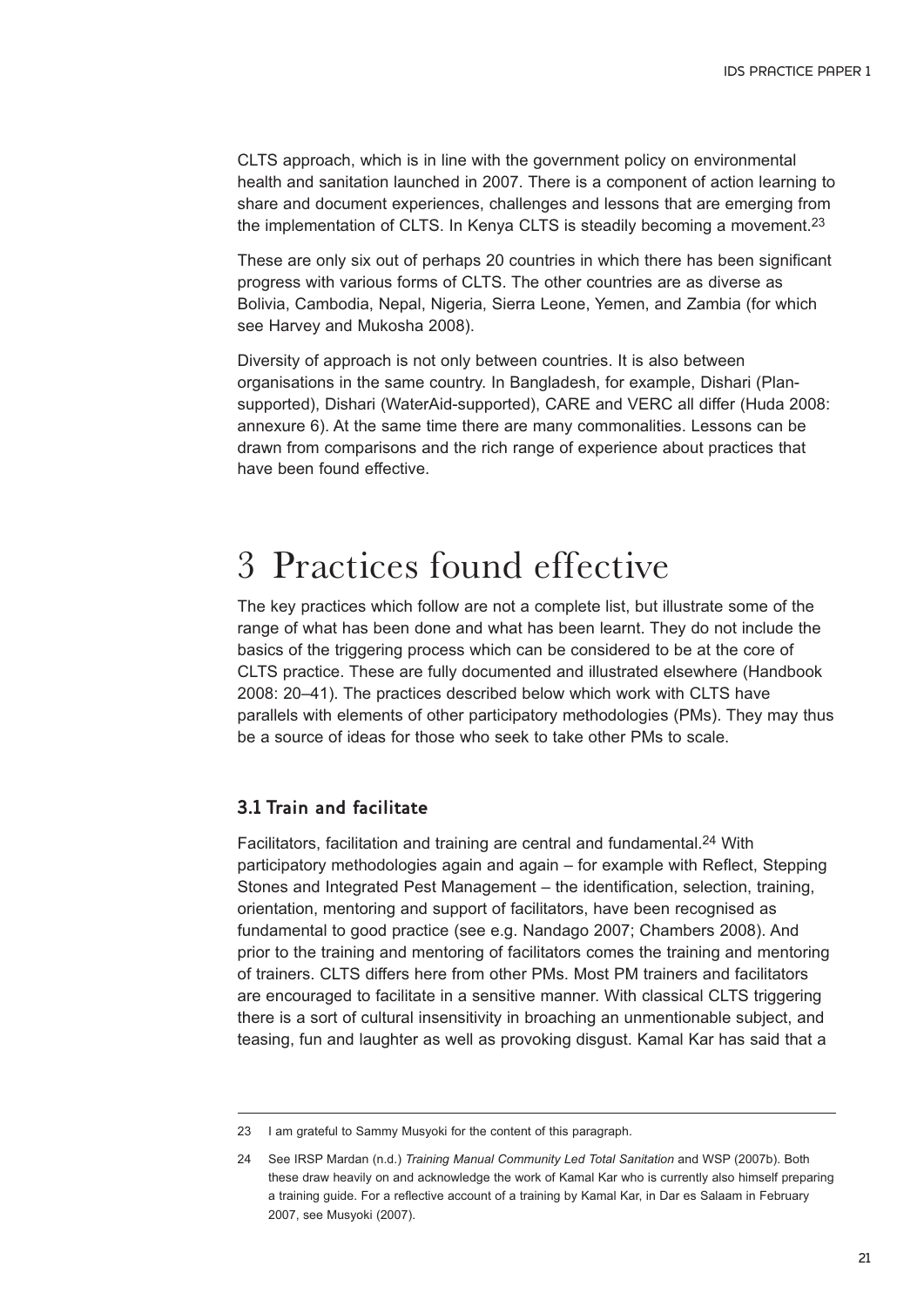CLTS approach, which is in line with the government policy on environmental health and sanitation launched in 2007. There is a component of action learning to share and document experiences, challenges and lessons that are emerging from the implementation of CLTS. In Kenya CLTS is steadily becoming a movement.[23]

These are only six out of perhaps 20 countries in which there has been significant progress with various forms of CLTS. The other countries are as diverse as Bolivia, Cambodia, Nepal, Nigeria, Sierra Leone, Yemen, and Zambia (for which see Harvey and Mukosha 2008).

Diversity of approach is not only between countries. It is also between organisations in the same country. In Bangladesh, for example, Dishari (Plan-supported), Dishari (WaterAid-supported), CARE and VERC all differ (Huda 2008: annexure 6). At the same time there are many commonalities. Lessons can be drawn from comparisons and the rich range of experience about practices that have been found effective.

# 3 Practices found effective

The key practices which follow are not a complete list, but illustrate some of the range of what has been done and what has been learnt. They do not include the basics of the triggering process which can be considered to be at the core of CLTS practice. These are fully documented and illustrated elsewhere (Handbook 2008: 20–41). The practices described below which work with CLTS have parallels with elements of other participatory methodologies (PMs). They may thus be a source of ideas for those who seek to take other PMs to scale.

## 3.1 Train and facilitate

Facilitators, facilitation and training are central and fundamental.[24] With participatory methodologies again and again – for example with Reflect, Stepping Stones and Integrated Pest Management – the identification, selection, training, orientation, mentoring and support of facilitators, have been recognised as fundamental to good practice (see e.g. Nandago 2007; Chambers 2008). And prior to the training and mentoring of facilitators comes the training and mentoring of trainers. CLTS differs here from other PMs. Most PM trainers and facilitators are encouraged to facilitate in a sensitive manner. With classical CLTS triggering there is a sort of cultural insensitivity in broaching an unmentionable subject, and teasing, fun and laughter as well as provoking disgust. Kamal Kar has said that a

---

23 I am grateful to Sammy Musyoki for the content of this paragraph.

24 See IRSP Mardan (n.d.) *Training Manual Community Led Total Sanitation* and WSP (2007b). Both these draw heavily on and acknowledge the work of Kamal Kar who is currently also himself preparing a training guide. For a reflective account of a training by Kamal Kar, in Dar es Salaam in February 2007, see Musyoki (2007).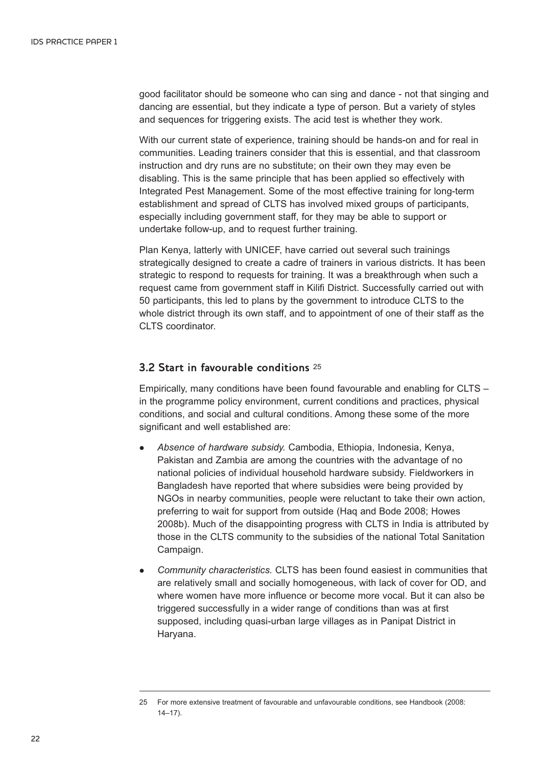good facilitator should be someone who can sing and dance - not that singing and dancing are essential, but they indicate a type of person. But a variety of styles and sequences for triggering exists. The acid test is whether they work.

With our current state of experience, training should be hands-on and for real in communities. Leading trainers consider that this is essential, and that classroom instruction and dry runs are no substitute; on their own they may even be disabling. This is the same principle that has been applied so effectively with Integrated Pest Management. Some of the most effective training for long-term establishment and spread of CLTS has involved mixed groups of participants, especially including government staff, for they may be able to support or undertake follow-up, and to request further training.

Plan Kenya, latterly with UNICEF, have carried out several such trainings strategically designed to create a cadre of trainers in various districts. It has been strategic to respond to requests for training. It was a breakthrough when such a request came from government staff in Kilifi District. Successfully carried out with 50 participants, this led to plans by the government to introduce CLTS to the whole district through its own staff, and to appointment of one of their staff as the CLTS coordinator.

## 3.2 Start in favourable conditions [25]

Empirically, many conditions have been found favourable and enabling for CLTS – in the programme policy environment, current conditions and practices, physical conditions, and social and cultural conditions. Among these some of the more significant and well established are:

- *Absence of hardware subsidy.* Cambodia, Ethiopia, Indonesia, Kenya, Pakistan and Zambia are among the countries with the advantage of no national policies of individual household hardware subsidy. Fieldworkers in Bangladesh have reported that where subsidies were being provided by NGOs in nearby communities, people were reluctant to take their own action, preferring to wait for support from outside (Haq and Bode 2008; Howes 2008b). Much of the disappointing progress with CLTS in India is attributed by those in the CLTS community to the subsidies of the national Total Sanitation Campaign.
- *Community characteristics.* CLTS has been found easiest in communities that are relatively small and socially homogeneous, with lack of cover for OD, and where women have more influence or become more vocal. But it can also be triggered successfully in a wider range of conditions than was at first supposed, including quasi-urban large villages as in Panipat District in Haryana.

---

25 For more extensive treatment of favourable and unfavourable conditions, see Handbook (2008: 14–17).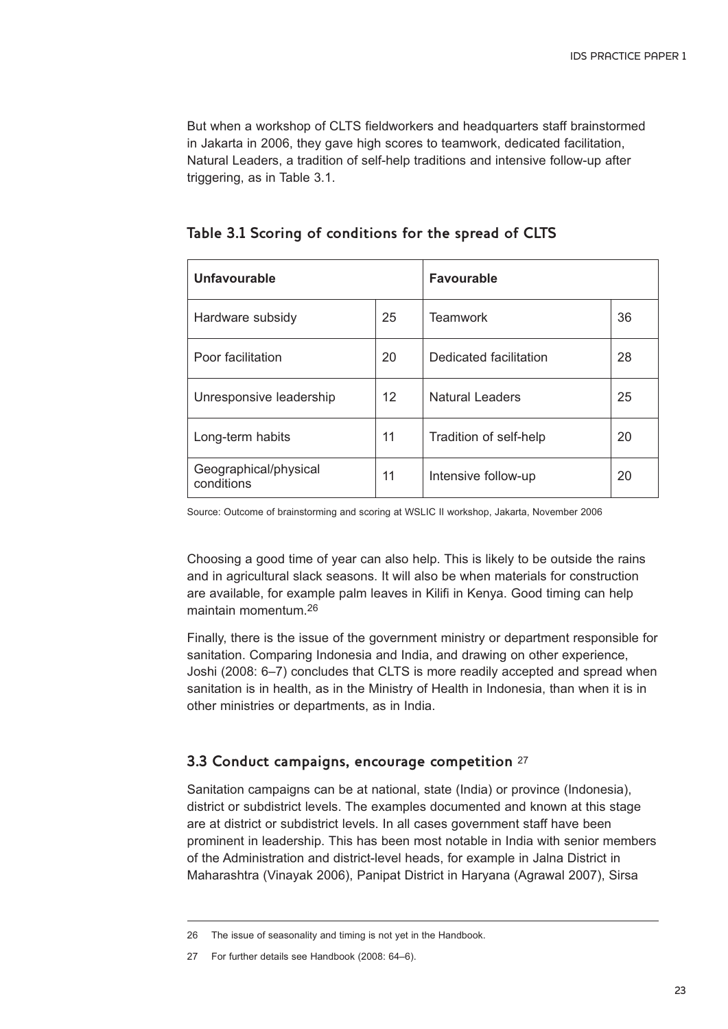But when a workshop of CLTS fieldworkers and headquarters staff brainstormed in Jakarta in 2006, they gave high scores to teamwork, dedicated facilitation, Natural Leaders, a tradition of self-help traditions and intensive follow-up after triggering, as in Table 3.1.

### Table 3.1 Scoring of conditions for the spread of CLTS

| Unfavourable | | Favourable | |
|---|---|---|---|
| Hardware subsidy | 25 | Teamwork | 36 |
| Poor facilitation | 20 | Dedicated facilitation | 28 |
| Unresponsive leadership | 12 | Natural Leaders | 25 |
| Long-term habits | 11 | Tradition of self-help | 20 |
| Geographical/physical conditions | 11 | Intensive follow-up | 20 |

Source: Outcome of brainstorming and scoring at WSLIC II workshop, Jakarta, November 2006

Choosing a good time of year can also help. This is likely to be outside the rains and in agricultural slack seasons. It will also be when materials for construction are available, for example palm leaves in Kilifi in Kenya. Good timing can help maintain momentum.[26]

Finally, there is the issue of the government ministry or department responsible for sanitation. Comparing Indonesia and India, and drawing on other experience, Joshi (2008: 6–7) concludes that CLTS is more readily accepted and spread when sanitation is in health, as in the Ministry of Health in Indonesia, than when it is in other ministries or departments, as in India.

### 3.3 Conduct campaigns, encourage competition [27]

Sanitation campaigns can be at national, state (India) or province (Indonesia), district or subdistrict levels. The examples documented and known at this stage are at district or subdistrict levels. In all cases government staff have been prominent in leadership. This has been most notable in India with senior members of the Administration and district-level heads, for example in Jalna District in Maharashtra (Vinayak 2006), Panipat District in Haryana (Agrawal 2007), Sirsa

---

26 The issue of seasonality and timing is not yet in the Handbook.

27 For further details see Handbook (2008: 64–6).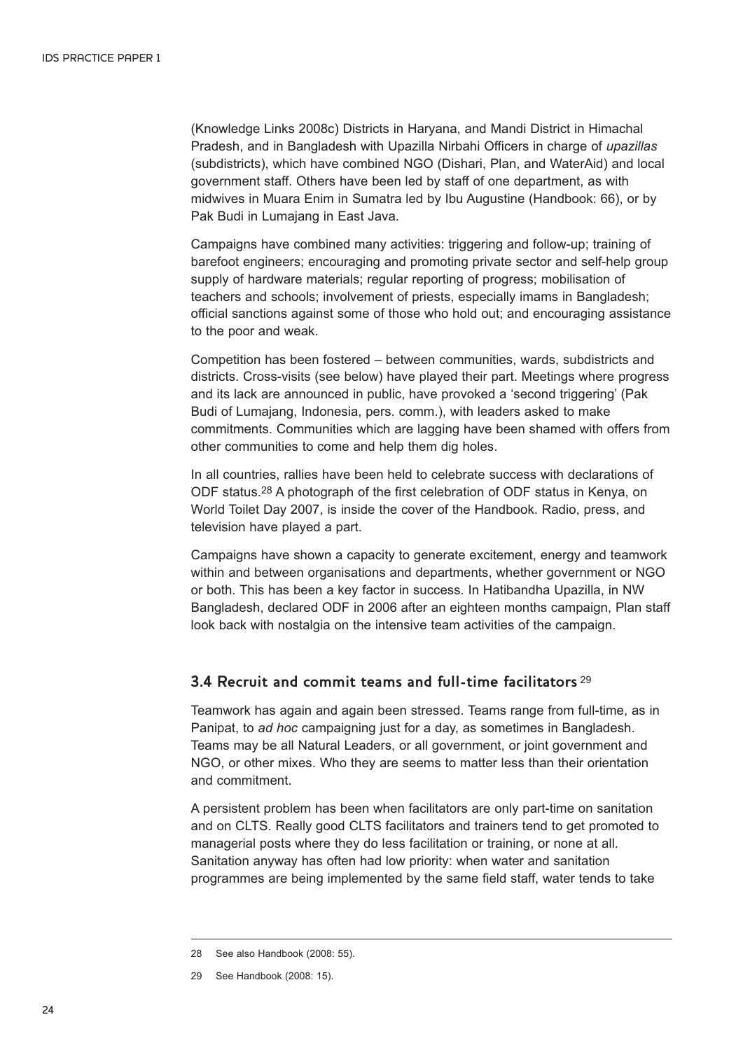(Knowledge Links 2008c) Districts in Haryana, and Mandi District in Himachal Pradesh, and in Bangladesh with Upazilla Nirbahi Officers in charge of *upazillas* (subdistricts), which have combined NGO (Dishari, Plan, and WaterAid) and local government staff. Others have been led by staff of one department, as with midwives in Muara Enim in Sumatra led by Ibu Augustine (Handbook: 66), or by Pak Budi in Lumajang in East Java.

Campaigns have combined many activities: triggering and follow-up; training of barefoot engineers; encouraging and promoting private sector and self-help group supply of hardware materials; regular reporting of progress; mobilisation of teachers and schools; involvement of priests, especially imams in Bangladesh; official sanctions against some of those who hold out; and encouraging assistance to the poor and weak.

Competition has been fostered – between communities, wards, subdistricts and districts. Cross-visits (see below) have played their part. Meetings where progress and its lack are announced in public, have provoked a 'second triggering' (Pak Budi of Lumajang, Indonesia, pers. comm.), with leaders asked to make commitments. Communities which are lagging have been shamed with offers from other communities to come and help them dig holes.

In all countries, rallies have been held to celebrate success with declarations of ODF status.[28] A photograph of the first celebration of ODF status in Kenya, on World Toilet Day 2007, is inside the cover of the Handbook. Radio, press, and television have played a part.

Campaigns have shown a capacity to generate excitement, energy and teamwork within and between organisations and departments, whether government or NGO or both. This has been a key factor in success. In Hatibandha Upazilla, in NW Bangladesh, declared ODF in 2006 after an eighteen months campaign, Plan staff look back with nostalgia on the intensive team activities of the campaign.

### 3.4 Recruit and commit teams and full-time facilitators [29]

Teamwork has again and again been stressed. Teams range from full-time, as in Panipat, to *ad hoc* campaigning just for a day, as sometimes in Bangladesh. Teams may be all Natural Leaders, or all government, or joint government and NGO, or other mixes. Who they are seems to matter less than their orientation and commitment.

A persistent problem has been when facilitators are only part-time on sanitation and on CLTS. Really good CLTS facilitators and trainers tend to get promoted to managerial posts where they do less facilitation or training, or none at all. Sanitation anyway has often had low priority: when water and sanitation programmes are being implemented by the same field staff, water tends to take

---

28 See also Handbook (2008: 55).

29 See Handbook (2008: 15).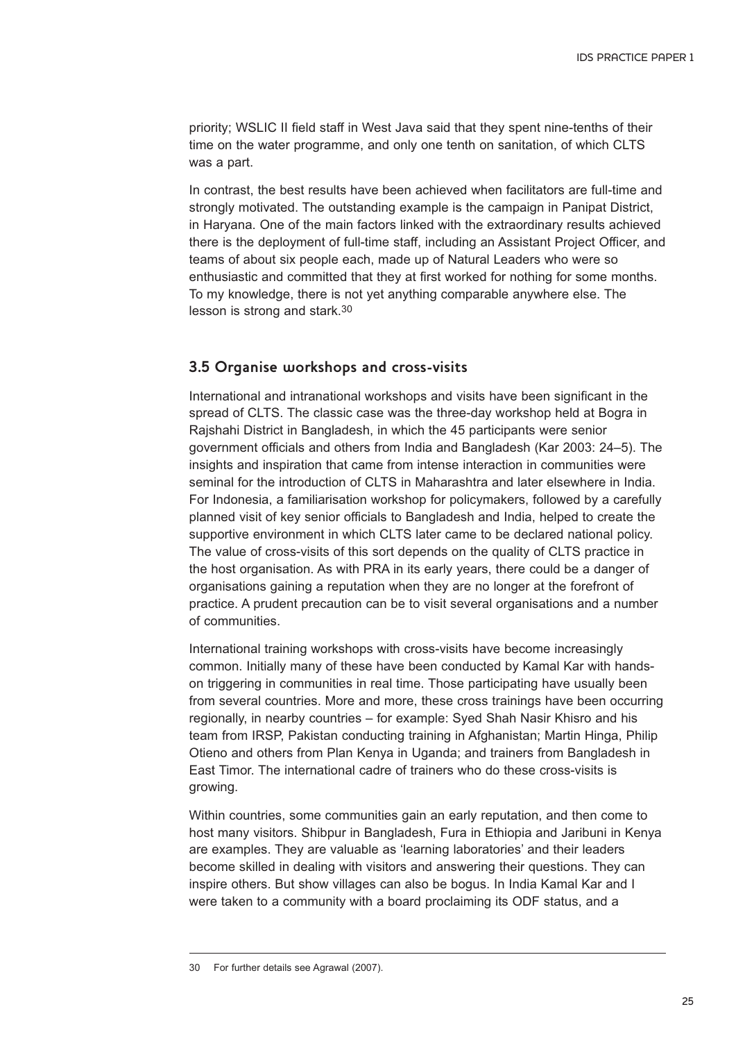priority; WSLIC II field staff in West Java said that they spent nine-tenths of their time on the water programme, and only one tenth on sanitation, of which CLTS was a part.

In contrast, the best results have been achieved when facilitators are full-time and strongly motivated. The outstanding example is the campaign in Panipat District, in Haryana. One of the main factors linked with the extraordinary results achieved there is the deployment of full-time staff, including an Assistant Project Officer, and teams of about six people each, made up of Natural Leaders who were so enthusiastic and committed that they at first worked for nothing for some months. To my knowledge, there is not yet anything comparable anywhere else. The lesson is strong and stark.[30]

### 3.5 Organise workshops and cross-visits

International and intranational workshops and visits have been significant in the spread of CLTS. The classic case was the three-day workshop held at Bogra in Rajshahi District in Bangladesh, in which the 45 participants were senior government officials and others from India and Bangladesh (Kar 2003: 24–5). The insights and inspiration that came from intense interaction in communities were seminal for the introduction of CLTS in Maharashtra and later elsewhere in India. For Indonesia, a familiarisation workshop for policymakers, followed by a carefully planned visit of key senior officials to Bangladesh and India, helped to create the supportive environment in which CLTS later came to be declared national policy. The value of cross-visits of this sort depends on the quality of CLTS practice in the host organisation. As with PRA in its early years, there could be a danger of organisations gaining a reputation when they are no longer at the forefront of practice. A prudent precaution can be to visit several organisations and a number of communities.

International training workshops with cross-visits have become increasingly common. Initially many of these have been conducted by Kamal Kar with hands-on triggering in communities in real time. Those participating have usually been from several countries. More and more, these cross trainings have been occurring regionally, in nearby countries – for example: Syed Shah Nasir Khisro and his team from IRSP, Pakistan conducting training in Afghanistan; Martin Hinga, Philip Otieno and others from Plan Kenya in Uganda; and trainers from Bangladesh in East Timor. The international cadre of trainers who do these cross-visits is growing.

Within countries, some communities gain an early reputation, and then come to host many visitors. Shibpur in Bangladesh, Fura in Ethiopia and Jaribuni in Kenya are examples. They are valuable as 'learning laboratories' and their leaders become skilled in dealing with visitors and answering their questions. They can inspire others. But show villages can also be bogus. In India Kamal Kar and I were taken to a community with a board proclaiming its ODF status, and a

---

30 For further details see Agrawal (2007).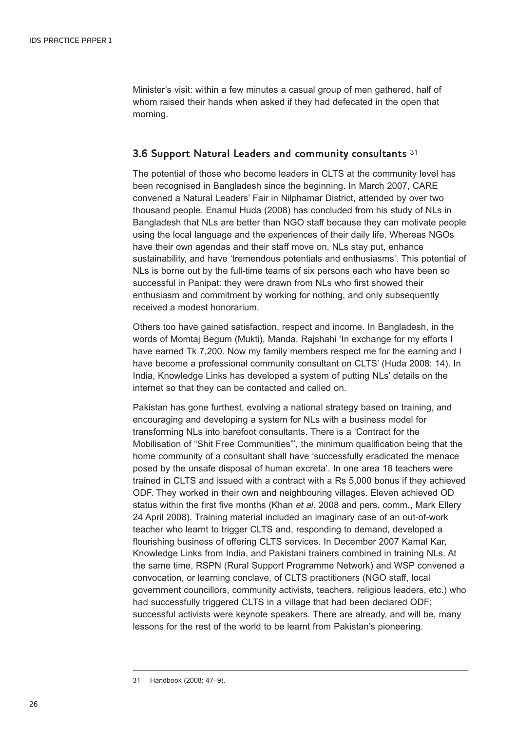Minister's visit: within a few minutes a casual group of men gathered, half of whom raised their hands when asked if they had defecated in the open that morning.

### 3.6 Support Natural Leaders and community consultants [31]

The potential of those who become leaders in CLTS at the community level has been recognised in Bangladesh since the beginning. In March 2007, CARE convened a Natural Leaders' Fair in Nilphamar District, attended by over two thousand people. Enamul Huda (2008) has concluded from his study of NLs in Bangladesh that NLs are better than NGO staff because they can motivate people using the local language and the experiences of their daily life. Whereas NGOs have their own agendas and their staff move on, NLs stay put, enhance sustainability, and have 'tremendous potentials and enthusiasms'. This potential of NLs is borne out by the full-time teams of six persons each who have been so successful in Panipat: they were drawn from NLs who first showed their enthusiasm and commitment by working for nothing, and only subsequently received a modest honorarium.

Others too have gained satisfaction, respect and income. In Bangladesh, in the words of Momtaj Begum (Mukti), Manda, Rajshahi 'In exchange for my efforts I have earned Tk 7,200. Now my family members respect me for the earning and I have become a professional community consultant on CLTS' (Huda 2008: 14). In India, Knowledge Links has developed a system of putting NLs' details on the internet so that they can be contacted and called on.

Pakistan has gone furthest, evolving a national strategy based on training, and encouraging and developing a system for NLs with a business model for transforming NLs into barefoot consultants. There is a 'Contract for the Mobilisation of "Shit Free Communities"', the minimum qualification being that the home community of a consultant shall have 'successfully eradicated the menace posed by the unsafe disposal of human excreta'. In one area 18 teachers were trained in CLTS and issued with a contract with a Rs 5,000 bonus if they achieved ODF. They worked in their own and neighbouring villages. Eleven achieved OD status within the first five months (Khan *et al.* 2008 and pers. comm., Mark Ellery 24 April 2008). Training material included an imaginary case of an out-of-work teacher who learnt to trigger CLTS and, responding to demand, developed a flourishing business of offering CLTS services. In December 2007 Kamal Kar, Knowledge Links from India, and Pakistani trainers combined in training NLs. At the same time, RSPN (Rural Support Programme Network) and WSP convened a convocation, or learning conclave, of CLTS practitioners (NGO staff, local government councillors, community activists, teachers, religious leaders, etc.) who had successfully triggered CLTS in a village that had been declared ODF: successful activists were keynote speakers. There are already, and will be, many lessons for the rest of the world to be learnt from Pakistan's pioneering.

---

31 Handbook (2008: 47–9).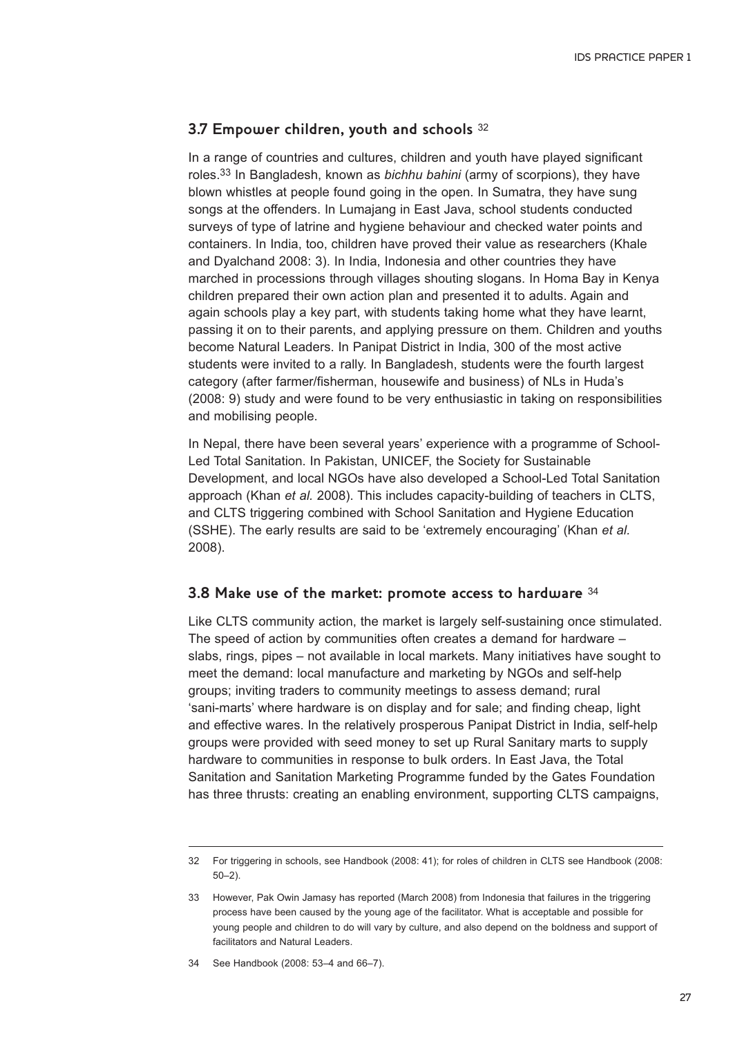## 3.7 Empower children, youth and schools [32]

In a range of countries and cultures, children and youth have played significant roles.[33] In Bangladesh, known as *bichhu bahini* (army of scorpions), they have blown whistles at people found going in the open. In Sumatra, they have sung songs at the offenders. In Lumajang in East Java, school students conducted surveys of type of latrine and hygiene behaviour and checked water points and containers. In India, too, children have proved their value as researchers (Khale and Dyalchand 2008: 3). In India, Indonesia and other countries they have marched in processions through villages shouting slogans. In Homa Bay in Kenya children prepared their own action plan and presented it to adults. Again and again schools play a key part, with students taking home what they have learnt, passing it on to their parents, and applying pressure on them. Children and youths become Natural Leaders. In Panipat District in India, 300 of the most active students were invited to a rally. In Bangladesh, students were the fourth largest category (after farmer/fisherman, housewife and business) of NLs in Huda's (2008: 9) study and were found to be very enthusiastic in taking on responsibilities and mobilising people.

In Nepal, there have been several years' experience with a programme of School-Led Total Sanitation. In Pakistan, UNICEF, the Society for Sustainable Development, and local NGOs have also developed a School-Led Total Sanitation approach (Khan *et al.* 2008). This includes capacity-building of teachers in CLTS, and CLTS triggering combined with School Sanitation and Hygiene Education (SSHE). The early results are said to be 'extremely encouraging' (Khan *et al.* 2008).

## 3.8 Make use of the market: promote access to hardware [34]

Like CLTS community action, the market is largely self-sustaining once stimulated. The speed of action by communities often creates a demand for hardware – slabs, rings, pipes – not available in local markets. Many initiatives have sought to meet the demand: local manufacture and marketing by NGOs and self-help groups; inviting traders to community meetings to assess demand; rural 'sani-marts' where hardware is on display and for sale; and finding cheap, light and effective wares. In the relatively prosperous Panipat District in India, self-help groups were provided with seed money to set up Rural Sanitary marts to supply hardware to communities in response to bulk orders. In East Java, the Total Sanitation and Sanitation Marketing Programme funded by the Gates Foundation has three thrusts: creating an enabling environment, supporting CLTS campaigns,

---

32 For triggering in schools, see Handbook (2008: 41); for roles of children in CLTS see Handbook (2008: 50–2).

33 However, Pak Owin Jamasy has reported (March 2008) from Indonesia that failures in the triggering process have been caused by the young age of the facilitator. What is acceptable and possible for young people and children to do will vary by culture, and also depend on the boldness and support of facilitators and Natural Leaders.

34 See Handbook (2008: 53–4 and 66–7).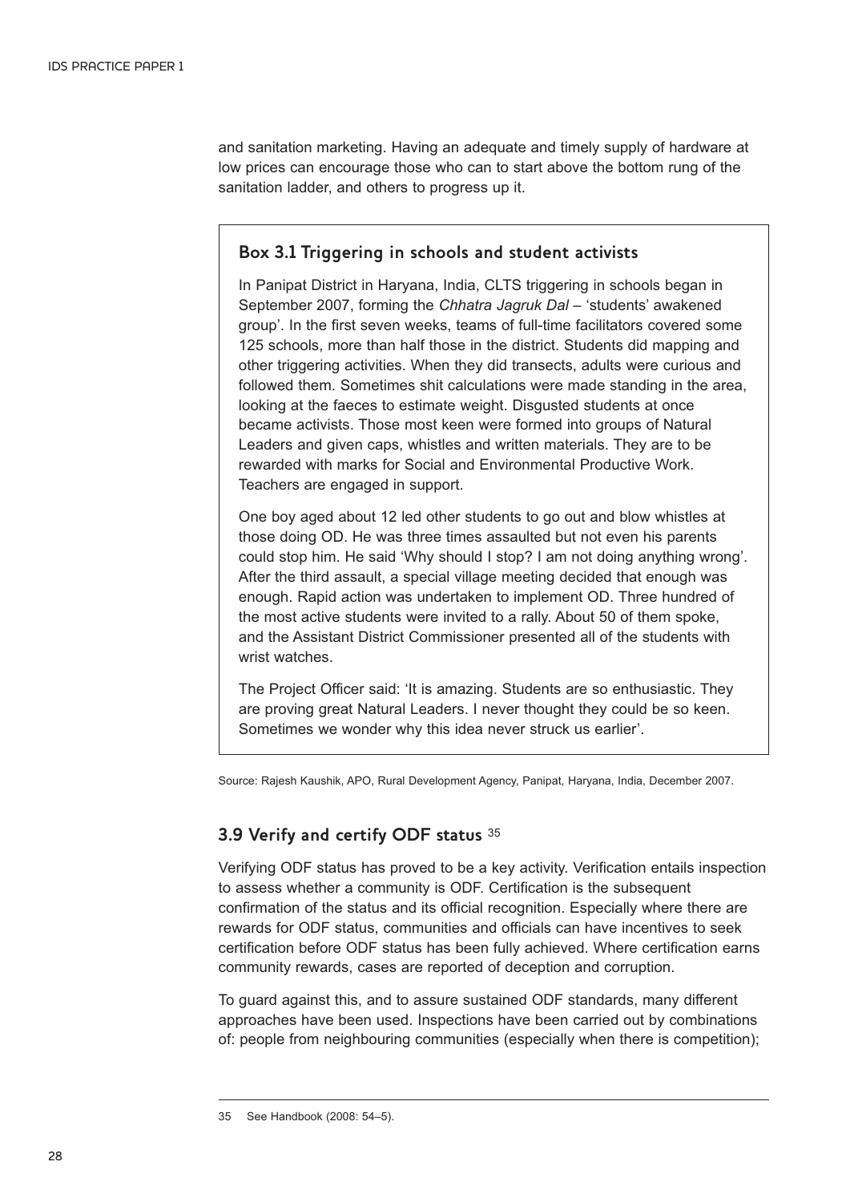and sanitation marketing. Having an adequate and timely supply of hardware at low prices can encourage those who can to start above the bottom rung of the sanitation ladder, and others to progress up it.

### Box 3.1 Triggering in schools and student activists

In Panipat District in Haryana, India, CLTS triggering in schools began in September 2007, forming the *Chhatra Jagruk Dal* – 'students' awakened group'. In the first seven weeks, teams of full-time facilitators covered some 125 schools, more than half those in the district. Students did mapping and other triggering activities. When they did transects, adults were curious and followed them. Sometimes shit calculations were made standing in the area, looking at the faeces to estimate weight. Disgusted students at once became activists. Those most keen were formed into groups of Natural Leaders and given caps, whistles and written materials. They are to be rewarded with marks for Social and Environmental Productive Work. Teachers are engaged in support.

One boy aged about 12 led other students to go out and blow whistles at those doing OD. He was three times assaulted but not even his parents could stop him. He said 'Why should I stop? I am not doing anything wrong'. After the third assault, a special village meeting decided that enough was enough. Rapid action was undertaken to implement OD. Three hundred of the most active students were invited to a rally. About 50 of them spoke, and the Assistant District Commissioner presented all of the students with wrist watches.

The Project Officer said: 'It is amazing. Students are so enthusiastic. They are proving great Natural Leaders. I never thought they could be so keen. Sometimes we wonder why this idea never struck us earlier'.

Source: Rajesh Kaushik, APO, Rural Development Agency, Panipat, Haryana, India, December 2007.

## 3.9 Verify and certify ODF status [35]

Verifying ODF status has proved to be a key activity. Verification entails inspection to assess whether a community is ODF. Certification is the subsequent confirmation of the status and its official recognition. Especially where there are rewards for ODF status, communities and officials can have incentives to seek certification before ODF status has been fully achieved. Where certification earns community rewards, cases are reported of deception and corruption.

To guard against this, and to assure sustained ODF standards, many different approaches have been used. Inspections have been carried out by combinations of: people from neighbouring communities (especially when there is competition);

---

35 See Handbook (2008: 54–5).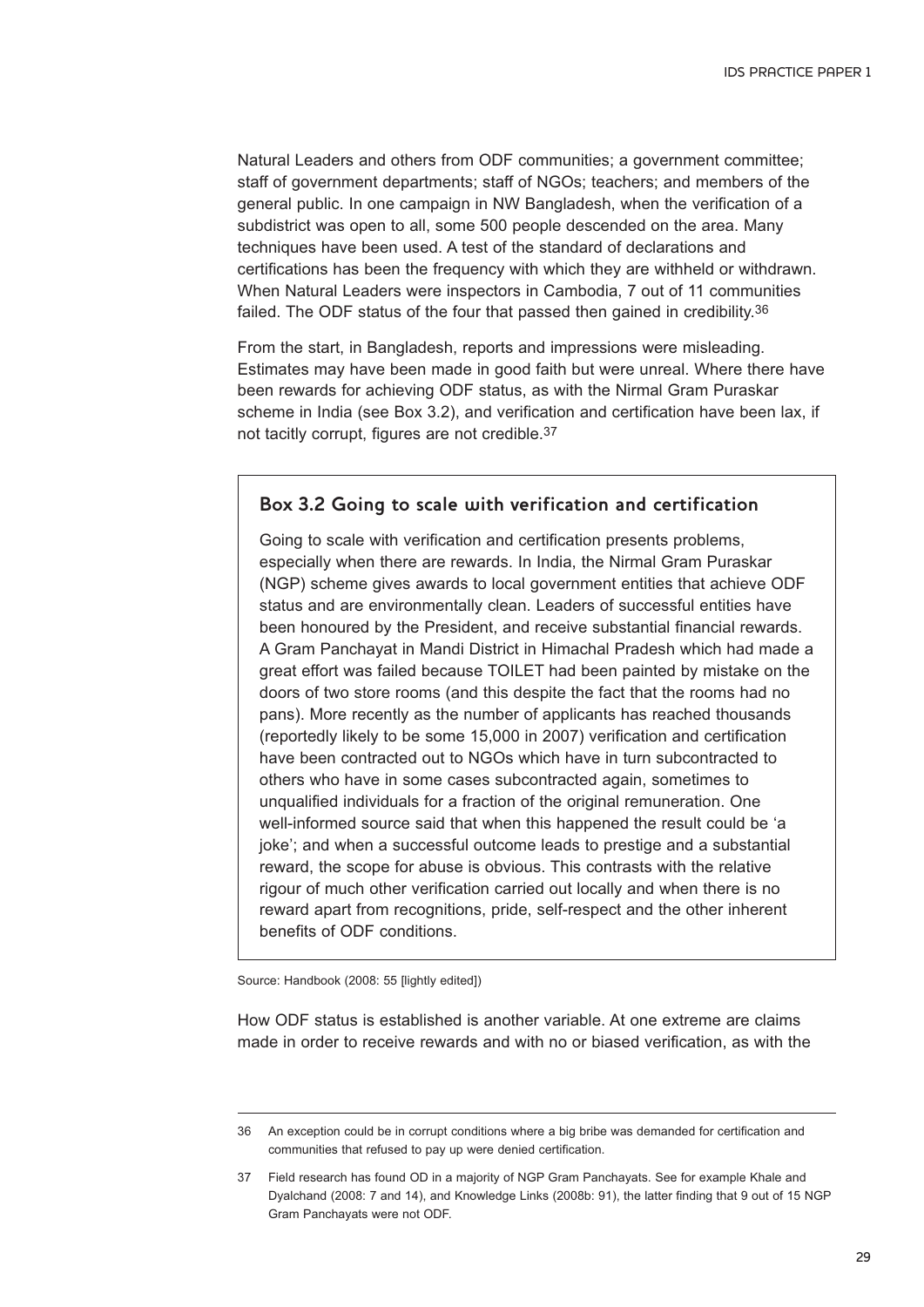Natural Leaders and others from ODF communities; a government committee; staff of government departments; staff of NGOs; teachers; and members of the general public. In one campaign in NW Bangladesh, when the verification of a subdistrict was open to all, some 500 people descended on the area. Many techniques have been used. A test of the standard of declarations and certifications has been the frequency with which they are withheld or withdrawn. When Natural Leaders were inspectors in Cambodia, 7 out of 11 communities failed. The ODF status of the four that passed then gained in credibility.[36]

From the start, in Bangladesh, reports and impressions were misleading. Estimates may have been made in good faith but were unreal. Where there have been rewards for achieving ODF status, as with the Nirmal Gram Puraskar scheme in India (see Box 3.2), and verification and certification have been lax, if not tacitly corrupt, figures are not credible.[37]

### Box 3.2 Going to scale with verification and certification

Going to scale with verification and certification presents problems, especially when there are rewards. In India, the Nirmal Gram Puraskar (NGP) scheme gives awards to local government entities that achieve ODF status and are environmentally clean. Leaders of successful entities have been honoured by the President, and receive substantial financial rewards. A Gram Panchayat in Mandi District in Himachal Pradesh which had made a great effort was failed because TOILET had been painted by mistake on the doors of two store rooms (and this despite the fact that the rooms had no pans). More recently as the number of applicants has reached thousands (reportedly likely to be some 15,000 in 2007) verification and certification have been contracted out to NGOs which have in turn subcontracted to others who have in some cases subcontracted again, sometimes to unqualified individuals for a fraction of the original remuneration. One well-informed source said that when this happened the result could be 'a joke'; and when a successful outcome leads to prestige and a substantial reward, the scope for abuse is obvious. This contrasts with the relative rigour of much other verification carried out locally and when there is no reward apart from recognitions, pride, self-respect and the other inherent benefits of ODF conditions.

Source: Handbook (2008: 55 [lightly edited])

How ODF status is established is another variable. At one extreme are claims made in order to receive rewards and with no or biased verification, as with the

---

36 An exception could be in corrupt conditions where a big bribe was demanded for certification and communities that refused to pay up were denied certification.

37 Field research has found OD in a majority of NGP Gram Panchayats. See for example Khale and Dyalchand (2008: 7 and 14), and Knowledge Links (2008b: 91), the latter finding that 9 out of 15 NGP Gram Panchayats were not ODF.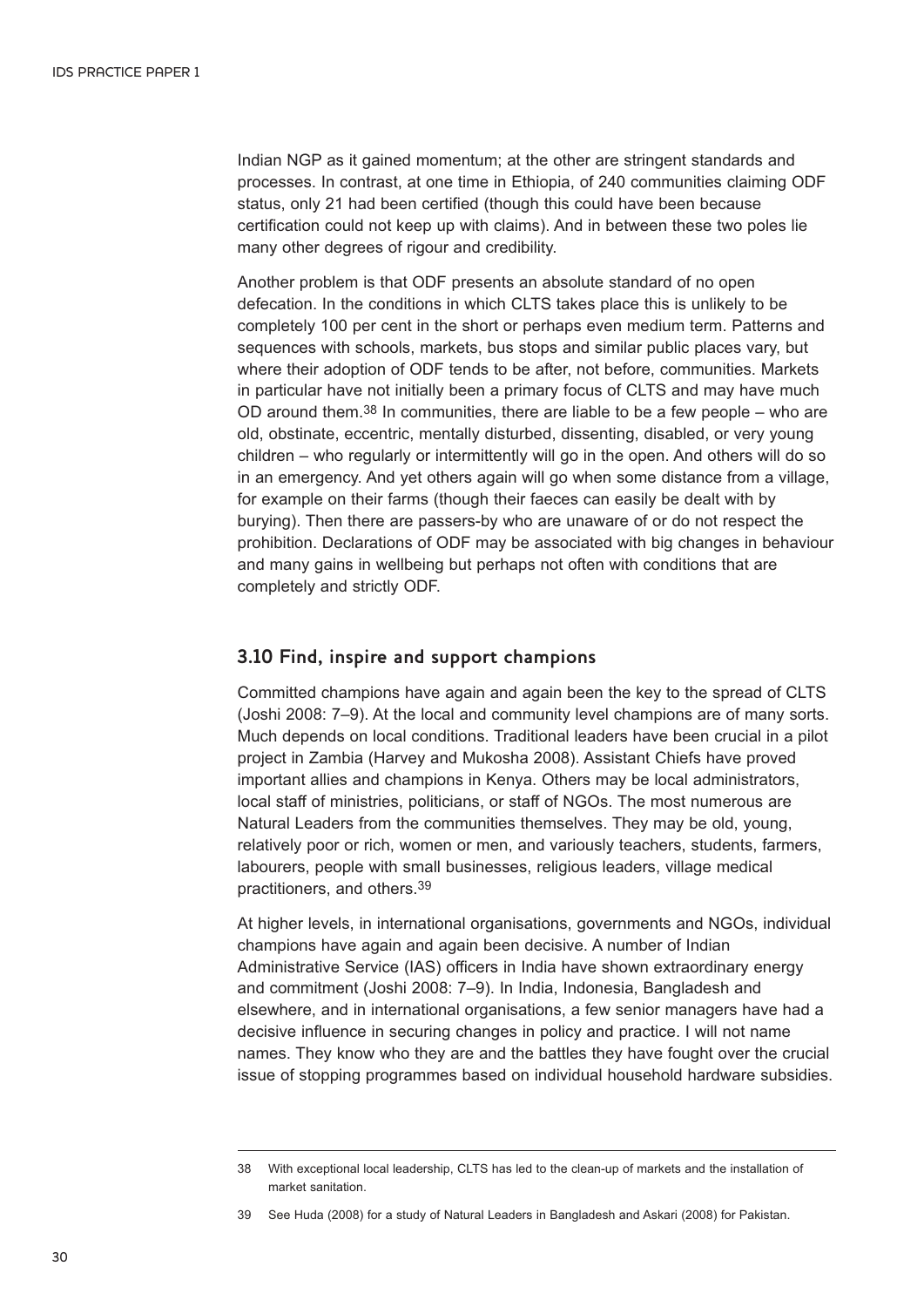Indian NGP as it gained momentum; at the other are stringent standards and processes. In contrast, at one time in Ethiopia, of 240 communities claiming ODF status, only 21 had been certified (though this could have been because certification could not keep up with claims). And in between these two poles lie many other degrees of rigour and credibility.

Another problem is that ODF presents an absolute standard of no open defecation. In the conditions in which CLTS takes place this is unlikely to be completely 100 per cent in the short or perhaps even medium term. Patterns and sequences with schools, markets, bus stops and similar public places vary, but where their adoption of ODF tends to be after, not before, communities. Markets in particular have not initially been a primary focus of CLTS and may have much OD around them.[38] In communities, there are liable to be a few people – who are old, obstinate, eccentric, mentally disturbed, dissenting, disabled, or very young children – who regularly or intermittently will go in the open. And others will do so in an emergency. And yet others again will go when some distance from a village, for example on their farms (though their faeces can easily be dealt with by burying). Then there are passers-by who are unaware of or do not respect the prohibition. Declarations of ODF may be associated with big changes in behaviour and many gains in wellbeing but perhaps not often with conditions that are completely and strictly ODF.

### 3.10 Find, inspire and support champions

Committed champions have again and again been the key to the spread of CLTS (Joshi 2008: 7–9). At the local and community level champions are of many sorts. Much depends on local conditions. Traditional leaders have been crucial in a pilot project in Zambia (Harvey and Mukosha 2008). Assistant Chiefs have proved important allies and champions in Kenya. Others may be local administrators, local staff of ministries, politicians, or staff of NGOs. The most numerous are Natural Leaders from the communities themselves. They may be old, young, relatively poor or rich, women or men, and variously teachers, students, farmers, labourers, people with small businesses, religious leaders, village medical practitioners, and others.[39]

At higher levels, in international organisations, governments and NGOs, individual champions have again and again been decisive. A number of Indian Administrative Service (IAS) officers in India have shown extraordinary energy and commitment (Joshi 2008: 7–9). In India, Indonesia, Bangladesh and elsewhere, and in international organisations, a few senior managers have had a decisive influence in securing changes in policy and practice. I will not name names. They know who they are and the battles they have fought over the crucial issue of stopping programmes based on individual household hardware subsidies.

---

38 With exceptional local leadership, CLTS has led to the clean-up of markets and the installation of market sanitation.

39 See Huda (2008) for a study of Natural Leaders in Bangladesh and Askari (2008) for Pakistan.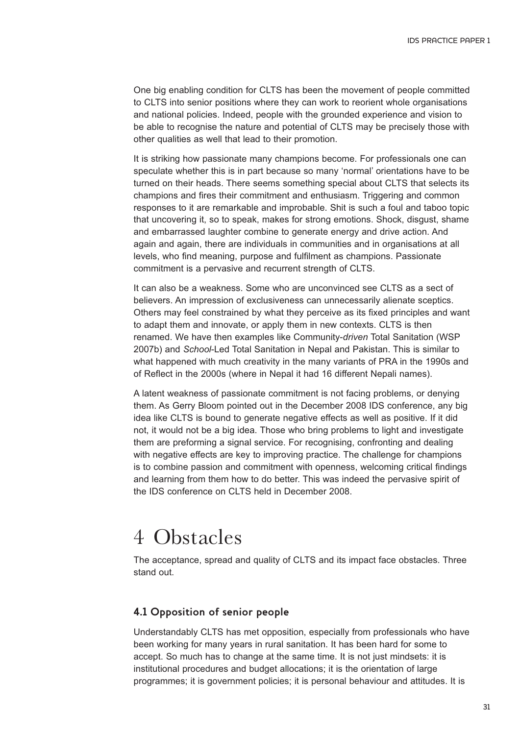One big enabling condition for CLTS has been the movement of people committed to CLTS into senior positions where they can work to reorient whole organisations and national policies. Indeed, people with the grounded experience and vision to be able to recognise the nature and potential of CLTS may be precisely those with other qualities as well that lead to their promotion.

It is striking how passionate many champions become. For professionals one can speculate whether this is in part because so many 'normal' orientations have to be turned on their heads. There seems something special about CLTS that selects its champions and fires their commitment and enthusiasm. Triggering and common responses to it are remarkable and improbable. Shit is such a foul and taboo topic that uncovering it, so to speak, makes for strong emotions. Shock, disgust, shame and embarrassed laughter combine to generate energy and drive action. And again and again, there are individuals in communities and in organisations at all levels, who find meaning, purpose and fulfilment as champions. Passionate commitment is a pervasive and recurrent strength of CLTS.

It can also be a weakness. Some who are unconvinced see CLTS as a sect of believers. An impression of exclusiveness can unnecessarily alienate sceptics. Others may feel constrained by what they perceive as its fixed principles and want to adapt them and innovate, or apply them in new contexts. CLTS is then renamed. We have then examples like Community-*driven* Total Sanitation (WSP 2007b) and *School*-Led Total Sanitation in Nepal and Pakistan. This is similar to what happened with much creativity in the many variants of PRA in the 1990s and of Reflect in the 2000s (where in Nepal it had 16 different Nepali names).

A latent weakness of passionate commitment is not facing problems, or denying them. As Gerry Bloom pointed out in the December 2008 IDS conference, any big idea like CLTS is bound to generate negative effects as well as positive. If it did not, it would not be a big idea. Those who bring problems to light and investigate them are preforming a signal service. For recognising, confronting and dealing with negative effects are key to improving practice. The challenge for champions is to combine passion and commitment with openness, welcoming critical findings and learning from them how to do better. This was indeed the pervasive spirit of the IDS conference on CLTS held in December 2008.

# 4 Obstacles

The acceptance, spread and quality of CLTS and its impact face obstacles. Three stand out.

## 4.1 Opposition of senior people

Understandably CLTS has met opposition, especially from professionals who have been working for many years in rural sanitation. It has been hard for some to accept. So much has to change at the same time. It is not just mindsets: it is institutional procedures and budget allocations; it is the orientation of large programmes; it is government policies; it is personal behaviour and attitudes. It is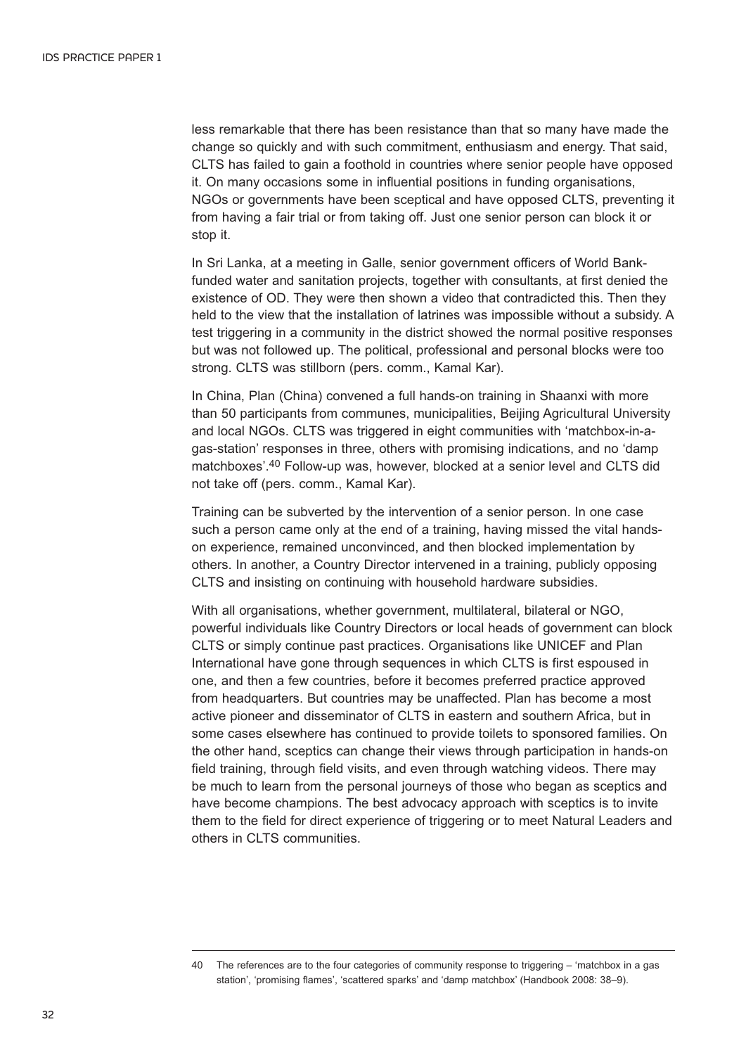less remarkable that there has been resistance than that so many have made the change so quickly and with such commitment, enthusiasm and energy. That said, CLTS has failed to gain a foothold in countries where senior people have opposed it. On many occasions some in influential positions in funding organisations, NGOs or governments have been sceptical and have opposed CLTS, preventing it from having a fair trial or from taking off. Just one senior person can block it or stop it.

In Sri Lanka, at a meeting in Galle, senior government officers of World Bank-funded water and sanitation projects, together with consultants, at first denied the existence of OD. They were then shown a video that contradicted this. Then they held to the view that the installation of latrines was impossible without a subsidy. A test triggering in a community in the district showed the normal positive responses but was not followed up. The political, professional and personal blocks were too strong. CLTS was stillborn (pers. comm., Kamal Kar).

In China, Plan (China) convened a full hands-on training in Shaanxi with more than 50 participants from communes, municipalities, Beijing Agricultural University and local NGOs. CLTS was triggered in eight communities with 'matchbox-in-a-gas-station' responses in three, others with promising indications, and no 'damp matchboxes'.[40] Follow-up was, however, blocked at a senior level and CLTS did not take off (pers. comm., Kamal Kar).

Training can be subverted by the intervention of a senior person. In one case such a person came only at the end of a training, having missed the vital hands-on experience, remained unconvinced, and then blocked implementation by others. In another, a Country Director intervened in a training, publicly opposing CLTS and insisting on continuing with household hardware subsidies.

With all organisations, whether government, multilateral, bilateral or NGO, powerful individuals like Country Directors or local heads of government can block CLTS or simply continue past practices. Organisations like UNICEF and Plan International have gone through sequences in which CLTS is first espoused in one, and then a few countries, before it becomes preferred practice approved from headquarters. But countries may be unaffected. Plan has become a most active pioneer and disseminator of CLTS in eastern and southern Africa, but in some cases elsewhere has continued to provide toilets to sponsored families. On the other hand, sceptics can change their views through participation in hands-on field training, through field visits, and even through watching videos. There may be much to learn from the personal journeys of those who began as sceptics and have become champions. The best advocacy approach with sceptics is to invite them to the field for direct experience of triggering or to meet Natural Leaders and others in CLTS communities.

---

40 The references are to the four categories of community response to triggering – 'matchbox in a gas station', 'promising flames', 'scattered sparks' and 'damp matchbox' (Handbook 2008: 38–9).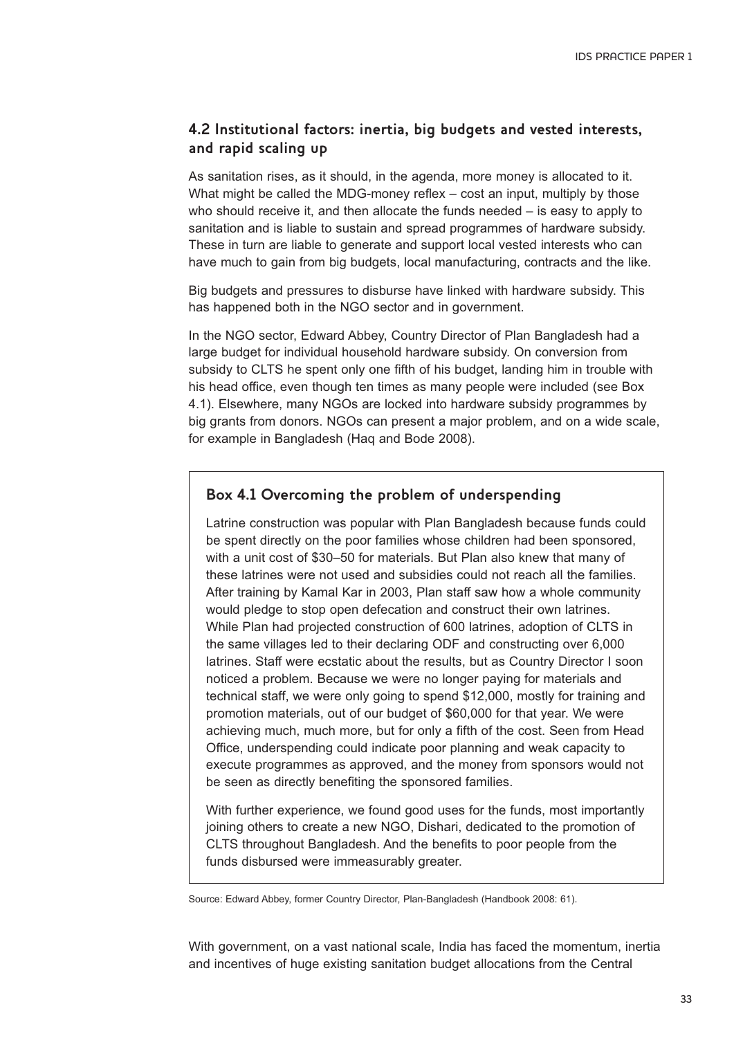### 4.2 Institutional factors: inertia, big budgets and vested interests, and rapid scaling up

As sanitation rises, as it should, in the agenda, more money is allocated to it. What might be called the MDG-money reflex – cost an input, multiply by those who should receive it, and then allocate the funds needed – is easy to apply to sanitation and is liable to sustain and spread programmes of hardware subsidy. These in turn are liable to generate and support local vested interests who can have much to gain from big budgets, local manufacturing, contracts and the like.

Big budgets and pressures to disburse have linked with hardware subsidy. This has happened both in the NGO sector and in government.

In the NGO sector, Edward Abbey, Country Director of Plan Bangladesh had a large budget for individual household hardware subsidy. On conversion from subsidy to CLTS he spent only one fifth of his budget, landing him in trouble with his head office, even though ten times as many people were included (see Box 4.1). Elsewhere, many NGOs are locked into hardware subsidy programmes by big grants from donors. NGOs can present a major problem, and on a wide scale, for example in Bangladesh (Haq and Bode 2008).

#### Box 4.1 Overcoming the problem of underspending

Latrine construction was popular with Plan Bangladesh because funds could be spent directly on the poor families whose children had been sponsored, with a unit cost of $30–50 for materials. But Plan also knew that many of these latrines were not used and subsidies could not reach all the families. After training by Kamal Kar in 2003, Plan staff saw how a whole community would pledge to stop open defecation and construct their own latrines. While Plan had projected construction of 600 latrines, adoption of CLTS in the same villages led to their declaring ODF and constructing over 6,000 latrines. Staff were ecstatic about the results, but as Country Director I soon noticed a problem. Because we were no longer paying for materials and technical staff, we were only going to spend $12,000, mostly for training and promotion materials, out of our budget of $60,000 for that year. We were achieving much, much more, but for only a fifth of the cost. Seen from Head Office, underspending could indicate poor planning and weak capacity to execute programmes as approved, and the money from sponsors would not be seen as directly benefiting the sponsored families.

With further experience, we found good uses for the funds, most importantly joining others to create a new NGO, Dishari, dedicated to the promotion of CLTS throughout Bangladesh. And the benefits to poor people from the funds disbursed were immeasurably greater.

Source: Edward Abbey, former Country Director, Plan-Bangladesh (Handbook 2008: 61).

With government, on a vast national scale, India has faced the momentum, inertia and incentives of huge existing sanitation budget allocations from the Central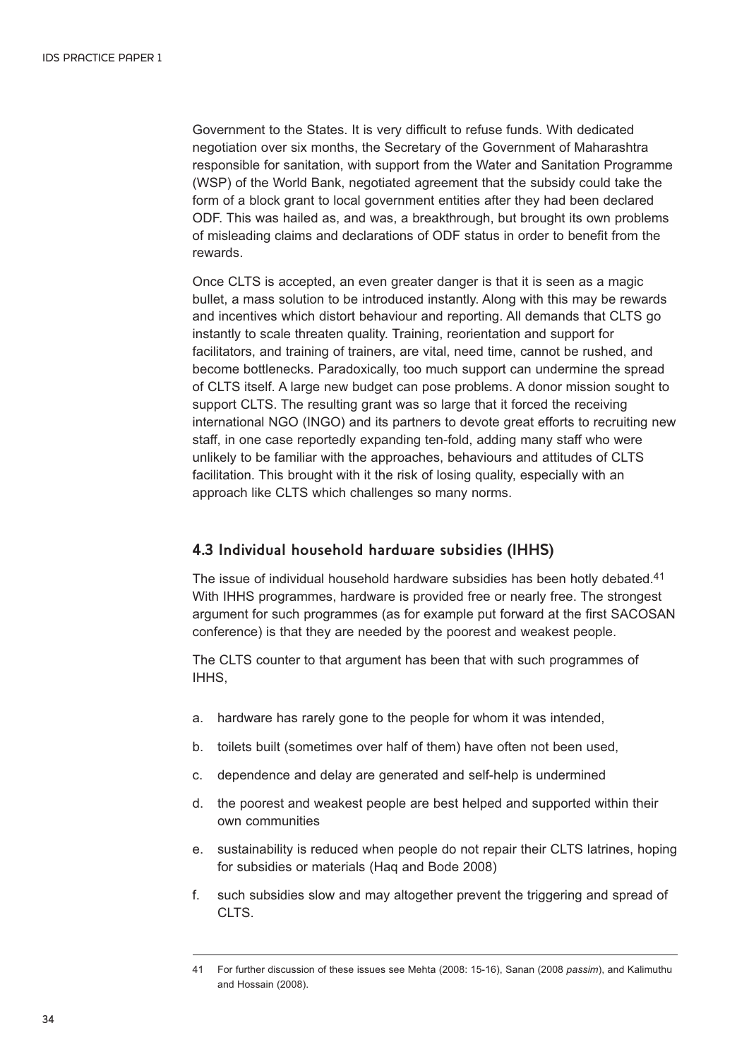Government to the States. It is very difficult to refuse funds. With dedicated negotiation over six months, the Secretary of the Government of Maharashtra responsible for sanitation, with support from the Water and Sanitation Programme (WSP) of the World Bank, negotiated agreement that the subsidy could take the form of a block grant to local government entities after they had been declared ODF. This was hailed as, and was, a breakthrough, but brought its own problems of misleading claims and declarations of ODF status in order to benefit from the rewards.

Once CLTS is accepted, an even greater danger is that it is seen as a magic bullet, a mass solution to be introduced instantly. Along with this may be rewards and incentives which distort behaviour and reporting. All demands that CLTS go instantly to scale threaten quality. Training, reorientation and support for facilitators, and training of trainers, are vital, need time, cannot be rushed, and become bottlenecks. Paradoxically, too much support can undermine the spread of CLTS itself. A large new budget can pose problems. A donor mission sought to support CLTS. The resulting grant was so large that it forced the receiving international NGO (INGO) and its partners to devote great efforts to recruiting new staff, in one case reportedly expanding ten-fold, adding many staff who were unlikely to be familiar with the approaches, behaviours and attitudes of CLTS facilitation. This brought with it the risk of losing quality, especially with an approach like CLTS which challenges so many norms.

### 4.3 Individual household hardware subsidies (IHHS)

The issue of individual household hardware subsidies has been hotly debated.[41] With IHHS programmes, hardware is provided free or nearly free. The strongest argument for such programmes (as for example put forward at the first SACOSAN conference) is that they are needed by the poorest and weakest people.

The CLTS counter to that argument has been that with such programmes of IHHS,

a. hardware has rarely gone to the people for whom it was intended,

b. toilets built (sometimes over half of them) have often not been used,

c. dependence and delay are generated and self-help is undermined

d. the poorest and weakest people are best helped and supported within their own communities

e. sustainability is reduced when people do not repair their CLTS latrines, hoping for subsidies or materials (Haq and Bode 2008)

f. such subsidies slow and may altogether prevent the triggering and spread of CLTS.

---

41 For further discussion of these issues see Mehta (2008: 15-16), Sanan (2008 *passim*), and Kalimuthu and Hossain (2008).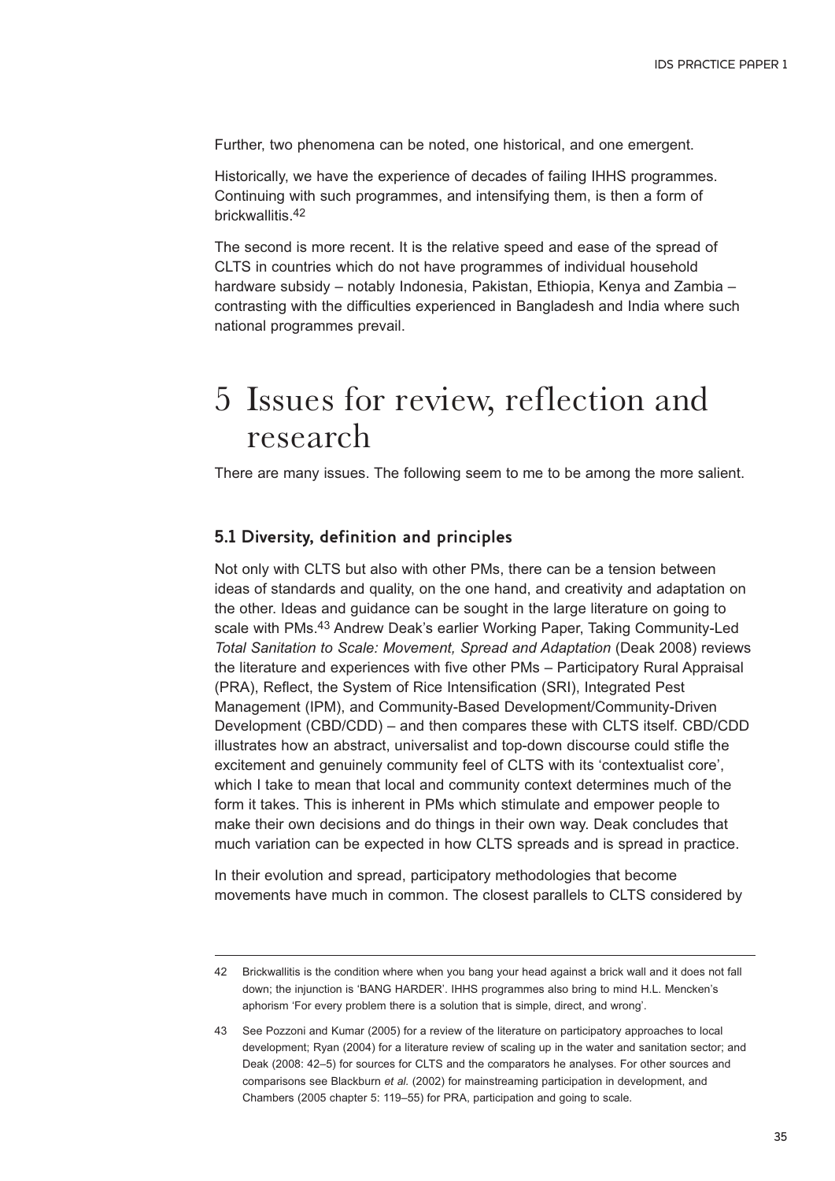Further, two phenomena can be noted, one historical, and one emergent.

Historically, we have the experience of decades of failing IHHS programmes. Continuing with such programmes, and intensifying them, is then a form of brickwallitis.[42]

The second is more recent. It is the relative speed and ease of the spread of CLTS in countries which do not have programmes of individual household hardware subsidy – notably Indonesia, Pakistan, Ethiopia, Kenya and Zambia – contrasting with the difficulties experienced in Bangladesh and India where such national programmes prevail.

# 5 Issues for review, reflection and research

There are many issues. The following seem to me to be among the more salient.

### 5.1 Diversity, definition and principles

Not only with CLTS but also with other PMs, there can be a tension between ideas of standards and quality, on the one hand, and creativity and adaptation on the other. Ideas and guidance can be sought in the large literature on going to scale with PMs.[43] Andrew Deak's earlier Working Paper, Taking Community-Led *Total Sanitation to Scale: Movement, Spread and Adaptation* (Deak 2008) reviews the literature and experiences with five other PMs – Participatory Rural Appraisal (PRA), Reflect, the System of Rice Intensification (SRI), Integrated Pest Management (IPM), and Community-Based Development/Community-Driven Development (CBD/CDD) – and then compares these with CLTS itself. CBD/CDD illustrates how an abstract, universalist and top-down discourse could stifle the excitement and genuinely community feel of CLTS with its 'contextualist core', which I take to mean that local and community context determines much of the form it takes. This is inherent in PMs which stimulate and empower people to make their own decisions and do things in their own way. Deak concludes that much variation can be expected in how CLTS spreads and is spread in practice.

In their evolution and spread, participatory methodologies that become movements have much in common. The closest parallels to CLTS considered by

---

42 Brickwallitis is the condition where when you bang your head against a brick wall and it does not fall down; the injunction is 'BANG HARDER'. IHHS programmes also bring to mind H.L. Mencken's aphorism 'For every problem there is a solution that is simple, direct, and wrong'.

43 See Pozzoni and Kumar (2005) for a review of the literature on participatory approaches to local development; Ryan (2004) for a literature review of scaling up in the water and sanitation sector; and Deak (2008: 42–5) for sources for CLTS and the comparators he analyses. For other sources and comparisons see Blackburn *et al.* (2002) for mainstreaming participation in development, and Chambers (2005 chapter 5: 119–55) for PRA, participation and going to scale.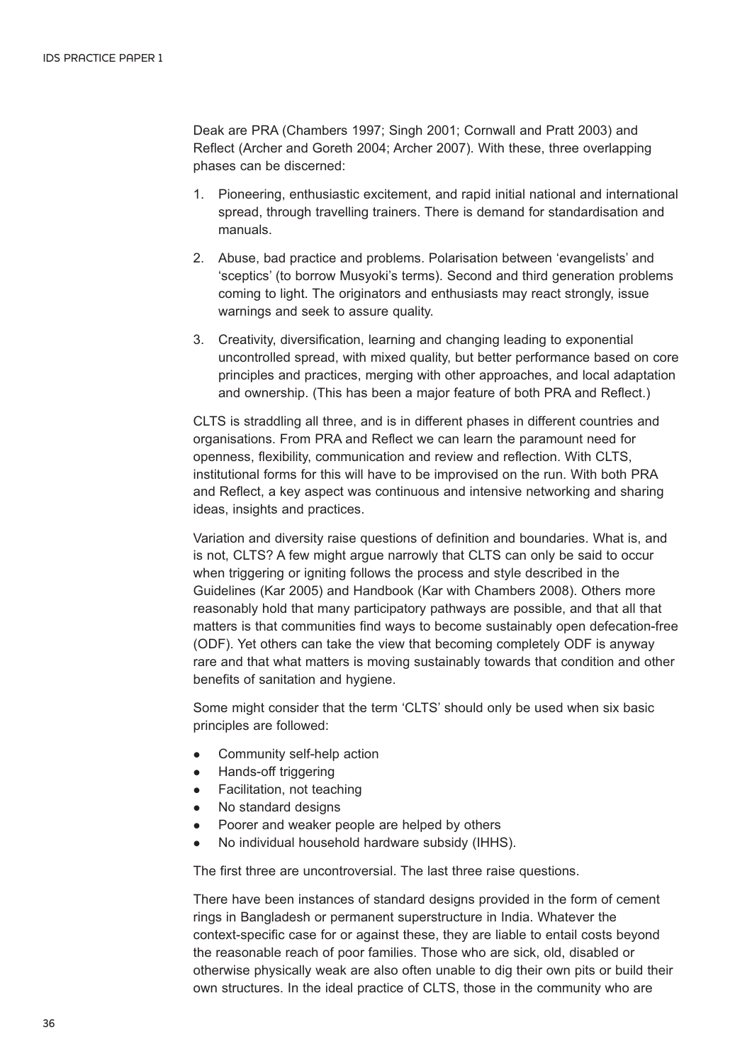Deak are PRA (Chambers 1997; Singh 2001; Cornwall and Pratt 2003) and Reflect (Archer and Goreth 2004; Archer 2007). With these, three overlapping phases can be discerned:

1. Pioneering, enthusiastic excitement, and rapid initial national and international spread, through travelling trainers. There is demand for standardisation and manuals.
2. Abuse, bad practice and problems. Polarisation between 'evangelists' and 'sceptics' (to borrow Musyoki's terms). Second and third generation problems coming to light. The originators and enthusiasts may react strongly, issue warnings and seek to assure quality.
3. Creativity, diversification, learning and changing leading to exponential uncontrolled spread, with mixed quality, but better performance based on core principles and practices, merging with other approaches, and local adaptation and ownership. (This has been a major feature of both PRA and Reflect.)

CLTS is straddling all three, and is in different phases in different countries and organisations. From PRA and Reflect we can learn the paramount need for openness, flexibility, communication and review and reflection. With CLTS, institutional forms for this will have to be improvised on the run. With both PRA and Reflect, a key aspect was continuous and intensive networking and sharing ideas, insights and practices.

Variation and diversity raise questions of definition and boundaries. What is, and is not, CLTS? A few might argue narrowly that CLTS can only be said to occur when triggering or igniting follows the process and style described in the Guidelines (Kar 2005) and Handbook (Kar with Chambers 2008). Others more reasonably hold that many participatory pathways are possible, and that all that matters is that communities find ways to become sustainably open defecation-free (ODF). Yet others can take the view that becoming completely ODF is anyway rare and that what matters is moving sustainably towards that condition and other benefits of sanitation and hygiene.

Some might consider that the term 'CLTS' should only be used when six basic principles are followed:

- Community self-help action
- Hands-off triggering
- Facilitation, not teaching
- No standard designs
- Poorer and weaker people are helped by others
- No individual household hardware subsidy (IHHS).

The first three are uncontroversial. The last three raise questions.

There have been instances of standard designs provided in the form of cement rings in Bangladesh or permanent superstructure in India. Whatever the context-specific case for or against these, they are liable to entail costs beyond the reasonable reach of poor families. Those who are sick, old, disabled or otherwise physically weak are also often unable to dig their own pits or build their own structures. In the ideal practice of CLTS, those in the community who are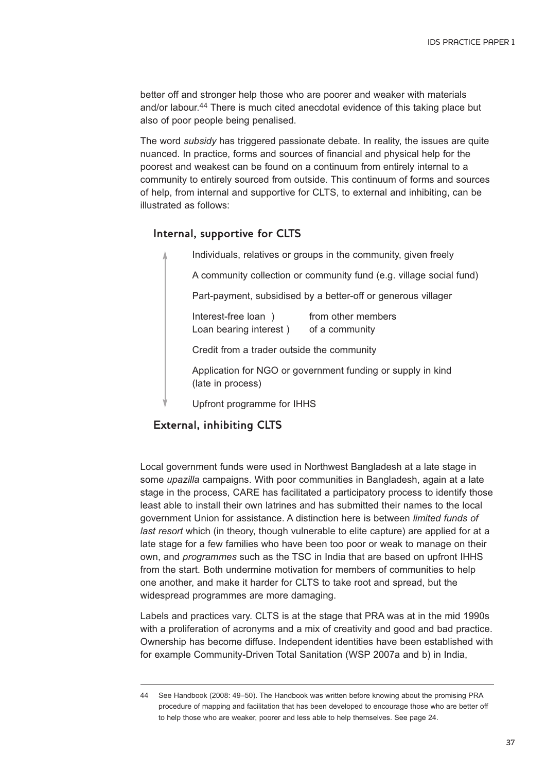better off and stronger help those who are poorer and weaker with materials and/or labour.[44] There is much cited anecdotal evidence of this taking place but also of poor people being penalised.

The word *subsidy* has triggered passionate debate. In reality, the issues are quite nuanced. In practice, forms and sources of financial and physical help for the poorest and weakest can be found on a continuum from entirely internal to a community to entirely sourced from outside. This continuum of forms and sources of help, from internal and supportive for CLTS, to external and inhibiting, can be illustrated as follows:

**Internal, supportive for CLTS**

- Individuals, relatives or groups in the community, given freely
- A community collection or community fund (e.g. village social fund)
- Part-payment, subsidised by a better-off or generous villager
- Interest-free loan ) from other members
  Loan bearing interest ) of a community
- Credit from a trader outside the community
- Application for NGO or government funding or supply in kind (late in process)
- Upfront programme for IHHS

**External, inhibiting CLTS**

Local government funds were used in Northwest Bangladesh at a late stage in some *upazilla* campaigns. With poor communities in Bangladesh, again at a late stage in the process, CARE has facilitated a participatory process to identify those least able to install their own latrines and has submitted their names to the local government Union for assistance. A distinction here is between *limited funds of last resort* which (in theory, though vulnerable to elite capture) are applied for at a late stage for a few families who have been too poor or weak to manage on their own, and *programmes* such as the TSC in India that are based on upfront IHHS from the start. Both undermine motivation for members of communities to help one another, and make it harder for CLTS to take root and spread, but the widespread programmes are more damaging.

Labels and practices vary. CLTS is at the stage that PRA was at in the mid 1990s with a proliferation of acronyms and a mix of creativity and good and bad practice. Ownership has become diffuse. Independent identities have been established with for example Community-Driven Total Sanitation (WSP 2007a and b) in India,

---

44 See Handbook (2008: 49–50). The Handbook was written before knowing about the promising PRA procedure of mapping and facilitation that has been developed to encourage those who are better off to help those who are weaker, poorer and less able to help themselves. See page 24.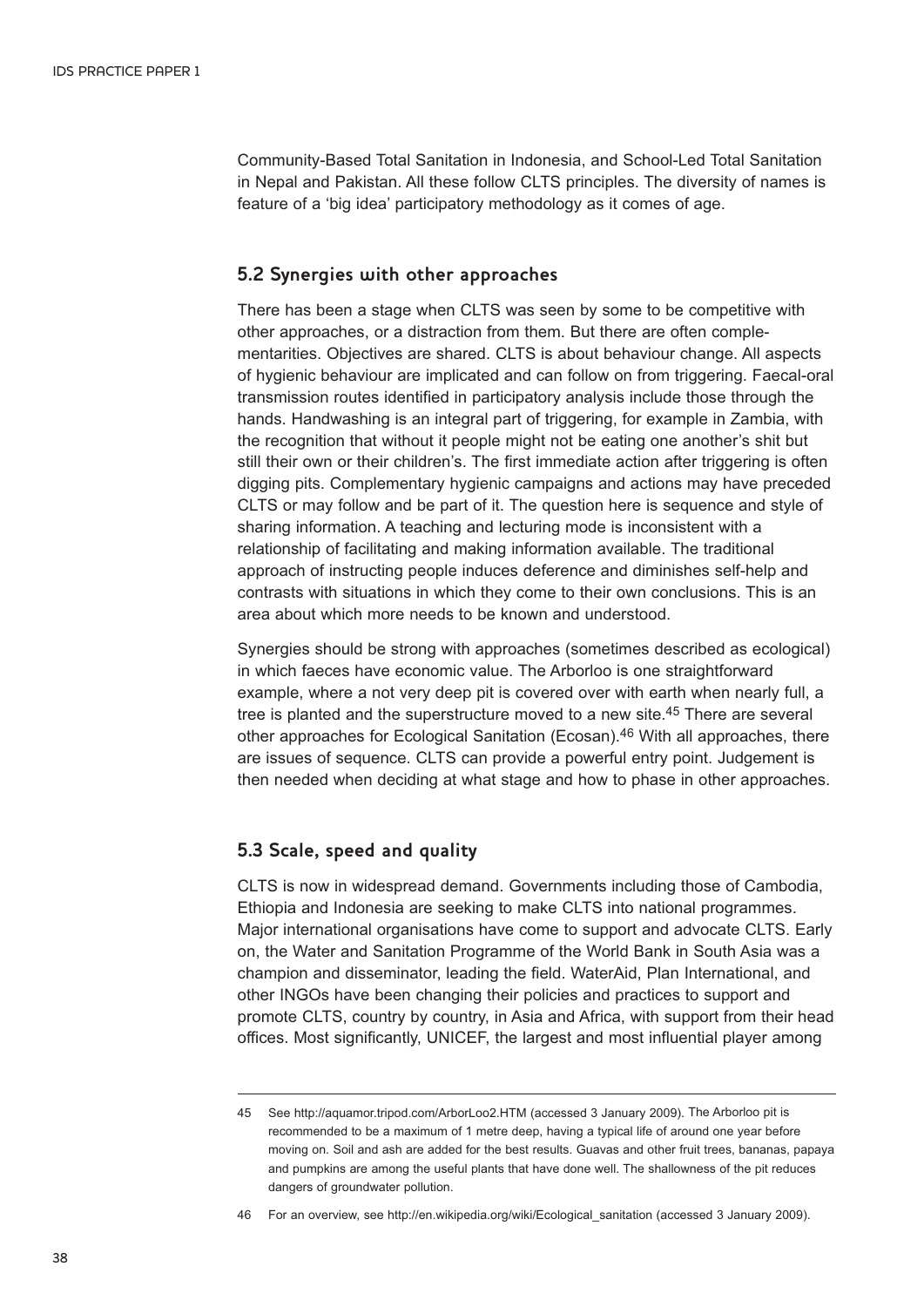Community-Based Total Sanitation in Indonesia, and School-Led Total Sanitation in Nepal and Pakistan. All these follow CLTS principles. The diversity of names is feature of a 'big idea' participatory methodology as it comes of age.

## 5.2 Synergies with other approaches

There has been a stage when CLTS was seen by some to be competitive with other approaches, or a distraction from them. But there are often complementarities. Objectives are shared. CLTS is about behaviour change. All aspects of hygienic behaviour are implicated and can follow on from triggering. Faecal-oral transmission routes identified in participatory analysis include those through the hands. Handwashing is an integral part of triggering, for example in Zambia, with the recognition that without it people might not be eating one another's shit but still their own or their children's. The first immediate action after triggering is often digging pits. Complementary hygienic campaigns and actions may have preceded CLTS or may follow and be part of it. The question here is sequence and style of sharing information. A teaching and lecturing mode is inconsistent with a relationship of facilitating and making information available. The traditional approach of instructing people induces deference and diminishes self-help and contrasts with situations in which they come to their own conclusions. This is an area about which more needs to be known and understood.

Synergies should be strong with approaches (sometimes described as ecological) in which faeces have economic value. The Arborloo is one straightforward example, where a not very deep pit is covered over with earth when nearly full, a tree is planted and the superstructure moved to a new site.[45] There are several other approaches for Ecological Sanitation (Ecosan).[46] With all approaches, there are issues of sequence. CLTS can provide a powerful entry point. Judgement is then needed when deciding at what stage and how to phase in other approaches.

## 5.3 Scale, speed and quality

CLTS is now in widespread demand. Governments including those of Cambodia, Ethiopia and Indonesia are seeking to make CLTS into national programmes. Major international organisations have come to support and advocate CLTS. Early on, the Water and Sanitation Programme of the World Bank in South Asia was a champion and disseminator, leading the field. WaterAid, Plan International, and other INGOs have been changing their policies and practices to support and promote CLTS, country by country, in Asia and Africa, with support from their head offices. Most significantly, UNICEF, the largest and most influential player among

---

45 See http://aquamor.tripod.com/ArborLoo2.HTM (accessed 3 January 2009). The Arborloo pit is recommended to be a maximum of 1 metre deep, having a typical life of around one year before moving on. Soil and ash are added for the best results. Guavas and other fruit trees, bananas, papaya and pumpkins are among the useful plants that have done well. The shallowness of the pit reduces dangers of groundwater pollution.

46 For an overview, see http://en.wikipedia.org/wiki/Ecological_sanitation (accessed 3 January 2009).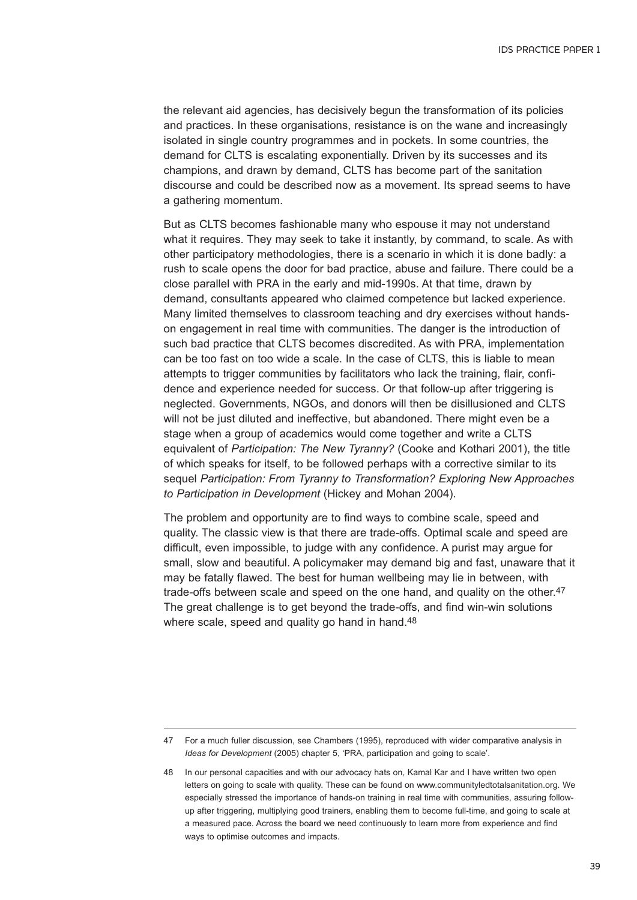the relevant aid agencies, has decisively begun the transformation of its policies and practices. In these organisations, resistance is on the wane and increasingly isolated in single country programmes and in pockets. In some countries, the demand for CLTS is escalating exponentially. Driven by its successes and its champions, and drawn by demand, CLTS has become part of the sanitation discourse and could be described now as a movement. Its spread seems to have a gathering momentum.

But as CLTS becomes fashionable many who espouse it may not understand what it requires. They may seek to take it instantly, by command, to scale. As with other participatory methodologies, there is a scenario in which it is done badly: a rush to scale opens the door for bad practice, abuse and failure. There could be a close parallel with PRA in the early and mid-1990s. At that time, drawn by demand, consultants appeared who claimed competence but lacked experience. Many limited themselves to classroom teaching and dry exercises without hands-on engagement in real time with communities. The danger is the introduction of such bad practice that CLTS becomes discredited. As with PRA, implementation can be too fast on too wide a scale. In the case of CLTS, this is liable to mean attempts to trigger communities by facilitators who lack the training, flair, confidence and experience needed for success. Or that follow-up after triggering is neglected. Governments, NGOs, and donors will then be disillusioned and CLTS will not be just diluted and ineffective, but abandoned. There might even be a stage when a group of academics would come together and write a CLTS equivalent of *Participation: The New Tyranny?* (Cooke and Kothari 2001), the title of which speaks for itself, to be followed perhaps with a corrective similar to its sequel *Participation: From Tyranny to Transformation? Exploring New Approaches to Participation in Development* (Hickey and Mohan 2004).

The problem and opportunity are to find ways to combine scale, speed and quality. The classic view is that there are trade-offs. Optimal scale and speed are difficult, even impossible, to judge with any confidence. A purist may argue for small, slow and beautiful. A policymaker may demand big and fast, unaware that it may be fatally flawed. The best for human wellbeing may lie in between, with trade-offs between scale and speed on the one hand, and quality on the other.[47] The great challenge is to get beyond the trade-offs, and find win-win solutions where scale, speed and quality go hand in hand.[48]

---

47 For a much fuller discussion, see Chambers (1995), reproduced with wider comparative analysis in *Ideas for Development* (2005) chapter 5, 'PRA, participation and going to scale'.

48 In our personal capacities and with our advocacy hats on, Kamal Kar and I have written two open letters on going to scale with quality. These can be found on www.communityledtotalsanitation.org. We especially stressed the importance of hands-on training in real time with communities, assuring follow-up after triggering, multiplying good trainers, enabling them to become full-time, and going to scale at a measured pace. Across the board we need continuously to learn more from experience and find ways to optimise outcomes and impacts.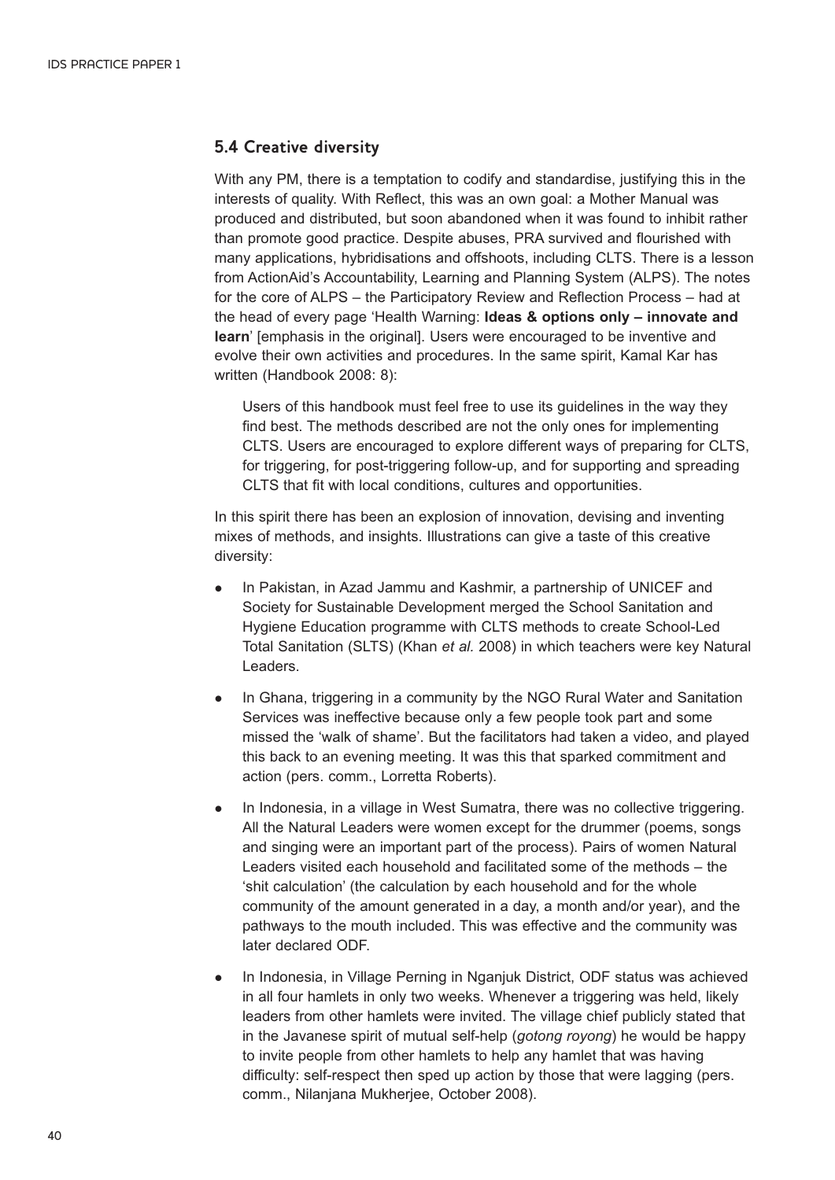## 5.4 Creative diversity

With any PM, there is a temptation to codify and standardise, justifying this in the interests of quality. With Reflect, this was an own goal: a Mother Manual was produced and distributed, but soon abandoned when it was found to inhibit rather than promote good practice. Despite abuses, PRA survived and flourished with many applications, hybridisations and offshoots, including CLTS. There is a lesson from ActionAid's Accountability, Learning and Planning System (ALPS). The notes for the core of ALPS – the Participatory Review and Reflection Process – had at the head of every page 'Health Warning: **Ideas & options only – innovate and learn**' [emphasis in the original]. Users were encouraged to be inventive and evolve their own activities and procedures. In the same spirit, Kamal Kar has written (Handbook 2008: 8):

> Users of this handbook must feel free to use its guidelines in the way they find best. The methods described are not the only ones for implementing CLTS. Users are encouraged to explore different ways of preparing for CLTS, for triggering, for post-triggering follow-up, and for supporting and spreading CLTS that fit with local conditions, cultures and opportunities.

In this spirit there has been an explosion of innovation, devising and inventing mixes of methods, and insights. Illustrations can give a taste of this creative diversity:

- In Pakistan, in Azad Jammu and Kashmir, a partnership of UNICEF and Society for Sustainable Development merged the School Sanitation and Hygiene Education programme with CLTS methods to create School-Led Total Sanitation (SLTS) (Khan *et al.* 2008) in which teachers were key Natural Leaders.
- In Ghana, triggering in a community by the NGO Rural Water and Sanitation Services was ineffective because only a few people took part and some missed the 'walk of shame'. But the facilitators had taken a video, and played this back to an evening meeting. It was this that sparked commitment and action (pers. comm., Lorretta Roberts).
- In Indonesia, in a village in West Sumatra, there was no collective triggering. All the Natural Leaders were women except for the drummer (poems, songs and singing were an important part of the process). Pairs of women Natural Leaders visited each household and facilitated some of the methods – the 'shit calculation' (the calculation by each household and for the whole community of the amount generated in a day, a month and/or year), and the pathways to the mouth included. This was effective and the community was later declared ODF.
- In Indonesia, in Village Perning in Nganjuk District, ODF status was achieved in all four hamlets in only two weeks. Whenever a triggering was held, likely leaders from other hamlets were invited. The village chief publicly stated that in the Javanese spirit of mutual self-help (*gotong royong*) he would be happy to invite people from other hamlets to help any hamlet that was having difficulty: self-respect then sped up action by those that were lagging (pers. comm., Nilanjana Mukherjee, October 2008).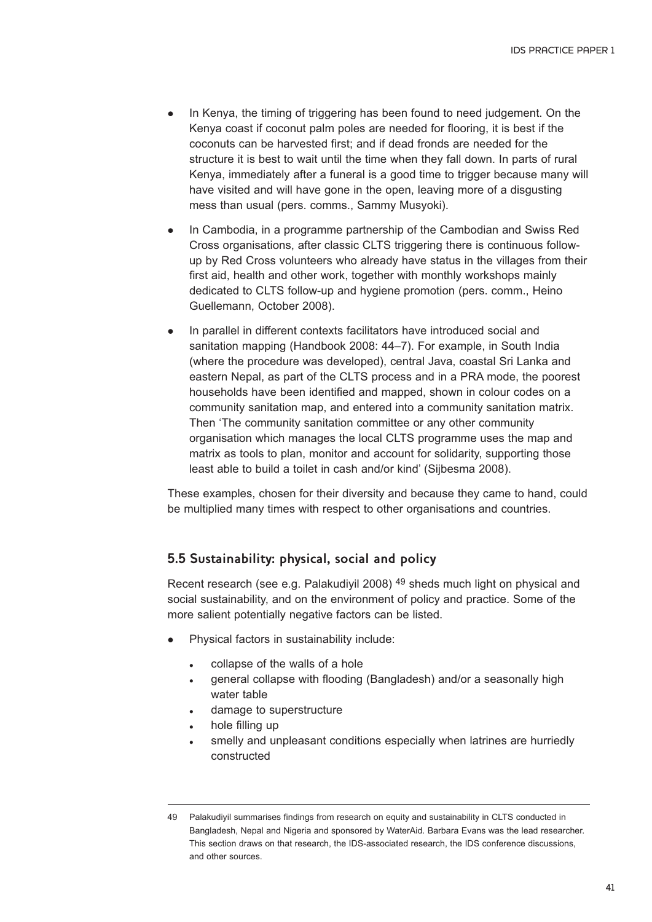- In Kenya, the timing of triggering has been found to need judgement. On the Kenya coast if coconut palm poles are needed for flooring, it is best if the coconuts can be harvested first; and if dead fronds are needed for the structure it is best to wait until the time when they fall down. In parts of rural Kenya, immediately after a funeral is a good time to trigger because many will have visited and will have gone in the open, leaving more of a disgusting mess than usual (pers. comms., Sammy Musyoki).
- In Cambodia, in a programme partnership of the Cambodian and Swiss Red Cross organisations, after classic CLTS triggering there is continuous follow-up by Red Cross volunteers who already have status in the villages from their first aid, health and other work, together with monthly workshops mainly dedicated to CLTS follow-up and hygiene promotion (pers. comm., Heino Guellemann, October 2008).
- In parallel in different contexts facilitators have introduced social and sanitation mapping (Handbook 2008: 44–7). For example, in South India (where the procedure was developed), central Java, coastal Sri Lanka and eastern Nepal, as part of the CLTS process and in a PRA mode, the poorest households have been identified and mapped, shown in colour codes on a community sanitation map, and entered into a community sanitation matrix. Then 'The community sanitation committee or any other community organisation which manages the local CLTS programme uses the map and matrix as tools to plan, monitor and account for solidarity, supporting those least able to build a toilet in cash and/or kind' (Sijbesma 2008).

These examples, chosen for their diversity and because they came to hand, could be multiplied many times with respect to other organisations and countries.

## 5.5 Sustainability: physical, social and policy

Recent research (see e.g. Palakudiyil 2008) [49] sheds much light on physical and social sustainability, and on the environment of policy and practice. Some of the more salient potentially negative factors can be listed.

- Physical factors in sustainability include:
  - collapse of the walls of a hole
  - general collapse with flooding (Bangladesh) and/or a seasonally high water table
  - damage to superstructure
  - hole filling up
  - smelly and unpleasant conditions especially when latrines are hurriedly constructed

---

49 Palakudiyil summarises findings from research on equity and sustainability in CLTS conducted in Bangladesh, Nepal and Nigeria and sponsored by WaterAid. Barbara Evans was the lead researcher. This section draws on that research, the IDS-associated research, the IDS conference discussions, and other sources.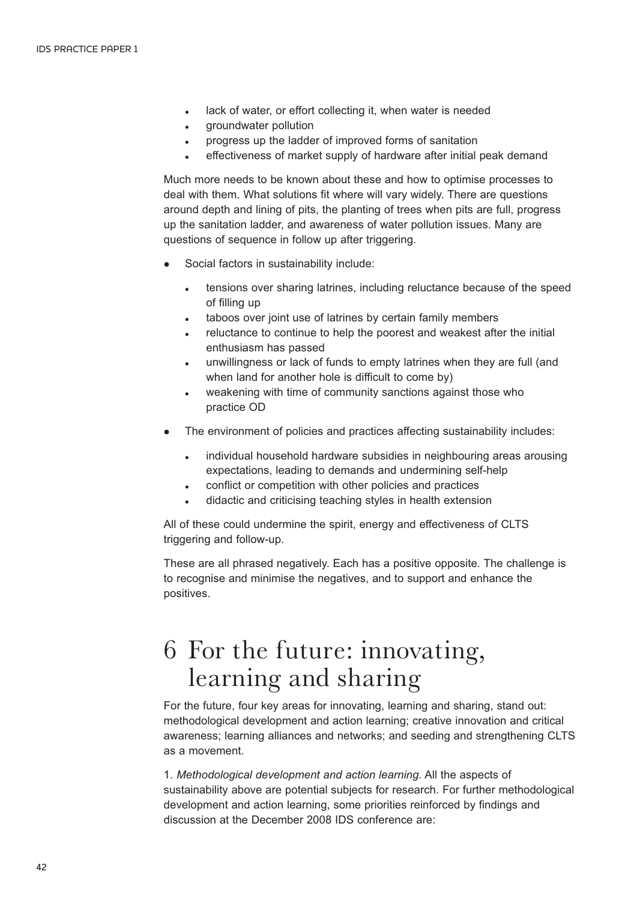- lack of water, or effort collecting it, when water is needed
- groundwater pollution
- progress up the ladder of improved forms of sanitation
- effectiveness of market supply of hardware after initial peak demand

Much more needs to be known about these and how to optimise processes to deal with them. What solutions fit where will vary widely. There are questions around depth and lining of pits, the planting of trees when pits are full, progress up the sanitation ladder, and awareness of water pollution issues. Many are questions of sequence in follow up after triggering.

- Social factors in sustainability include:
  - tensions over sharing latrines, including reluctance because of the speed of filling up
  - taboos over joint use of latrines by certain family members
  - reluctance to continue to help the poorest and weakest after the initial enthusiasm has passed
  - unwillingness or lack of funds to empty latrines when they are full (and when land for another hole is difficult to come by)
  - weakening with time of community sanctions against those who practice OD
- The environment of policies and practices affecting sustainability includes:
  - individual household hardware subsidies in neighbouring areas arousing expectations, leading to demands and undermining self-help
  - conflict or competition with other policies and practices
  - didactic and criticising teaching styles in health extension

All of these could undermine the spirit, energy and effectiveness of CLTS triggering and follow-up.

These are all phrased negatively. Each has a positive opposite. The challenge is to recognise and minimise the negatives, and to support and enhance the positives.

# 6 For the future: innovating, learning and sharing

For the future, four key areas for innovating, learning and sharing, stand out: methodological development and action learning; creative innovation and critical awareness; learning alliances and networks; and seeding and strengthening CLTS as a movement.

1. *Methodological development and action learning.* All the aspects of sustainability above are potential subjects for research. For further methodological development and action learning, some priorities reinforced by findings and discussion at the December 2008 IDS conference are: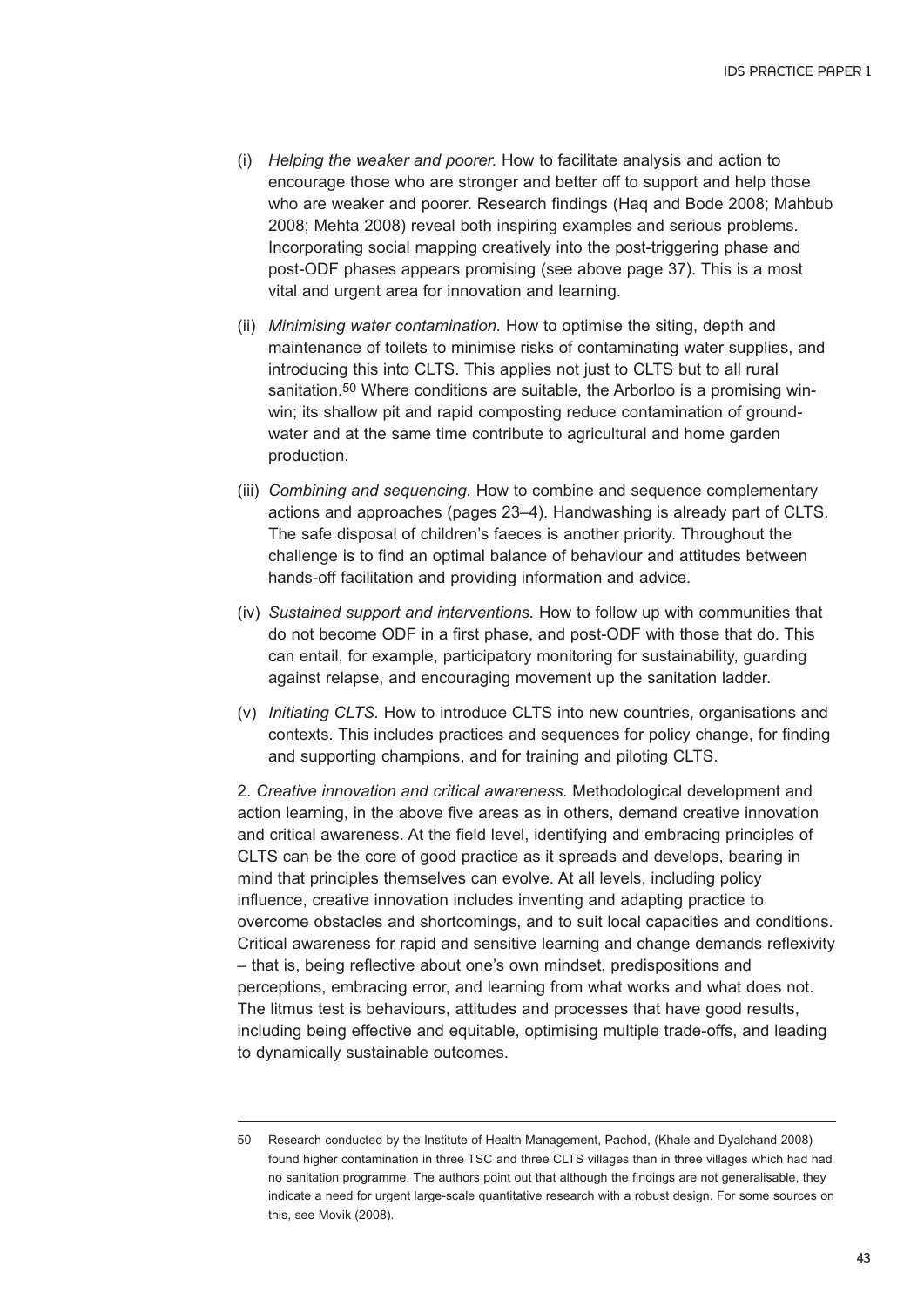(i) *Helping the weaker and poorer.* How to facilitate analysis and action to encourage those who are stronger and better off to support and help those who are weaker and poorer. Research findings (Haq and Bode 2008; Mahbub 2008; Mehta 2008) reveal both inspiring examples and serious problems. Incorporating social mapping creatively into the post-triggering phase and post-ODF phases appears promising (see above page 37). This is a most vital and urgent area for innovation and learning.

(ii) *Minimising water contamination.* How to optimise the siting, depth and maintenance of toilets to minimise risks of contaminating water supplies, and introducing this into CLTS. This applies not just to CLTS but to all rural sanitation.[50] Where conditions are suitable, the Arborloo is a promising win-win; its shallow pit and rapid composting reduce contamination of groundwater and at the same time contribute to agricultural and home garden production.

(iii) *Combining and sequencing.* How to combine and sequence complementary actions and approaches (pages 23–4). Handwashing is already part of CLTS. The safe disposal of children's faeces is another priority. Throughout the challenge is to find an optimal balance of behaviour and attitudes between hands-off facilitation and providing information and advice.

(iv) *Sustained support and interventions.* How to follow up with communities that do not become ODF in a first phase, and post-ODF with those that do. This can entail, for example, participatory monitoring for sustainability, guarding against relapse, and encouraging movement up the sanitation ladder.

(v) *Initiating CLTS.* How to introduce CLTS into new countries, organisations and contexts. This includes practices and sequences for policy change, for finding and supporting champions, and for training and piloting CLTS.

2. *Creative innovation and critical awareness.* Methodological development and action learning, in the above five areas as in others, demand creative innovation and critical awareness. At the field level, identifying and embracing principles of CLTS can be the core of good practice as it spreads and develops, bearing in mind that principles themselves can evolve. At all levels, including policy influence, creative innovation includes inventing and adapting practice to overcome obstacles and shortcomings, and to suit local capacities and conditions. Critical awareness for rapid and sensitive learning and change demands reflexivity – that is, being reflective about one's own mindset, predispositions and perceptions, embracing error, and learning from what works and what does not. The litmus test is behaviours, attitudes and processes that have good results, including being effective and equitable, optimising multiple trade-offs, and leading to dynamically sustainable outcomes.

---

50 Research conducted by the Institute of Health Management, Pachod, (Khale and Dyalchand 2008) found higher contamination in three TSC and three CLTS villages than in three villages which had had no sanitation programme. The authors point out that although the findings are not generalisable, they indicate a need for urgent large-scale quantitative research with a robust design. For some sources on this, see Movik (2008).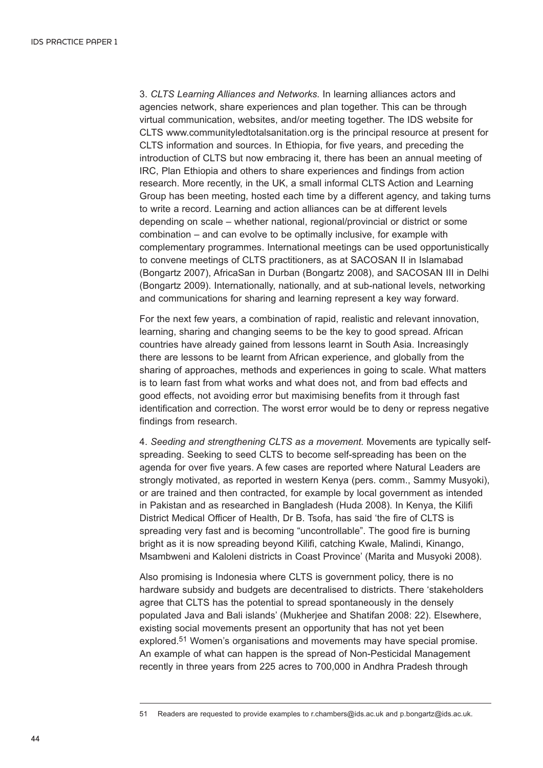3. *CLTS Learning Alliances and Networks.* In learning alliances actors and agencies network, share experiences and plan together. This can be through virtual communication, websites, and/or meeting together. The IDS website for CLTS www.communityledtotalsanitation.org is the principal resource at present for CLTS information and sources. In Ethiopia, for five years, and preceding the introduction of CLTS but now embracing it, there has been an annual meeting of IRC, Plan Ethiopia and others to share experiences and findings from action research. More recently, in the UK, a small informal CLTS Action and Learning Group has been meeting, hosted each time by a different agency, and taking turns to write a record. Learning and action alliances can be at different levels depending on scale – whether national, regional/provincial or district or some combination – and can evolve to be optimally inclusive, for example with complementary programmes. International meetings can be used opportunistically to convene meetings of CLTS practitioners, as at SACOSAN II in Islamabad (Bongartz 2007), AfricaSan in Durban (Bongartz 2008), and SACOSAN III in Delhi (Bongartz 2009). Internationally, nationally, and at sub-national levels, networking and communications for sharing and learning represent a key way forward.

For the next few years, a combination of rapid, realistic and relevant innovation, learning, sharing and changing seems to be the key to good spread. African countries have already gained from lessons learnt in South Asia. Increasingly there are lessons to be learnt from African experience, and globally from the sharing of approaches, methods and experiences in going to scale. What matters is to learn fast from what works and what does not, and from bad effects and good effects, not avoiding error but maximising benefits from it through fast identification and correction. The worst error would be to deny or repress negative findings from research.

4. *Seeding and strengthening CLTS as a movement.* Movements are typically self-spreading. Seeking to seed CLTS to become self-spreading has been on the agenda for over five years. A few cases are reported where Natural Leaders are strongly motivated, as reported in western Kenya (pers. comm., Sammy Musyoki), or are trained and then contracted, for example by local government as intended in Pakistan and as researched in Bangladesh (Huda 2008). In Kenya, the Kilifi District Medical Officer of Health, Dr B. Tsofa, has said 'the fire of CLTS is spreading very fast and is becoming "uncontrollable". The good fire is burning bright as it is now spreading beyond Kilifi, catching Kwale, Malindi, Kinango, Msambweni and Kaloleni districts in Coast Province' (Marita and Musyoki 2008).

Also promising is Indonesia where CLTS is government policy, there is no hardware subsidy and budgets are decentralised to districts. There 'stakeholders agree that CLTS has the potential to spread spontaneously in the densely populated Java and Bali islands' (Mukherjee and Shatifan 2008: 22). Elsewhere, existing social movements present an opportunity that has not yet been explored.[51] Women's organisations and movements may have special promise. An example of what can happen is the spread of Non-Pesticidal Management recently in three years from 225 acres to 700,000 in Andhra Pradesh through

---

51 Readers are requested to provide examples to r.chambers@ids.ac.uk and p.bongartz@ids.ac.uk.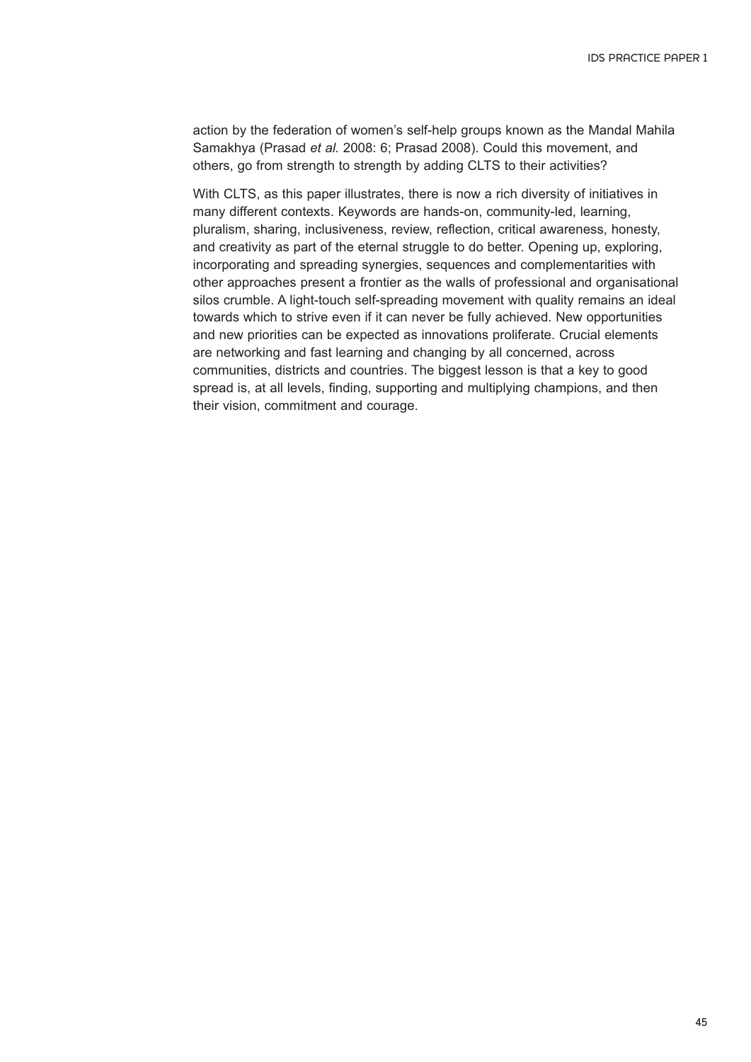action by the federation of women's self-help groups known as the Mandal Mahila Samakhya (Prasad *et al.* 2008: 6; Prasad 2008). Could this movement, and others, go from strength to strength by adding CLTS to their activities?

With CLTS, as this paper illustrates, there is now a rich diversity of initiatives in many different contexts. Keywords are hands-on, community-led, learning, pluralism, sharing, inclusiveness, review, reflection, critical awareness, honesty, and creativity as part of the eternal struggle to do better. Opening up, exploring, incorporating and spreading synergies, sequences and complementarities with other approaches present a frontier as the walls of professional and organisational silos crumble. A light-touch self-spreading movement with quality remains an ideal towards which to strive even if it can never be fully achieved. New opportunities and new priorities can be expected as innovations proliferate. Crucial elements are networking and fast learning and changing by all concerned, across communities, districts and countries. The biggest lesson is that a key to good spread is, at all levels, finding, supporting and multiplying champions, and then their vision, commitment and courage.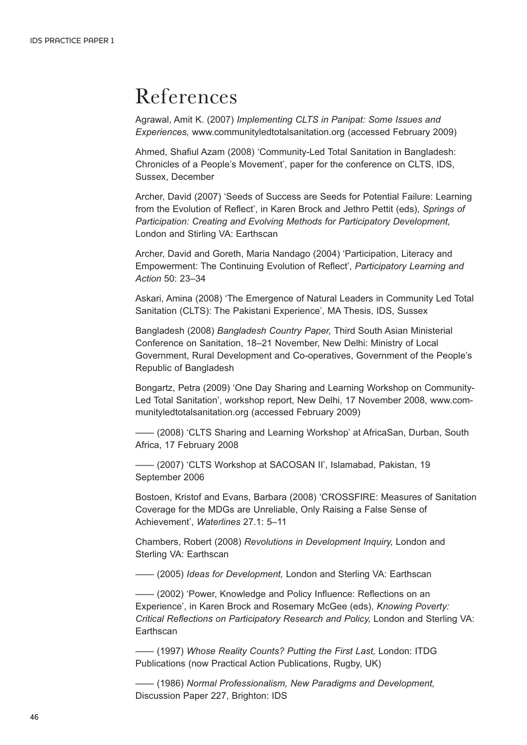# References

Agrawal, Amit K. (2007) *Implementing CLTS in Panipat: Some Issues and Experiences,* www.communityledtotalsanitation.org (accessed February 2009)

Ahmed, Shafiul Azam (2008) 'Community-Led Total Sanitation in Bangladesh: Chronicles of a People's Movement', paper for the conference on CLTS, IDS, Sussex, December

Archer, David (2007) 'Seeds of Success are Seeds for Potential Failure: Learning from the Evolution of Reflect', in Karen Brock and Jethro Pettit (eds), *Springs of Participation: Creating and Evolving Methods for Participatory Development,* London and Stirling VA: Earthscan

Archer, David and Goreth, Maria Nandago (2004) 'Participation, Literacy and Empowerment: The Continuing Evolution of Reflect', *Participatory Learning and Action* 50: 23–34

Askari, Amina (2008) 'The Emergence of Natural Leaders in Community Led Total Sanitation (CLTS): The Pakistani Experience', MA Thesis, IDS, Sussex

Bangladesh (2008) *Bangladesh Country Paper,* Third South Asian Ministerial Conference on Sanitation, 18–21 November, New Delhi: Ministry of Local Government, Rural Development and Co-operatives, Government of the People's Republic of Bangladesh

Bongartz, Petra (2009) 'One Day Sharing and Learning Workshop on Community-Led Total Sanitation', workshop report, New Delhi, 17 November 2008, www.communityledtotalsanitation.org (accessed February 2009)

—— (2008) 'CLTS Sharing and Learning Workshop' at AfricaSan, Durban, South Africa, 17 February 2008

—— (2007) 'CLTS Workshop at SACOSAN II', Islamabad, Pakistan, 19 September 2006

Bostoen, Kristof and Evans, Barbara (2008) 'CROSSFIRE: Measures of Sanitation Coverage for the MDGs are Unreliable, Only Raising a False Sense of Achievement', *Waterlines* 27.1: 5–11

Chambers, Robert (2008) *Revolutions in Development Inquiry,* London and Sterling VA: Earthscan

—— (2005) *Ideas for Development,* London and Sterling VA: Earthscan

—— (2002) 'Power, Knowledge and Policy Influence: Reflections on an Experience', in Karen Brock and Rosemary McGee (eds), *Knowing Poverty: Critical Reflections on Participatory Research and Policy,* London and Sterling VA: Earthscan

—— (1997) *Whose Reality Counts? Putting the First Last,* London: ITDG Publications (now Practical Action Publications, Rugby, UK)

—— (1986) *Normal Professionalism, New Paradigms and Development,* Discussion Paper 227, Brighton: IDS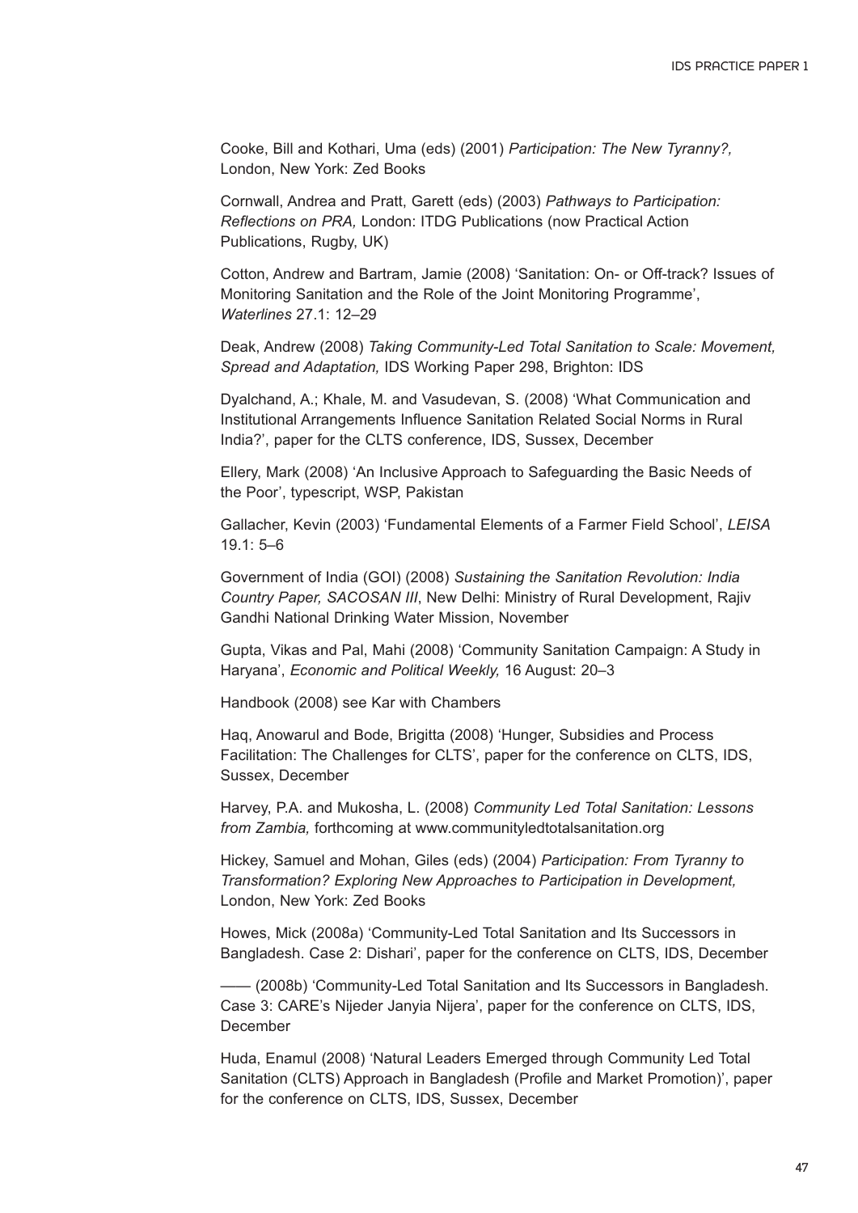Cooke, Bill and Kothari, Uma (eds) (2001) *Participation: The New Tyranny?,* London, New York: Zed Books

Cornwall, Andrea and Pratt, Garett (eds) (2003) *Pathways to Participation: Reflections on PRA,* London: ITDG Publications (now Practical Action Publications, Rugby, UK)

Cotton, Andrew and Bartram, Jamie (2008) 'Sanitation: On- or Off-track? Issues of Monitoring Sanitation and the Role of the Joint Monitoring Programme', *Waterlines* 27.1: 12–29

Deak, Andrew (2008) *Taking Community-Led Total Sanitation to Scale: Movement, Spread and Adaptation,* IDS Working Paper 298, Brighton: IDS

Dyalchand, A.; Khale, M. and Vasudevan, S. (2008) 'What Communication and Institutional Arrangements Influence Sanitation Related Social Norms in Rural India?', paper for the CLTS conference, IDS, Sussex, December

Ellery, Mark (2008) 'An Inclusive Approach to Safeguarding the Basic Needs of the Poor', typescript, WSP, Pakistan

Gallacher, Kevin (2003) 'Fundamental Elements of a Farmer Field School', *LEISA* 19.1: 5–6

Government of India (GOI) (2008) *Sustaining the Sanitation Revolution: India Country Paper, SACOSAN III*, New Delhi: Ministry of Rural Development, Rajiv Gandhi National Drinking Water Mission, November

Gupta, Vikas and Pal, Mahi (2008) 'Community Sanitation Campaign: A Study in Haryana', *Economic and Political Weekly,* 16 August: 20–3

Handbook (2008) see Kar with Chambers

Haq, Anowarul and Bode, Brigitta (2008) 'Hunger, Subsidies and Process Facilitation: The Challenges for CLTS', paper for the conference on CLTS, IDS, Sussex, December

Harvey, P.A. and Mukosha, L. (2008) *Community Led Total Sanitation: Lessons from Zambia,* forthcoming at www.communityledtotalsanitation.org

Hickey, Samuel and Mohan, Giles (eds) (2004) *Participation: From Tyranny to Transformation? Exploring New Approaches to Participation in Development,* London, New York: Zed Books

Howes, Mick (2008a) 'Community-Led Total Sanitation and Its Successors in Bangladesh. Case 2: Dishari', paper for the conference on CLTS, IDS, December

—— (2008b) 'Community-Led Total Sanitation and Its Successors in Bangladesh. Case 3: CARE's Nijeder Janyia Nijera', paper for the conference on CLTS, IDS, December

Huda, Enamul (2008) 'Natural Leaders Emerged through Community Led Total Sanitation (CLTS) Approach in Bangladesh (Profile and Market Promotion)', paper for the conference on CLTS, IDS, Sussex, December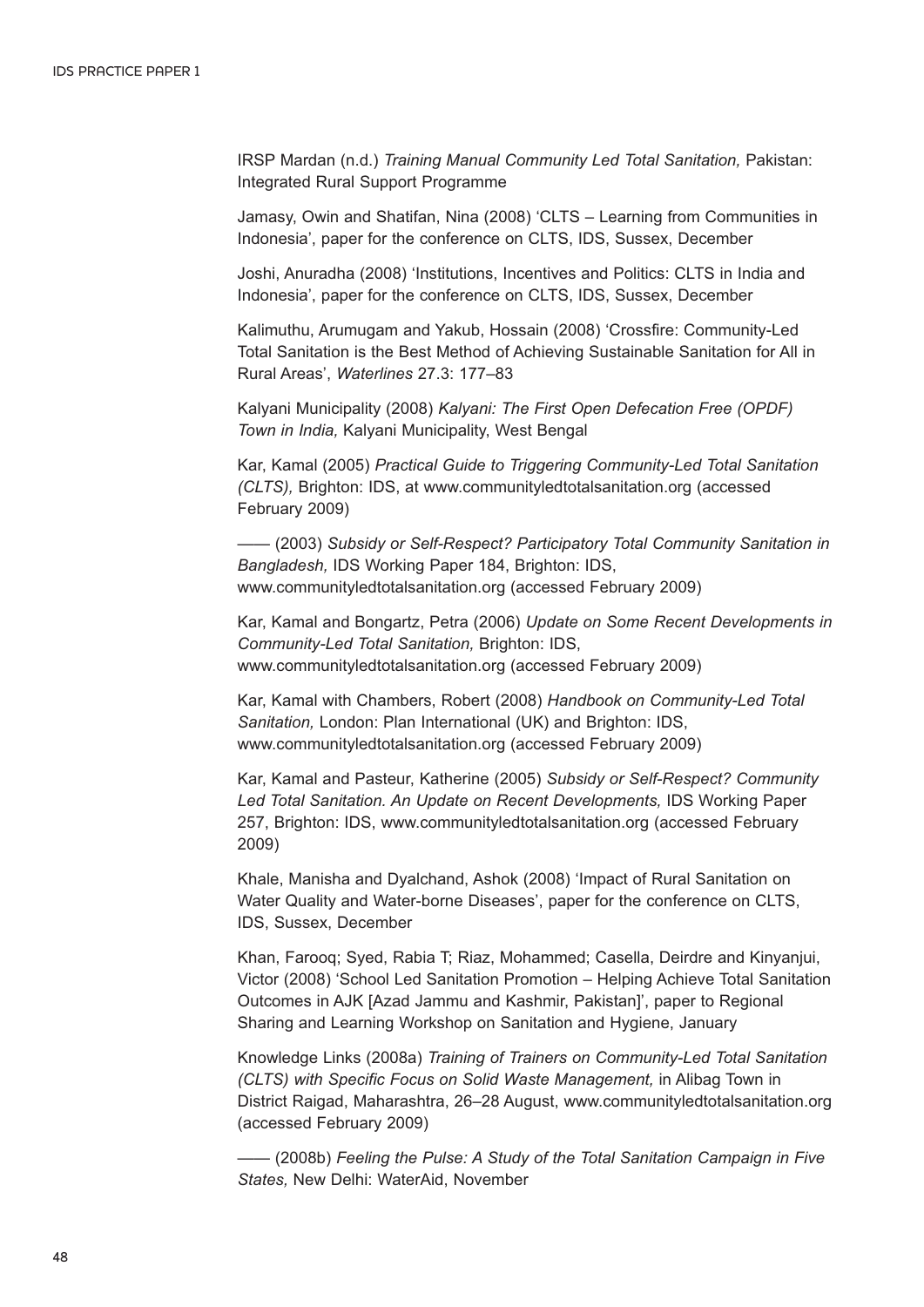IRSP Mardan (n.d.) *Training Manual Community Led Total Sanitation,* Pakistan: Integrated Rural Support Programme

Jamasy, Owin and Shatifan, Nina (2008) 'CLTS – Learning from Communities in Indonesia', paper for the conference on CLTS, IDS, Sussex, December

Joshi, Anuradha (2008) 'Institutions, Incentives and Politics: CLTS in India and Indonesia', paper for the conference on CLTS, IDS, Sussex, December

Kalimuthu, Arumugam and Yakub, Hossain (2008) 'Crossfire: Community-Led Total Sanitation is the Best Method of Achieving Sustainable Sanitation for All in Rural Areas', *Waterlines* 27.3: 177–83

Kalyani Municipality (2008) *Kalyani: The First Open Defecation Free (OPDF) Town in India,* Kalyani Municipality, West Bengal

Kar, Kamal (2005) *Practical Guide to Triggering Community-Led Total Sanitation (CLTS),* Brighton: IDS, at www.communityledtotalsanitation.org (accessed February 2009)

—— (2003) *Subsidy or Self-Respect? Participatory Total Community Sanitation in Bangladesh,* IDS Working Paper 184, Brighton: IDS, www.communityledtotalsanitation.org (accessed February 2009)

Kar, Kamal and Bongartz, Petra (2006) *Update on Some Recent Developments in Community-Led Total Sanitation,* Brighton: IDS, www.communityledtotalsanitation.org (accessed February 2009)

Kar, Kamal with Chambers, Robert (2008) *Handbook on Community-Led Total Sanitation,* London: Plan International (UK) and Brighton: IDS, www.communityledtotalsanitation.org (accessed February 2009)

Kar, Kamal and Pasteur, Katherine (2005) *Subsidy or Self-Respect? Community Led Total Sanitation. An Update on Recent Developments,* IDS Working Paper 257, Brighton: IDS, www.communityledtotalsanitation.org (accessed February 2009)

Khale, Manisha and Dyalchand, Ashok (2008) 'Impact of Rural Sanitation on Water Quality and Water-borne Diseases', paper for the conference on CLTS, IDS, Sussex, December

Khan, Farooq; Syed, Rabia T; Riaz, Mohammed; Casella, Deirdre and Kinyanjui, Victor (2008) 'School Led Sanitation Promotion – Helping Achieve Total Sanitation Outcomes in AJK [Azad Jammu and Kashmir, Pakistan]', paper to Regional Sharing and Learning Workshop on Sanitation and Hygiene, January

Knowledge Links (2008a) *Training of Trainers on Community-Led Total Sanitation (CLTS) with Specific Focus on Solid Waste Management,* in Alibag Town in District Raigad, Maharashtra, 26–28 August, www.communityledtotalsanitation.org (accessed February 2009)

—— (2008b) *Feeling the Pulse: A Study of the Total Sanitation Campaign in Five States,* New Delhi: WaterAid, November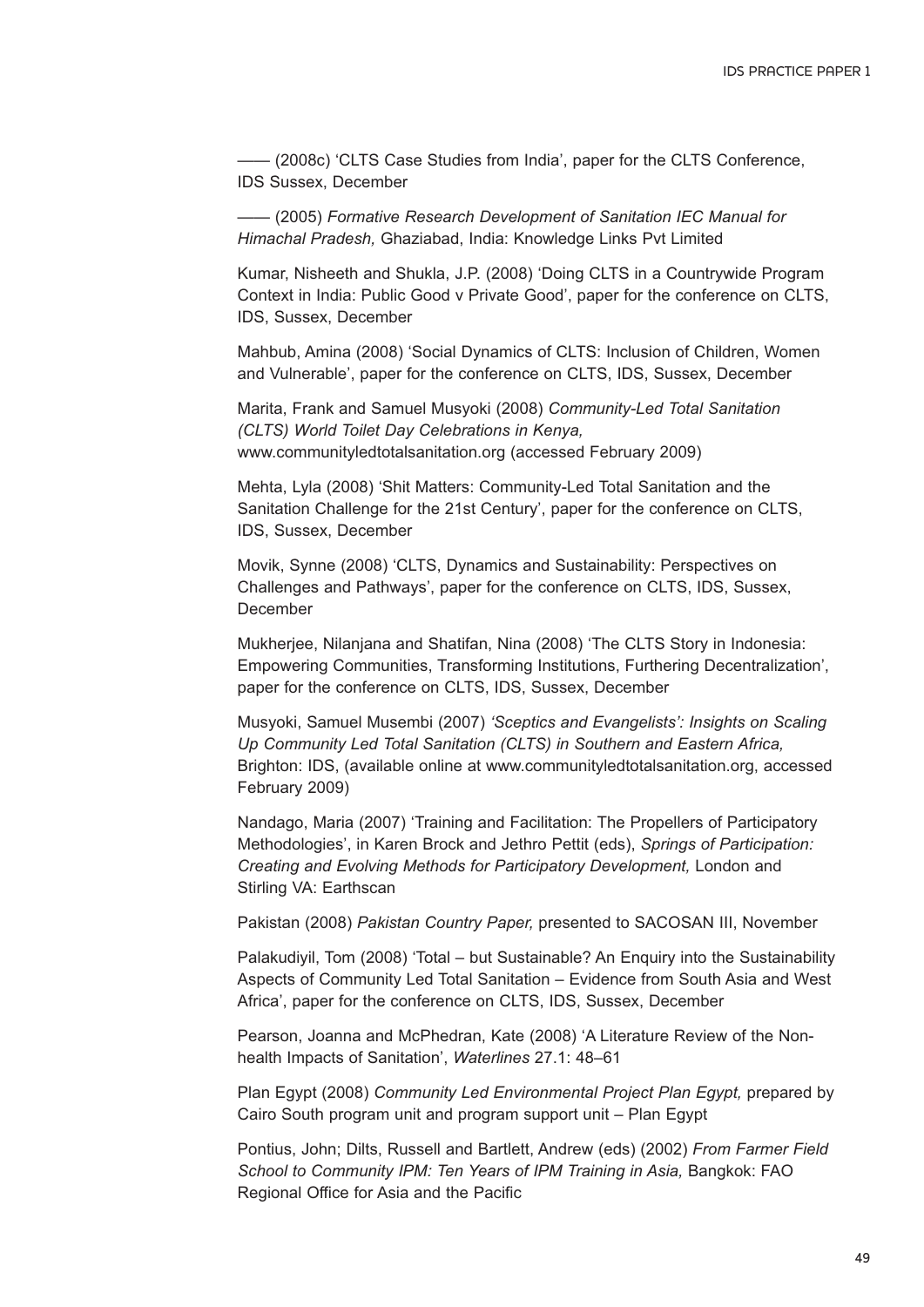—— (2008c) 'CLTS Case Studies from India', paper for the CLTS Conference, IDS Sussex, December

—— (2005) *Formative Research Development of Sanitation IEC Manual for Himachal Pradesh,* Ghaziabad, India: Knowledge Links Pvt Limited

Kumar, Nisheeth and Shukla, J.P. (2008) 'Doing CLTS in a Countrywide Program Context in India: Public Good v Private Good', paper for the conference on CLTS, IDS, Sussex, December

Mahbub, Amina (2008) 'Social Dynamics of CLTS: Inclusion of Children, Women and Vulnerable', paper for the conference on CLTS, IDS, Sussex, December

Marita, Frank and Samuel Musyoki (2008) *Community-Led Total Sanitation (CLTS) World Toilet Day Celebrations in Kenya,* www.communityledtotalsanitation.org (accessed February 2009)

Mehta, Lyla (2008) 'Shit Matters: Community-Led Total Sanitation and the Sanitation Challenge for the 21st Century', paper for the conference on CLTS, IDS, Sussex, December

Movik, Synne (2008) 'CLTS, Dynamics and Sustainability: Perspectives on Challenges and Pathways', paper for the conference on CLTS, IDS, Sussex, December

Mukherjee, Nilanjana and Shatifan, Nina (2008) 'The CLTS Story in Indonesia: Empowering Communities, Transforming Institutions, Furthering Decentralization', paper for the conference on CLTS, IDS, Sussex, December

Musyoki, Samuel Musembi (2007) *'Sceptics and Evangelists': Insights on Scaling Up Community Led Total Sanitation (CLTS) in Southern and Eastern Africa,* Brighton: IDS, (available online at www.communityledtotalsanitation.org, accessed February 2009)

Nandago, Maria (2007) 'Training and Facilitation: The Propellers of Participatory Methodologies', in Karen Brock and Jethro Pettit (eds), *Springs of Participation: Creating and Evolving Methods for Participatory Development,* London and Stirling VA: Earthscan

Pakistan (2008) *Pakistan Country Paper,* presented to SACOSAN III, November

Palakudiyil, Tom (2008) 'Total – but Sustainable? An Enquiry into the Sustainability Aspects of Community Led Total Sanitation – Evidence from South Asia and West Africa', paper for the conference on CLTS, IDS, Sussex, December

Pearson, Joanna and McPhedran, Kate (2008) 'A Literature Review of the Non-health Impacts of Sanitation', *Waterlines* 27.1: 48–61

Plan Egypt (2008) *Community Led Environmental Project Plan Egypt,* prepared by Cairo South program unit and program support unit – Plan Egypt

Pontius, John; Dilts, Russell and Bartlett, Andrew (eds) (2002) *From Farmer Field School to Community IPM: Ten Years of IPM Training in Asia,* Bangkok: FAO Regional Office for Asia and the Pacific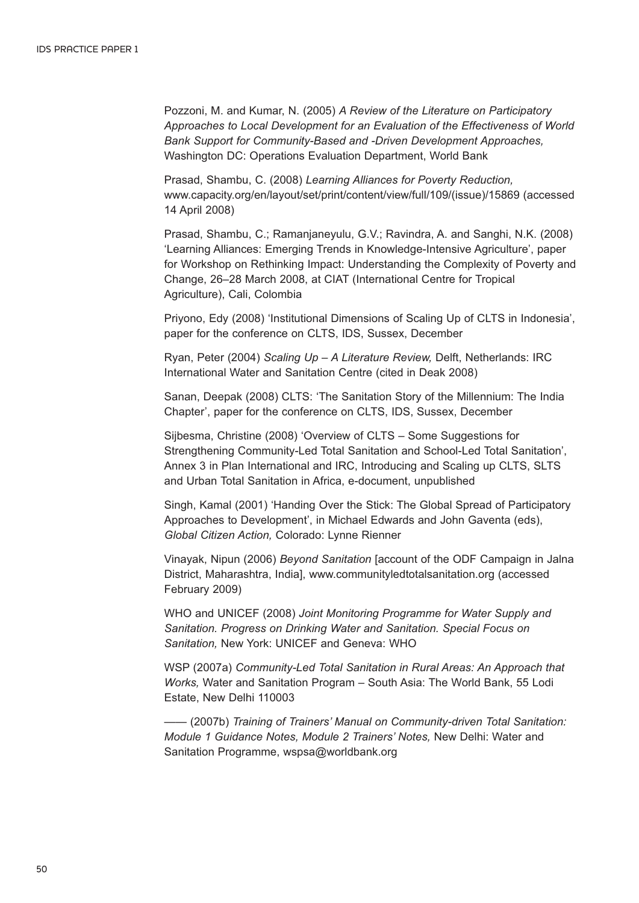Pozzoni, M. and Kumar, N. (2005) *A Review of the Literature on Participatory Approaches to Local Development for an Evaluation of the Effectiveness of World Bank Support for Community-Based and -Driven Development Approaches,* Washington DC: Operations Evaluation Department, World Bank

Prasad, Shambu, C. (2008) *Learning Alliances for Poverty Reduction,* www.capacity.org/en/layout/set/print/content/view/full/109/(issue)/15869 (accessed 14 April 2008)

Prasad, Shambu, C.; Ramanjaneyulu, G.V.; Ravindra, A. and Sanghi, N.K. (2008) 'Learning Alliances: Emerging Trends in Knowledge-Intensive Agriculture', paper for Workshop on Rethinking Impact: Understanding the Complexity of Poverty and Change, 26–28 March 2008, at CIAT (International Centre for Tropical Agriculture), Cali, Colombia

Priyono, Edy (2008) 'Institutional Dimensions of Scaling Up of CLTS in Indonesia', paper for the conference on CLTS, IDS, Sussex, December

Ryan, Peter (2004) *Scaling Up – A Literature Review,* Delft, Netherlands: IRC International Water and Sanitation Centre (cited in Deak 2008)

Sanan, Deepak (2008) CLTS: 'The Sanitation Story of the Millennium: The India Chapter', paper for the conference on CLTS, IDS, Sussex, December

Sijbesma, Christine (2008) 'Overview of CLTS – Some Suggestions for Strengthening Community-Led Total Sanitation and School-Led Total Sanitation', Annex 3 in Plan International and IRC, Introducing and Scaling up CLTS, SLTS and Urban Total Sanitation in Africa, e-document, unpublished

Singh, Kamal (2001) 'Handing Over the Stick: The Global Spread of Participatory Approaches to Development', in Michael Edwards and John Gaventa (eds), *Global Citizen Action,* Colorado: Lynne Rienner

Vinayak, Nipun (2006) *Beyond Sanitation* [account of the ODF Campaign in Jalna District, Maharashtra, India], www.communityledtotalsanitation.org (accessed February 2009)

WHO and UNICEF (2008) *Joint Monitoring Programme for Water Supply and Sanitation. Progress on Drinking Water and Sanitation. Special Focus on Sanitation,* New York: UNICEF and Geneva: WHO

WSP (2007a) *Community-Led Total Sanitation in Rural Areas: An Approach that Works,* Water and Sanitation Program – South Asia: The World Bank, 55 Lodi Estate, New Delhi 110003

—— (2007b) *Training of Trainers' Manual on Community-driven Total Sanitation: Module 1 Guidance Notes, Module 2 Trainers' Notes,* New Delhi: Water and Sanitation Programme, wspsa@worldbank.org